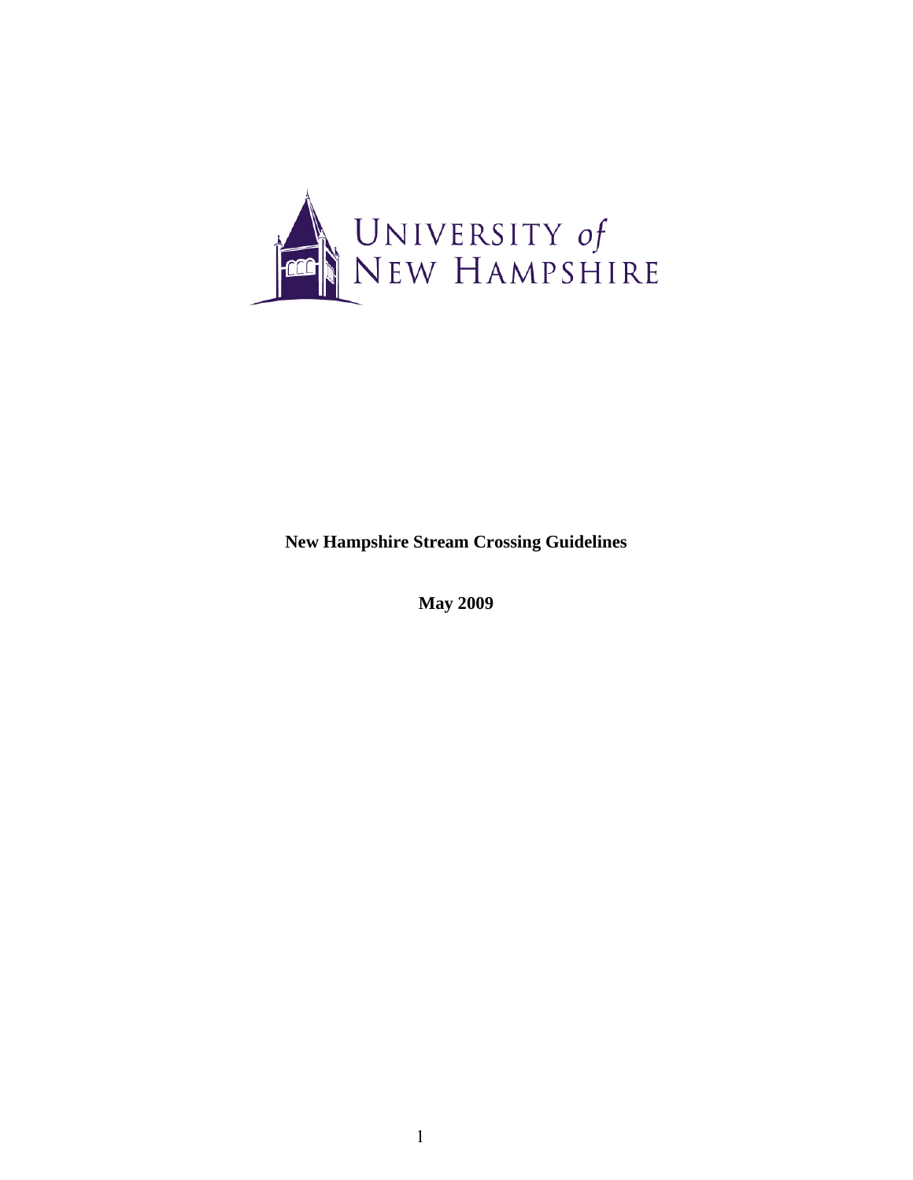UNIVERSITY of NEW HAMPSHIRE

**New Hampshire Stream Crossing Guidelines**

**May 2009**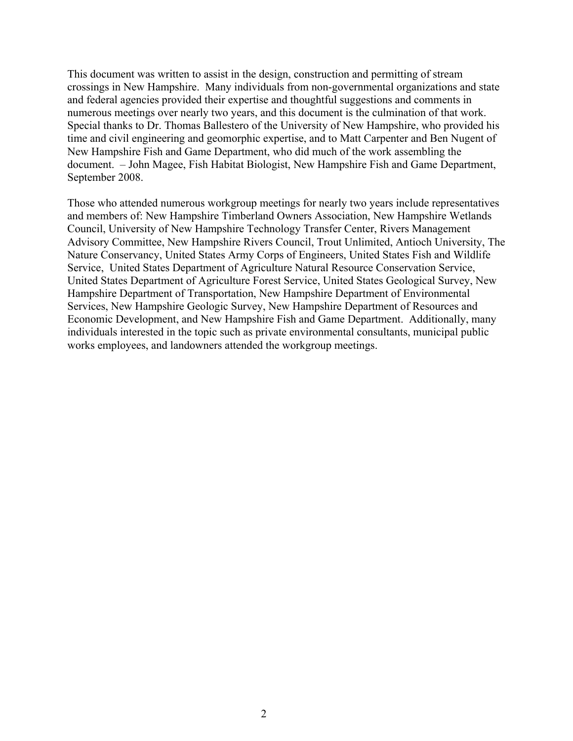This document was written to assist in the design, construction and permitting of stream crossings in New Hampshire. Many individuals from non-governmental organizations and state and federal agencies provided their expertise and thoughtful suggestions and comments in numerous meetings over nearly two years, and this document is the culmination of that work. Special thanks to Dr. Thomas Ballestero of the University of New Hampshire, who provided his time and civil engineering and geomorphic expertise, and to Matt Carpenter and Ben Nugent of New Hampshire Fish and Game Department, who did much of the work assembling the document. – John Magee, Fish Habitat Biologist, New Hampshire Fish and Game Department, September 2008.

Those who attended numerous workgroup meetings for nearly two years include representatives and members of: New Hampshire Timberland Owners Association, New Hampshire Wetlands Council, University of New Hampshire Technology Transfer Center, Rivers Management Advisory Committee, New Hampshire Rivers Council, Trout Unlimited, Antioch University, The Nature Conservancy, United States Army Corps of Engineers, United States Fish and Wildlife Service, United States Department of Agriculture Natural Resource Conservation Service, United States Department of Agriculture Forest Service, United States Geological Survey, New Hampshire Department of Transportation, New Hampshire Department of Environmental Services, New Hampshire Geologic Survey, New Hampshire Department of Resources and Economic Development, and New Hampshire Fish and Game Department. Additionally, many individuals interested in the topic such as private environmental consultants, municipal public works employees, and landowners attended the workgroup meetings.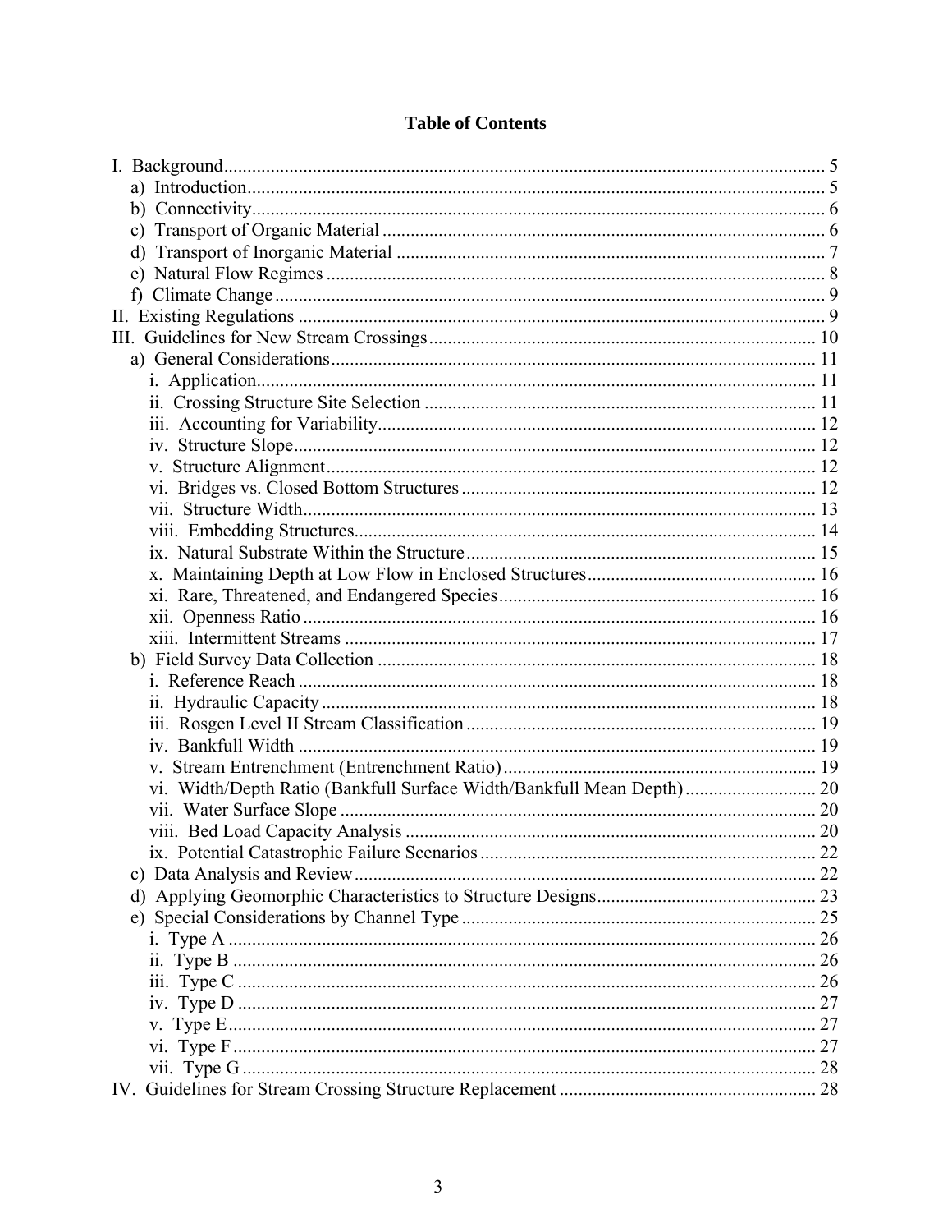**Table of Contents**

I. Background................................................................ 5
- a) Introduction................................................................ 5
- b) Connectivity................................................................ 6
- c) Transport of Organic Material................................................................ 6
- d) Transport of Inorganic Material................................................................ 7
- e) Natural Flow Regimes................................................................ 8
- f) Climate Change................................................................ 9

II. Existing Regulations................................................................ 9

III. Guidelines for New Stream Crossings................................................................ 10
- a) General Considerations................................................................ 11
  - i. Application................................................................ 11
  - ii. Crossing Structure Site Selection................................................................ 11
  - iii. Accounting for Variability................................................................ 12
  - iv. Structure Slope................................................................ 12
  - v. Structure Alignment................................................................ 12
  - vi. Bridges vs. Closed Bottom Structures................................................................ 12
  - vii. Structure Width................................................................ 13
  - viii. Embedding Structures................................................................ 14
  - ix. Natural Substrate Within the Structure................................................................ 15
  - x. Maintaining Depth at Low Flow in Enclosed Structures................................................................ 16
  - xi. Rare, Threatened, and Endangered Species................................................................ 16
  - xii. Openness Ratio................................................................ 16
  - xiii. Intermittent Streams................................................................ 17
- b) Field Survey Data Collection................................................................ 18
  - i. Reference Reach................................................................ 18
  - ii. Hydraulic Capacity................................................................ 18
  - iii. Rosgen Level II Stream Classification................................................................ 19
  - iv. Bankfull Width................................................................ 19
  - v. Stream Entrenchment (Entrenchment Ratio)................................................................ 19
  - vi. Width/Depth Ratio (Bankfull Surface Width/Bankfull Mean Depth)................................................................ 20
  - vii. Water Surface Slope................................................................ 20
  - viii. Bed Load Capacity Analysis................................................................ 20
  - ix. Potential Catastrophic Failure Scenarios................................................................ 22
- c) Data Analysis and Review................................................................ 22
- d) Applying Geomorphic Characteristics to Structure Designs................................................................ 23
- e) Special Considerations by Channel Type................................................................ 25
  - i. Type A................................................................ 26
  - ii. Type B................................................................ 26
  - iii. Type C................................................................ 26
  - iv. Type D................................................................ 27
  - v. Type E................................................................ 27
  - vi. Type F................................................................ 27
  - vii. Type G................................................................ 28

IV. Guidelines for Stream Crossing Structure Replacement................................................................ 28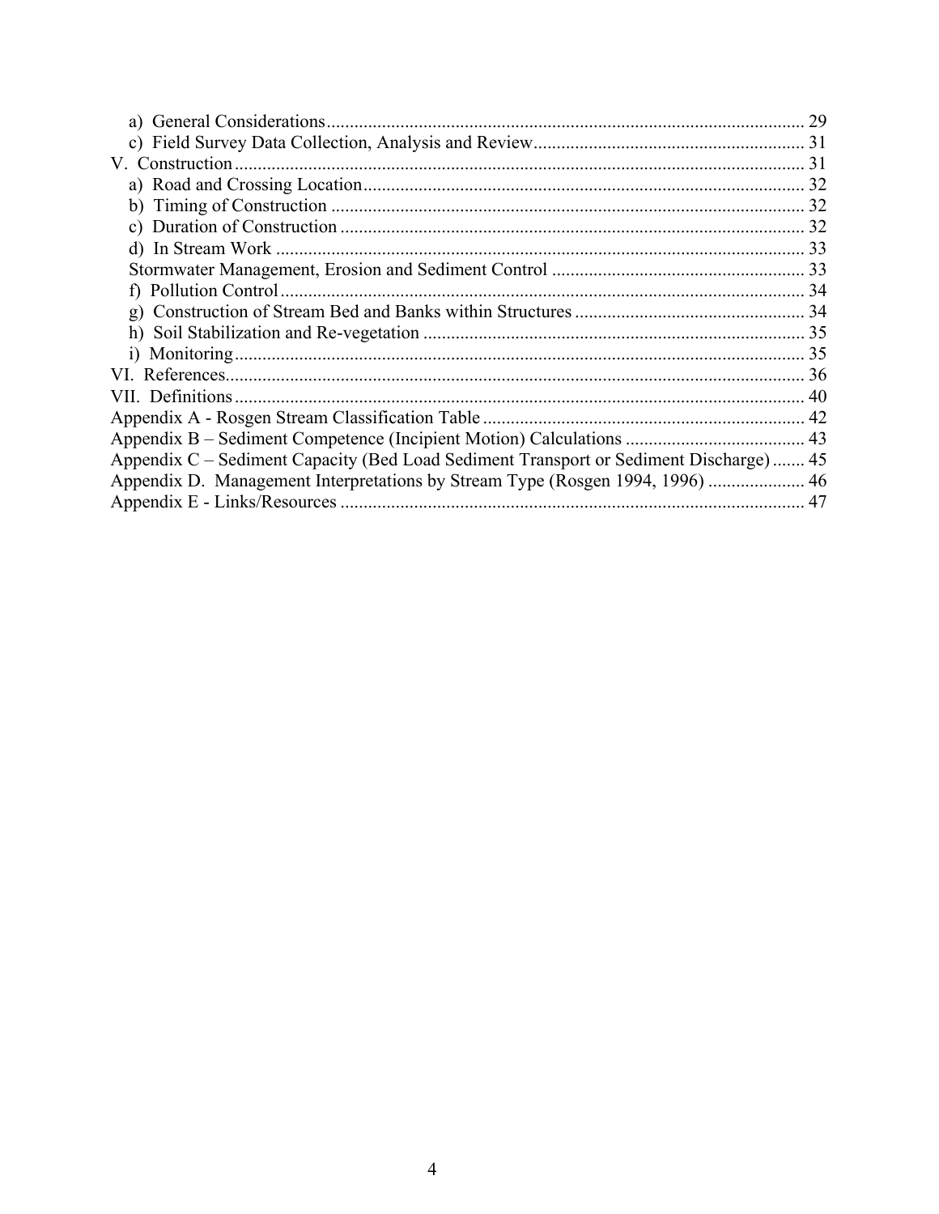a) General Considerations ........................................................................................ 29
c) Field Survey Data Collection, Analysis and Review ........................................................... 31
V. Construction ............................................................................................................ 31
a) Road and Crossing Location ................................................................................. 32
b) Timing of Construction ....................................................................................... 32
c) Duration of Construction ..................................................................................... 32
d) In Stream Work ................................................................................................... 33
Stormwater Management, Erosion and Sediment Control ....................................................... 33
f) Pollution Control .................................................................................................. 34
g) Construction of Stream Bed and Banks within Structures .................................................. 34
h) Soil Stabilization and Re-vegetation ................................................................... 35
i) Monitoring ............................................................................................................ 35
VI. References ............................................................................................................. 36
VII. Definitions ........................................................................................................... 40
Appendix A - Rosgen Stream Classification Table ...................................................................... 42
Appendix B – Sediment Competence (Incipient Motion) Calculations ....................................... 43
Appendix C – Sediment Capacity (Bed Load Sediment Transport or Sediment Discharge) ....... 45
Appendix D. Management Interpretations by Stream Type (Rosgen 1994, 1996) ..................... 46
Appendix E - Links/Resources ..................................................................................... 47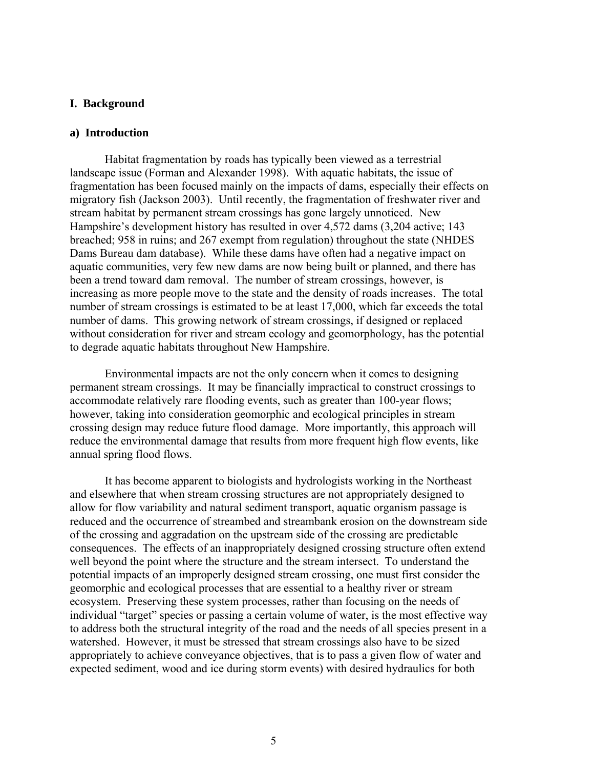# I. Background

## a) Introduction

Habitat fragmentation by roads has typically been viewed as a terrestrial landscape issue (Forman and Alexander 1998). With aquatic habitats, the issue of fragmentation has been focused mainly on the impacts of dams, especially their effects on migratory fish (Jackson 2003). Until recently, the fragmentation of freshwater river and stream habitat by permanent stream crossings has gone largely unnoticed. New Hampshire's development history has resulted in over 4,572 dams (3,204 active; 143 breached; 958 in ruins; and 267 exempt from regulation) throughout the state (NHDES Dams Bureau dam database). While these dams have often had a negative impact on aquatic communities, very few new dams are now being built or planned, and there has been a trend toward dam removal. The number of stream crossings, however, is increasing as more people move to the state and the density of roads increases. The total number of stream crossings is estimated to be at least 17,000, which far exceeds the total number of dams. This growing network of stream crossings, if designed or replaced without consideration for river and stream ecology and geomorphology, has the potential to degrade aquatic habitats throughout New Hampshire.

Environmental impacts are not the only concern when it comes to designing permanent stream crossings. It may be financially impractical to construct crossings to accommodate relatively rare flooding events, such as greater than 100-year flows; however, taking into consideration geomorphic and ecological principles in stream crossing design may reduce future flood damage. More importantly, this approach will reduce the environmental damage that results from more frequent high flow events, like annual spring flood flows.

It has become apparent to biologists and hydrologists working in the Northeast and elsewhere that when stream crossing structures are not appropriately designed to allow for flow variability and natural sediment transport, aquatic organism passage is reduced and the occurrence of streambed and streambank erosion on the downstream side of the crossing and aggradation on the upstream side of the crossing are predictable consequences. The effects of an inappropriately designed crossing structure often extend well beyond the point where the structure and the stream intersect. To understand the potential impacts of an improperly designed stream crossing, one must first consider the geomorphic and ecological processes that are essential to a healthy river or stream ecosystem. Preserving these system processes, rather than focusing on the needs of individual "target" species or passing a certain volume of water, is the most effective way to address both the structural integrity of the road and the needs of all species present in a watershed. However, it must be stressed that stream crossings also have to be sized appropriately to achieve conveyance objectives, that is to pass a given flow of water and expected sediment, wood and ice during storm events) with desired hydraulics for both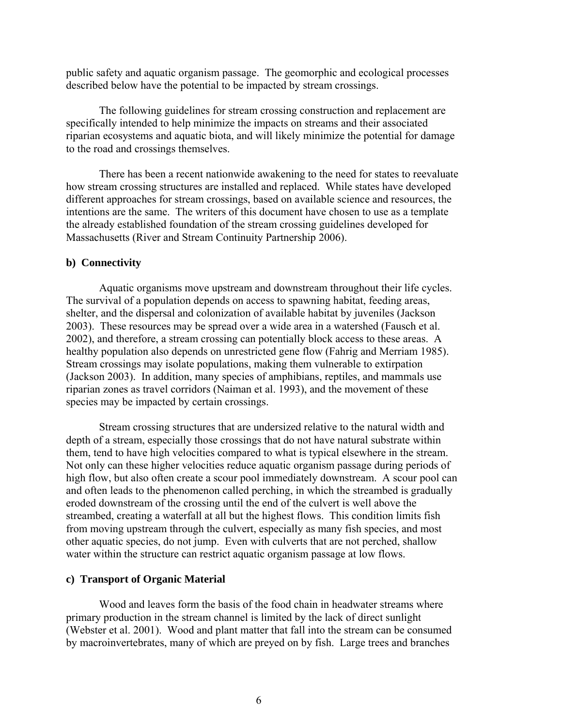public safety and aquatic organism passage. The geomorphic and ecological processes described below have the potential to be impacted by stream crossings.

The following guidelines for stream crossing construction and replacement are specifically intended to help minimize the impacts on streams and their associated riparian ecosystems and aquatic biota, and will likely minimize the potential for damage to the road and crossings themselves.

There has been a recent nationwide awakening to the need for states to reevaluate how stream crossing structures are installed and replaced. While states have developed different approaches for stream crossings, based on available science and resources, the intentions are the same. The writers of this document have chosen to use as a template the already established foundation of the stream crossing guidelines developed for Massachusetts (River and Stream Continuity Partnership 2006).

### b) Connectivity

Aquatic organisms move upstream and downstream throughout their life cycles. The survival of a population depends on access to spawning habitat, feeding areas, shelter, and the dispersal and colonization of available habitat by juveniles (Jackson 2003). These resources may be spread over a wide area in a watershed (Fausch et al. 2002), and therefore, a stream crossing can potentially block access to these areas. A healthy population also depends on unrestricted gene flow (Fahrig and Merriam 1985). Stream crossings may isolate populations, making them vulnerable to extirpation (Jackson 2003). In addition, many species of amphibians, reptiles, and mammals use riparian zones as travel corridors (Naiman et al. 1993), and the movement of these species may be impacted by certain crossings.

Stream crossing structures that are undersized relative to the natural width and depth of a stream, especially those crossings that do not have natural substrate within them, tend to have high velocities compared to what is typical elsewhere in the stream. Not only can these higher velocities reduce aquatic organism passage during periods of high flow, but also often create a scour pool immediately downstream. A scour pool can and often leads to the phenomenon called perching, in which the streambed is gradually eroded downstream of the crossing until the end of the culvert is well above the streambed, creating a waterfall at all but the highest flows. This condition limits fish from moving upstream through the culvert, especially as many fish species, and most other aquatic species, do not jump. Even with culverts that are not perched, shallow water within the structure can restrict aquatic organism passage at low flows.

### c) Transport of Organic Material

Wood and leaves form the basis of the food chain in headwater streams where primary production in the stream channel is limited by the lack of direct sunlight (Webster et al. 2001). Wood and plant matter that fall into the stream can be consumed by macroinvertebrates, many of which are preyed on by fish. Large trees and branches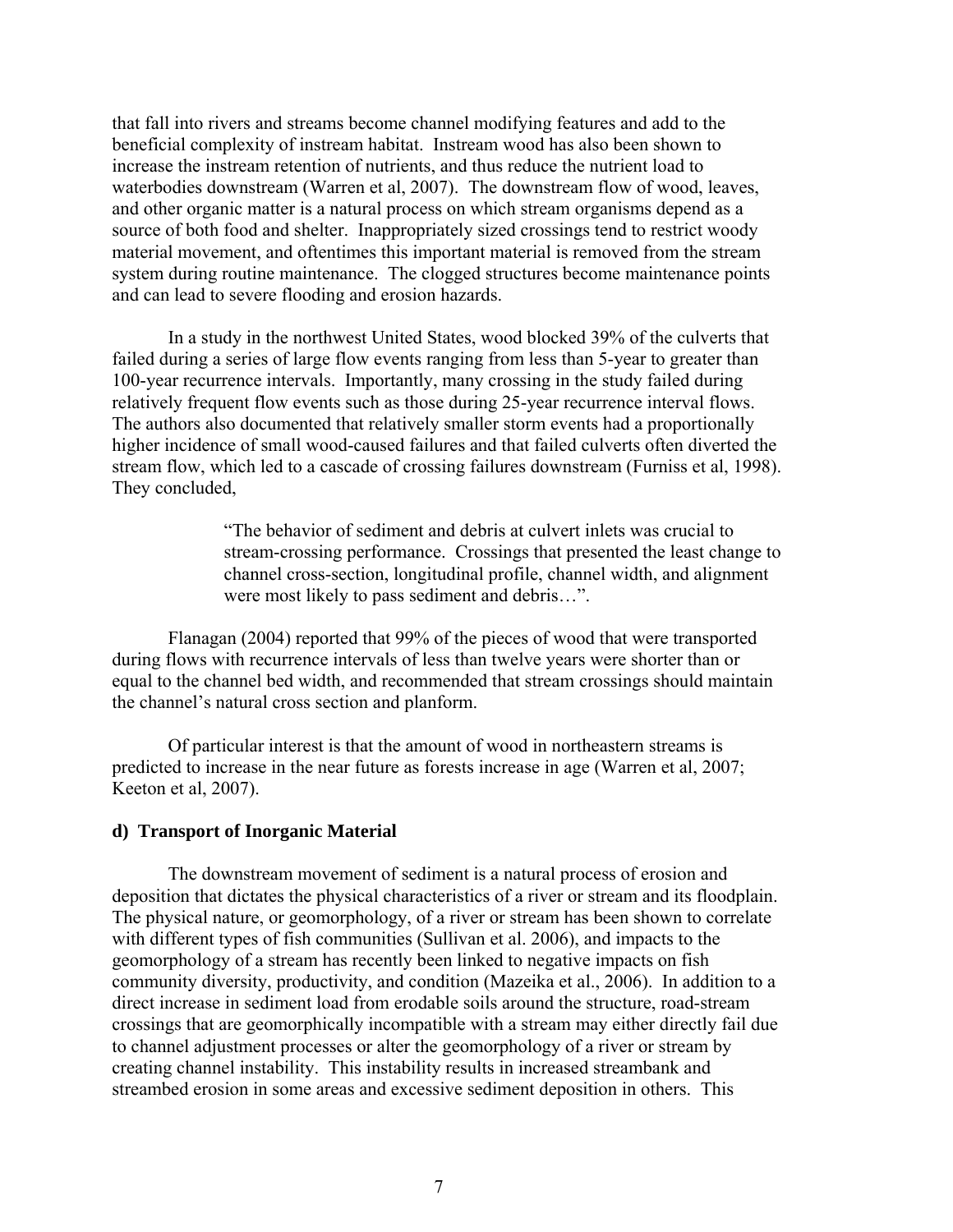that fall into rivers and streams become channel modifying features and add to the beneficial complexity of instream habitat. Instream wood has also been shown to increase the instream retention of nutrients, and thus reduce the nutrient load to waterbodies downstream (Warren et al, 2007). The downstream flow of wood, leaves, and other organic matter is a natural process on which stream organisms depend as a source of both food and shelter. Inappropriately sized crossings tend to restrict woody material movement, and oftentimes this important material is removed from the stream system during routine maintenance. The clogged structures become maintenance points and can lead to severe flooding and erosion hazards.

In a study in the northwest United States, wood blocked 39% of the culverts that failed during a series of large flow events ranging from less than 5-year to greater than 100-year recurrence intervals. Importantly, many crossing in the study failed during relatively frequent flow events such as those during 25-year recurrence interval flows. The authors also documented that relatively smaller storm events had a proportionally higher incidence of small wood-caused failures and that failed culverts often diverted the stream flow, which led to a cascade of crossing failures downstream (Furniss et al, 1998). They concluded,

> "The behavior of sediment and debris at culvert inlets was crucial to stream-crossing performance. Crossings that presented the least change to channel cross-section, longitudinal profile, channel width, and alignment were most likely to pass sediment and debris…".

Flanagan (2004) reported that 99% of the pieces of wood that were transported during flows with recurrence intervals of less than twelve years were shorter than or equal to the channel bed width, and recommended that stream crossings should maintain the channel's natural cross section and planform.

Of particular interest is that the amount of wood in northeastern streams is predicted to increase in the near future as forests increase in age (Warren et al, 2007; Keeton et al, 2007).

### d) Transport of Inorganic Material

The downstream movement of sediment is a natural process of erosion and deposition that dictates the physical characteristics of a river or stream and its floodplain. The physical nature, or geomorphology, of a river or stream has been shown to correlate with different types of fish communities (Sullivan et al. 2006), and impacts to the geomorphology of a stream has recently been linked to negative impacts on fish community diversity, productivity, and condition (Mazeika et al., 2006). In addition to a direct increase in sediment load from erodable soils around the structure, road-stream crossings that are geomorphically incompatible with a stream may either directly fail due to channel adjustment processes or alter the geomorphology of a river or stream by creating channel instability. This instability results in increased streambank and streambed erosion in some areas and excessive sediment deposition in others. This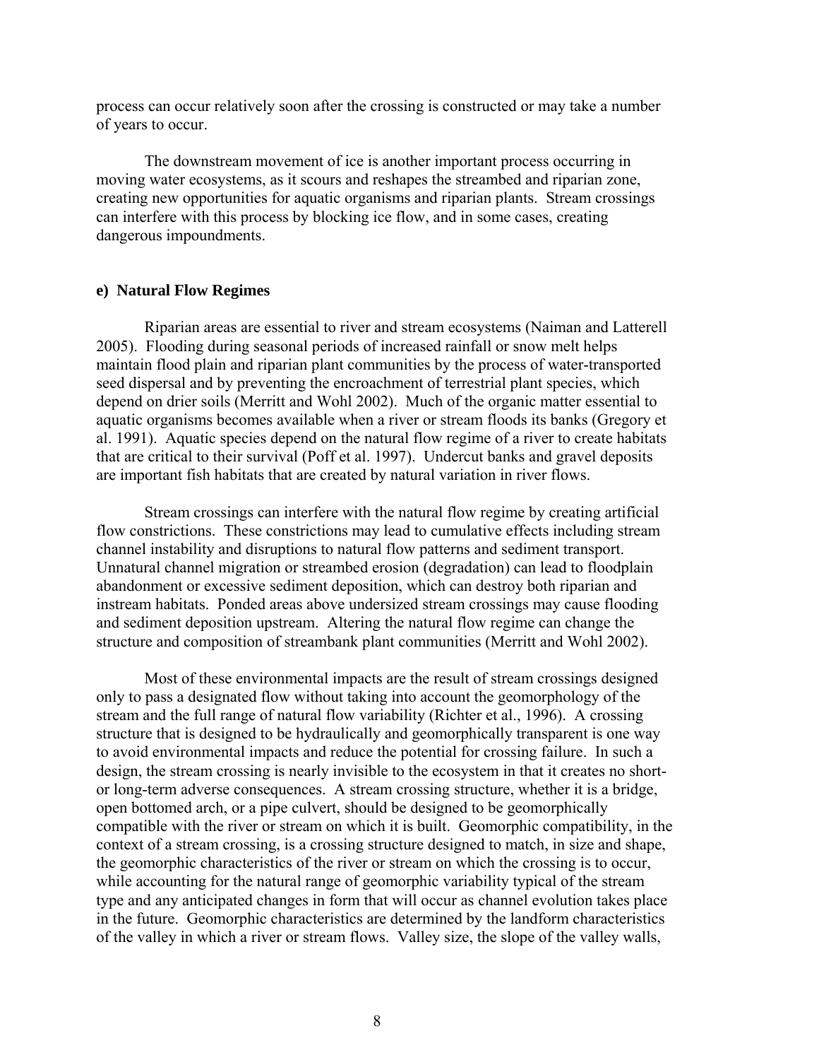process can occur relatively soon after the crossing is constructed or may take a number of years to occur.

The downstream movement of ice is another important process occurring in moving water ecosystems, as it scours and reshapes the streambed and riparian zone, creating new opportunities for aquatic organisms and riparian plants. Stream crossings can interfere with this process by blocking ice flow, and in some cases, creating dangerous impoundments.

**e) Natural Flow Regimes**

Riparian areas are essential to river and stream ecosystems (Naiman and Latterell 2005). Flooding during seasonal periods of increased rainfall or snow melt helps maintain flood plain and riparian plant communities by the process of water-transported seed dispersal and by preventing the encroachment of terrestrial plant species, which depend on drier soils (Merritt and Wohl 2002). Much of the organic matter essential to aquatic organisms becomes available when a river or stream floods its banks (Gregory et al. 1991). Aquatic species depend on the natural flow regime of a river to create habitats that are critical to their survival (Poff et al. 1997). Undercut banks and gravel deposits are important fish habitats that are created by natural variation in river flows.

Stream crossings can interfere with the natural flow regime by creating artificial flow constrictions. These constrictions may lead to cumulative effects including stream channel instability and disruptions to natural flow patterns and sediment transport. Unnatural channel migration or streambed erosion (degradation) can lead to floodplain abandonment or excessive sediment deposition, which can destroy both riparian and instream habitats. Ponded areas above undersized stream crossings may cause flooding and sediment deposition upstream. Altering the natural flow regime can change the structure and composition of streambank plant communities (Merritt and Wohl 2002).

Most of these environmental impacts are the result of stream crossings designed only to pass a designated flow without taking into account the geomorphology of the stream and the full range of natural flow variability (Richter et al., 1996). A crossing structure that is designed to be hydraulically and geomorphically transparent is one way to avoid environmental impacts and reduce the potential for crossing failure. In such a design, the stream crossing is nearly invisible to the ecosystem in that it creates no short- or long-term adverse consequences. A stream crossing structure, whether it is a bridge, open bottomed arch, or a pipe culvert, should be designed to be geomorphically compatible with the river or stream on which it is built. Geomorphic compatibility, in the context of a stream crossing, is a crossing structure designed to match, in size and shape, the geomorphic characteristics of the river or stream on which the crossing is to occur, while accounting for the natural range of geomorphic variability typical of the stream type and any anticipated changes in form that will occur as channel evolution takes place in the future. Geomorphic characteristics are determined by the landform characteristics of the valley in which a river or stream flows. Valley size, the slope of the valley walls,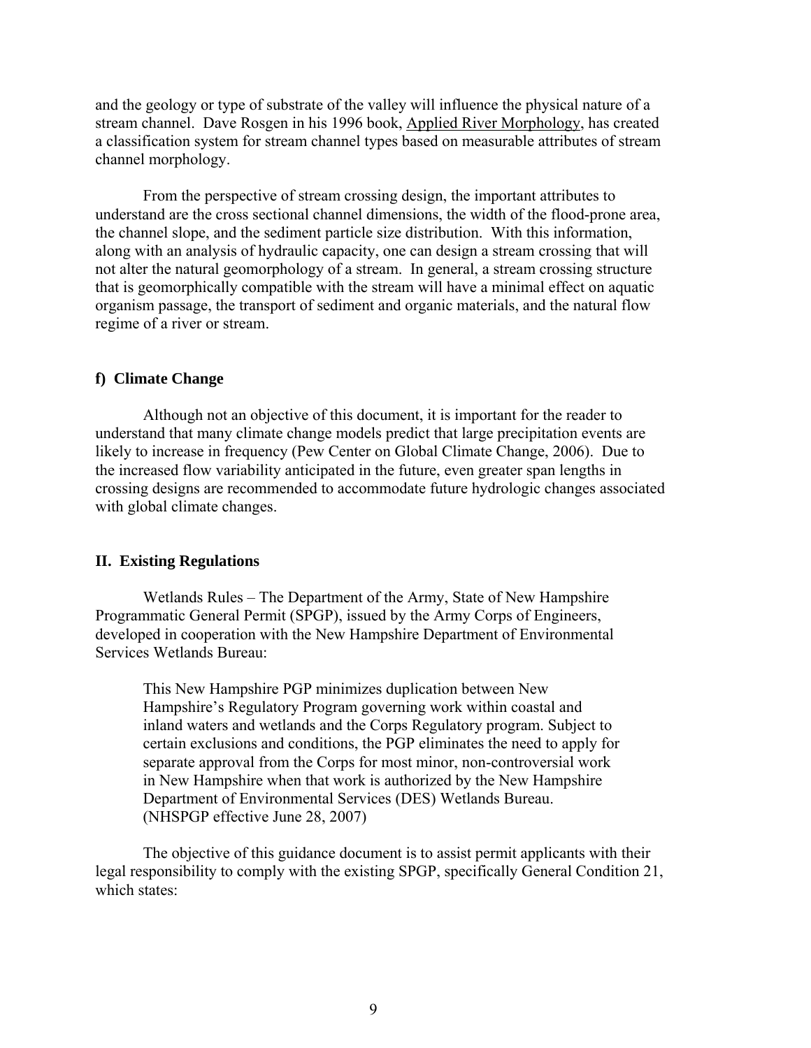and the geology or type of substrate of the valley will influence the physical nature of a stream channel. Dave Rosgen in his 1996 book, Applied River Morphology, has created a classification system for stream channel types based on measurable attributes of stream channel morphology.

From the perspective of stream crossing design, the important attributes to understand are the cross sectional channel dimensions, the width of the flood-prone area, the channel slope, and the sediment particle size distribution. With this information, along with an analysis of hydraulic capacity, one can design a stream crossing that will not alter the natural geomorphology of a stream. In general, a stream crossing structure that is geomorphically compatible with the stream will have a minimal effect on aquatic organism passage, the transport of sediment and organic materials, and the natural flow regime of a river or stream.

### f) Climate Change

Although not an objective of this document, it is important for the reader to understand that many climate change models predict that large precipitation events are likely to increase in frequency (Pew Center on Global Climate Change, 2006). Due to the increased flow variability anticipated in the future, even greater span lengths in crossing designs are recommended to accommodate future hydrologic changes associated with global climate changes.

## II. Existing Regulations

Wetlands Rules – The Department of the Army, State of New Hampshire Programmatic General Permit (SPGP), issued by the Army Corps of Engineers, developed in cooperation with the New Hampshire Department of Environmental Services Wetlands Bureau:

> This New Hampshire PGP minimizes duplication between New Hampshire's Regulatory Program governing work within coastal and inland waters and wetlands and the Corps Regulatory program. Subject to certain exclusions and conditions, the PGP eliminates the need to apply for separate approval from the Corps for most minor, non-controversial work in New Hampshire when that work is authorized by the New Hampshire Department of Environmental Services (DES) Wetlands Bureau. (NHSPGP effective June 28, 2007)

The objective of this guidance document is to assist permit applicants with their legal responsibility to comply with the existing SPGP, specifically General Condition 21, which states: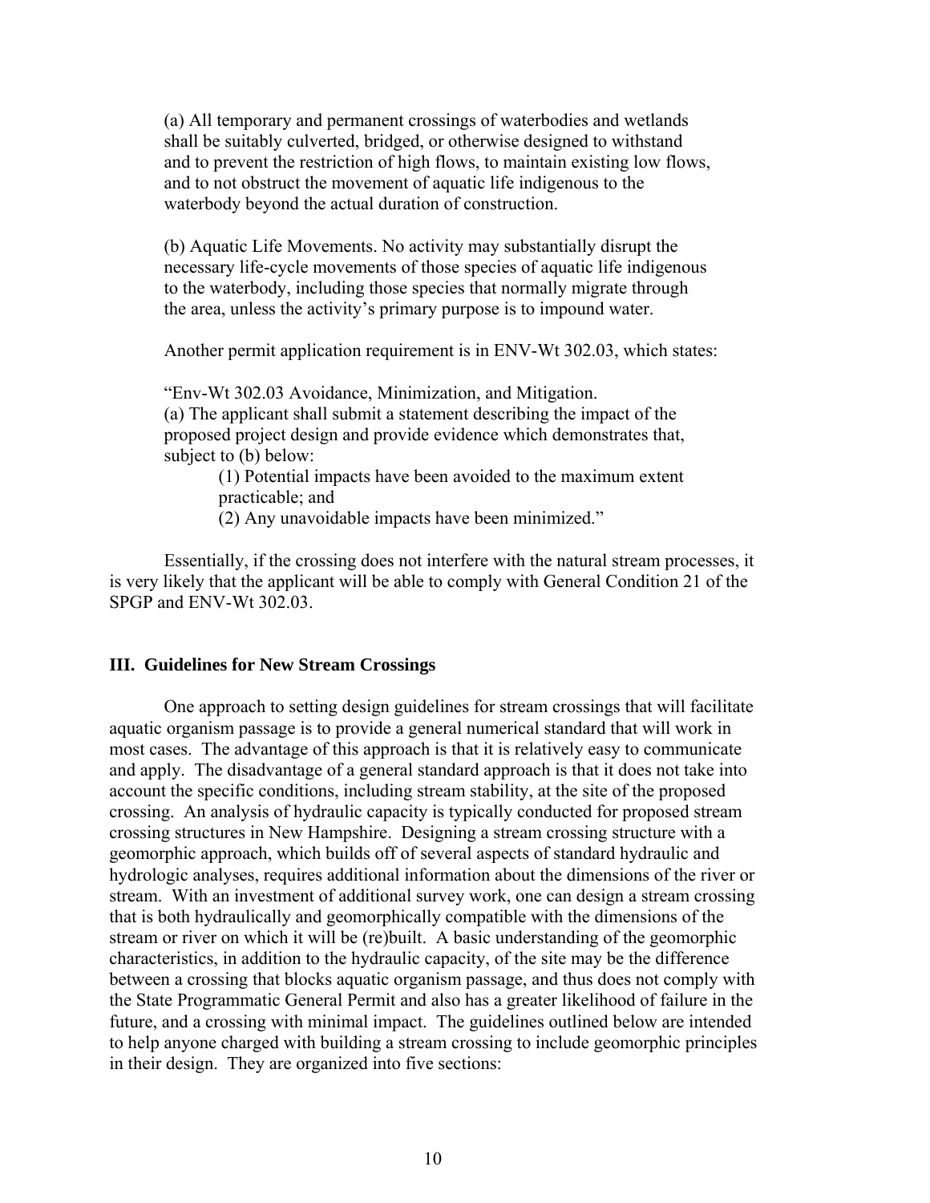(a) All temporary and permanent crossings of waterbodies and wetlands shall be suitably culverted, bridged, or otherwise designed to withstand and to prevent the restriction of high flows, to maintain existing low flows, and to not obstruct the movement of aquatic life indigenous to the waterbody beyond the actual duration of construction.

(b) Aquatic Life Movements. No activity may substantially disrupt the necessary life-cycle movements of those species of aquatic life indigenous to the waterbody, including those species that normally migrate through the area, unless the activity's primary purpose is to impound water.

Another permit application requirement is in ENV-Wt 302.03, which states:

"Env-Wt 302.03 Avoidance, Minimization, and Mitigation.
(a) The applicant shall submit a statement describing the impact of the proposed project design and provide evidence which demonstrates that, subject to (b) below:

(1) Potential impacts have been avoided to the maximum extent practicable; and
(2) Any unavoidable impacts have been minimized."

Essentially, if the crossing does not interfere with the natural stream processes, it is very likely that the applicant will be able to comply with General Condition 21 of the SPGP and ENV-Wt 302.03.

## III. Guidelines for New Stream Crossings

One approach to setting design guidelines for stream crossings that will facilitate aquatic organism passage is to provide a general numerical standard that will work in most cases. The advantage of this approach is that it is relatively easy to communicate and apply. The disadvantage of a general standard approach is that it does not take into account the specific conditions, including stream stability, at the site of the proposed crossing. An analysis of hydraulic capacity is typically conducted for proposed stream crossing structures in New Hampshire. Designing a stream crossing structure with a geomorphic approach, which builds off of several aspects of standard hydraulic and hydrologic analyses, requires additional information about the dimensions of the river or stream. With an investment of additional survey work, one can design a stream crossing that is both hydraulically and geomorphically compatible with the dimensions of the stream or river on which it will be (re)built. A basic understanding of the geomorphic characteristics, in addition to the hydraulic capacity, of the site may be the difference between a crossing that blocks aquatic organism passage, and thus does not comply with the State Programmatic General Permit and also has a greater likelihood of failure in the future, and a crossing with minimal impact. The guidelines outlined below are intended to help anyone charged with building a stream crossing to include geomorphic principles in their design. They are organized into five sections: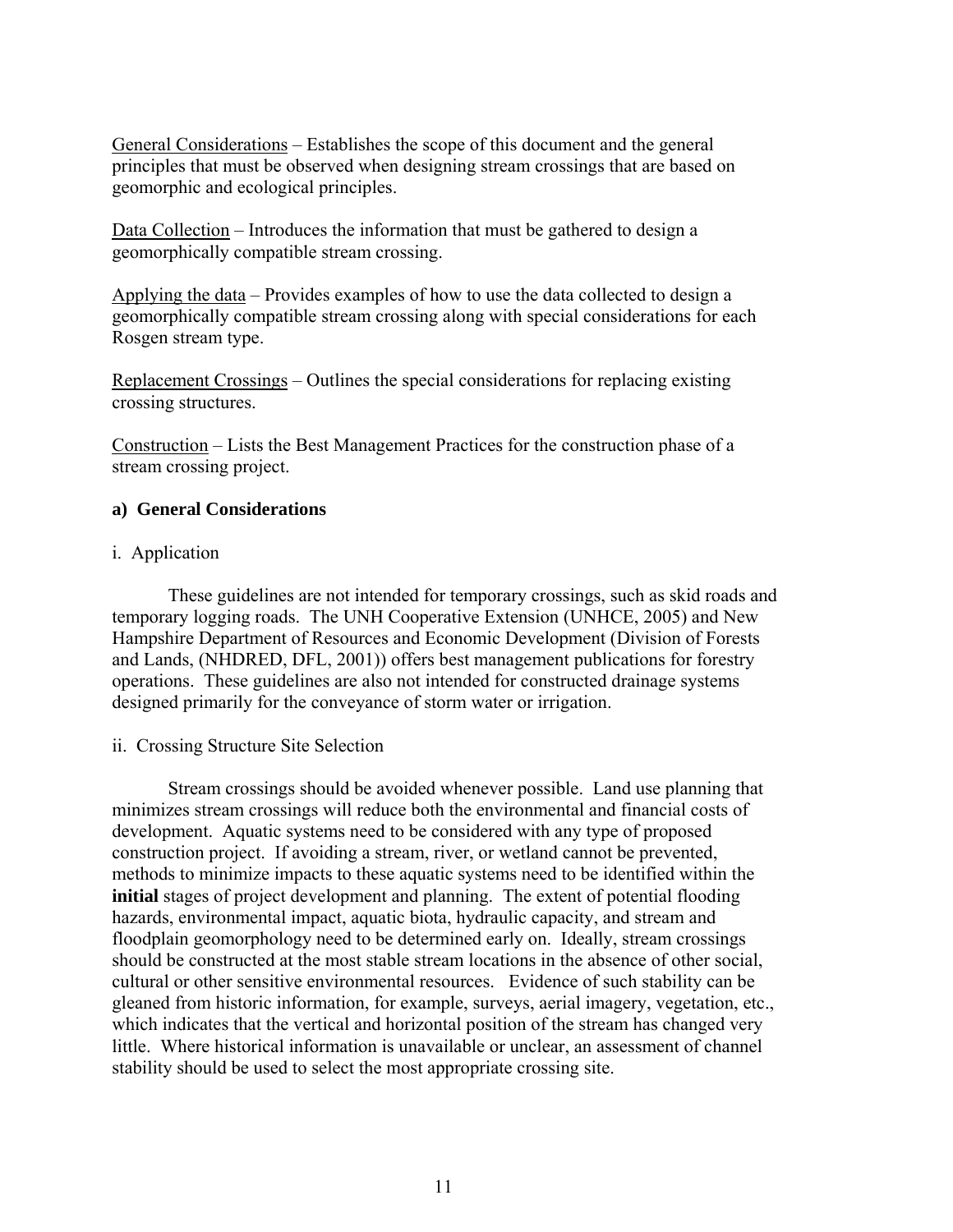<u>General Considerations</u> – Establishes the scope of this document and the general principles that must be observed when designing stream crossings that are based on geomorphic and ecological principles.

<u>Data Collection</u> – Introduces the information that must be gathered to design a geomorphically compatible stream crossing.

<u>Applying the data</u> – Provides examples of how to use the data collected to design a geomorphically compatible stream crossing along with special considerations for each Rosgen stream type.

<u>Replacement Crossings</u> – Outlines the special considerations for replacing existing crossing structures.

<u>Construction</u> – Lists the Best Management Practices for the construction phase of a stream crossing project.

### a) General Considerations

i. Application

These guidelines are not intended for temporary crossings, such as skid roads and temporary logging roads. The UNH Cooperative Extension (UNHCE, 2005) and New Hampshire Department of Resources and Economic Development (Division of Forests and Lands, (NHDRED, DFL, 2001)) offers best management publications for forestry operations. These guidelines are also not intended for constructed drainage systems designed primarily for the conveyance of storm water or irrigation.

ii. Crossing Structure Site Selection

Stream crossings should be avoided whenever possible. Land use planning that minimizes stream crossings will reduce both the environmental and financial costs of development. Aquatic systems need to be considered with any type of proposed construction project. If avoiding a stream, river, or wetland cannot be prevented, methods to minimize impacts to these aquatic systems need to be identified within the **initial** stages of project development and planning. The extent of potential flooding hazards, environmental impact, aquatic biota, hydraulic capacity, and stream and floodplain geomorphology need to be determined early on. Ideally, stream crossings should be constructed at the most stable stream locations in the absence of other social, cultural or other sensitive environmental resources. Evidence of such stability can be gleaned from historic information, for example, surveys, aerial imagery, vegetation, etc., which indicates that the vertical and horizontal position of the stream has changed very little. Where historical information is unavailable or unclear, an assessment of channel stability should be used to select the most appropriate crossing site.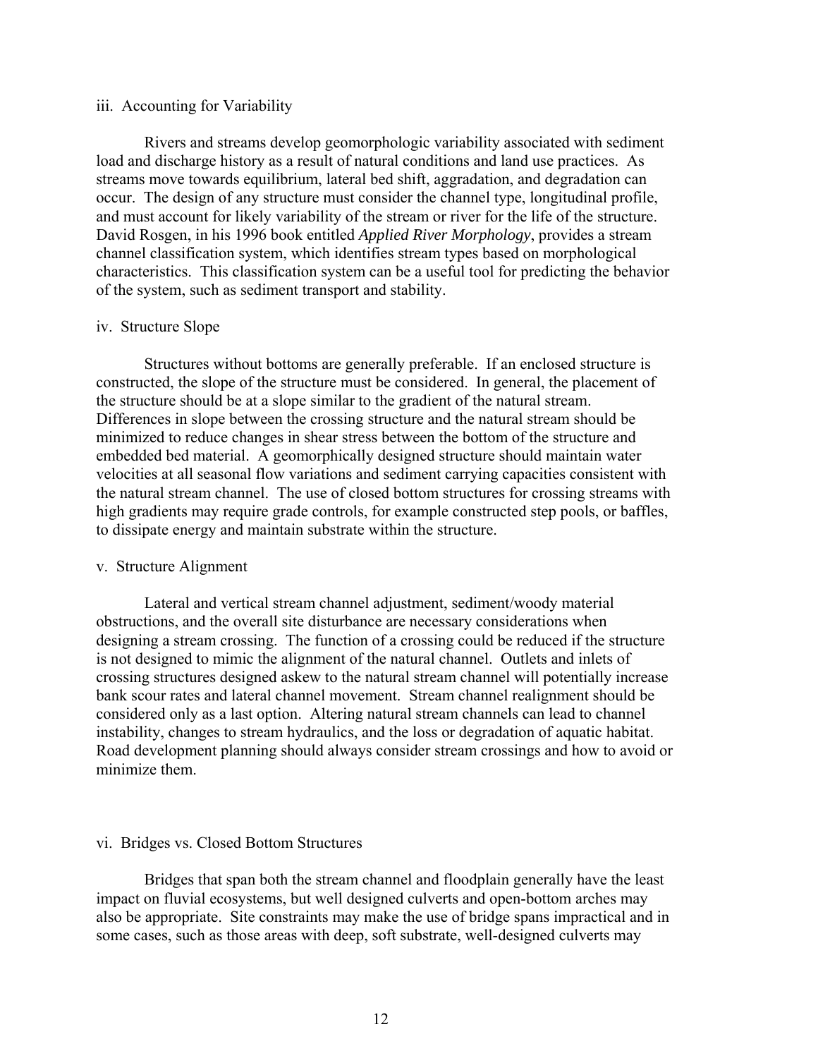### iii. Accounting for Variability

Rivers and streams develop geomorphologic variability associated with sediment load and discharge history as a result of natural conditions and land use practices. As streams move towards equilibrium, lateral bed shift, aggradation, and degradation can occur. The design of any structure must consider the channel type, longitudinal profile, and must account for likely variability of the stream or river for the life of the structure. David Rosgen, in his 1996 book entitled *Applied River Morphology*, provides a stream channel classification system, which identifies stream types based on morphological characteristics. This classification system can be a useful tool for predicting the behavior of the system, such as sediment transport and stability.

### iv. Structure Slope

Structures without bottoms are generally preferable. If an enclosed structure is constructed, the slope of the structure must be considered. In general, the placement of the structure should be at a slope similar to the gradient of the natural stream. Differences in slope between the crossing structure and the natural stream should be minimized to reduce changes in shear stress between the bottom of the structure and embedded bed material. A geomorphically designed structure should maintain water velocities at all seasonal flow variations and sediment carrying capacities consistent with the natural stream channel. The use of closed bottom structures for crossing streams with high gradients may require grade controls, for example constructed step pools, or baffles, to dissipate energy and maintain substrate within the structure.

### v. Structure Alignment

Lateral and vertical stream channel adjustment, sediment/woody material obstructions, and the overall site disturbance are necessary considerations when designing a stream crossing. The function of a crossing could be reduced if the structure is not designed to mimic the alignment of the natural channel. Outlets and inlets of crossing structures designed askew to the natural stream channel will potentially increase bank scour rates and lateral channel movement. Stream channel realignment should be considered only as a last option. Altering natural stream channels can lead to channel instability, changes to stream hydraulics, and the loss or degradation of aquatic habitat. Road development planning should always consider stream crossings and how to avoid or minimize them.

### vi. Bridges vs. Closed Bottom Structures

Bridges that span both the stream channel and floodplain generally have the least impact on fluvial ecosystems, but well designed culverts and open-bottom arches may also be appropriate. Site constraints may make the use of bridge spans impractical and in some cases, such as those areas with deep, soft substrate, well-designed culverts may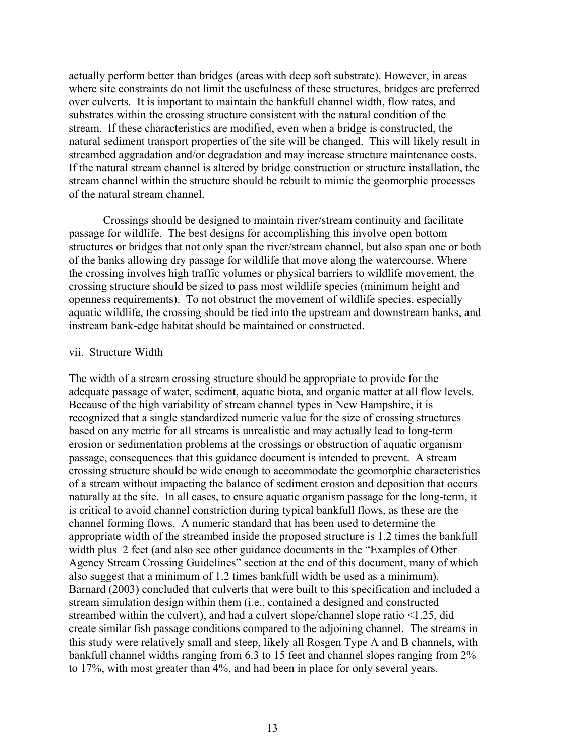actually perform better than bridges (areas with deep soft substrate). However, in areas where site constraints do not limit the usefulness of these structures, bridges are preferred over culverts. It is important to maintain the bankfull channel width, flow rates, and substrates within the crossing structure consistent with the natural condition of the stream. If these characteristics are modified, even when a bridge is constructed, the natural sediment transport properties of the site will be changed. This will likely result in streambed aggradation and/or degradation and may increase structure maintenance costs. If the natural stream channel is altered by bridge construction or structure installation, the stream channel within the structure should be rebuilt to mimic the geomorphic processes of the natural stream channel.

Crossings should be designed to maintain river/stream continuity and facilitate passage for wildlife. The best designs for accomplishing this involve open bottom structures or bridges that not only span the river/stream channel, but also span one or both of the banks allowing dry passage for wildlife that move along the watercourse. Where the crossing involves high traffic volumes or physical barriers to wildlife movement, the crossing structure should be sized to pass most wildlife species (minimum height and openness requirements). To not obstruct the movement of wildlife species, especially aquatic wildlife, the crossing should be tied into the upstream and downstream banks, and instream bank-edge habitat should be maintained or constructed.

vii. Structure Width

The width of a stream crossing structure should be appropriate to provide for the adequate passage of water, sediment, aquatic biota, and organic matter at all flow levels. Because of the high variability of stream channel types in New Hampshire, it is recognized that a single standardized numeric value for the size of crossing structures based on any metric for all streams is unrealistic and may actually lead to long-term erosion or sedimentation problems at the crossings or obstruction of aquatic organism passage, consequences that this guidance document is intended to prevent. A stream crossing structure should be wide enough to accommodate the geomorphic characteristics of a stream without impacting the balance of sediment erosion and deposition that occurs naturally at the site. In all cases, to ensure aquatic organism passage for the long-term, it is critical to avoid channel constriction during typical bankfull flows, as these are the channel forming flows. A numeric standard that has been used to determine the appropriate width of the streambed inside the proposed structure is 1.2 times the bankfull width plus 2 feet (and also see other guidance documents in the "Examples of Other Agency Stream Crossing Guidelines" section at the end of this document, many of which also suggest that a minimum of 1.2 times bankfull width be used as a minimum). Barnard (2003) concluded that culverts that were built to this specification and included a stream simulation design within them (i.e., contained a designed and constructed streambed within the culvert), and had a culvert slope/channel slope ratio <1.25, did create similar fish passage conditions compared to the adjoining channel. The streams in this study were relatively small and steep, likely all Rosgen Type A and B channels, with bankfull channel widths ranging from 6.3 to 15 feet and channel slopes ranging from 2% to 17%, with most greater than 4%, and had been in place for only several years.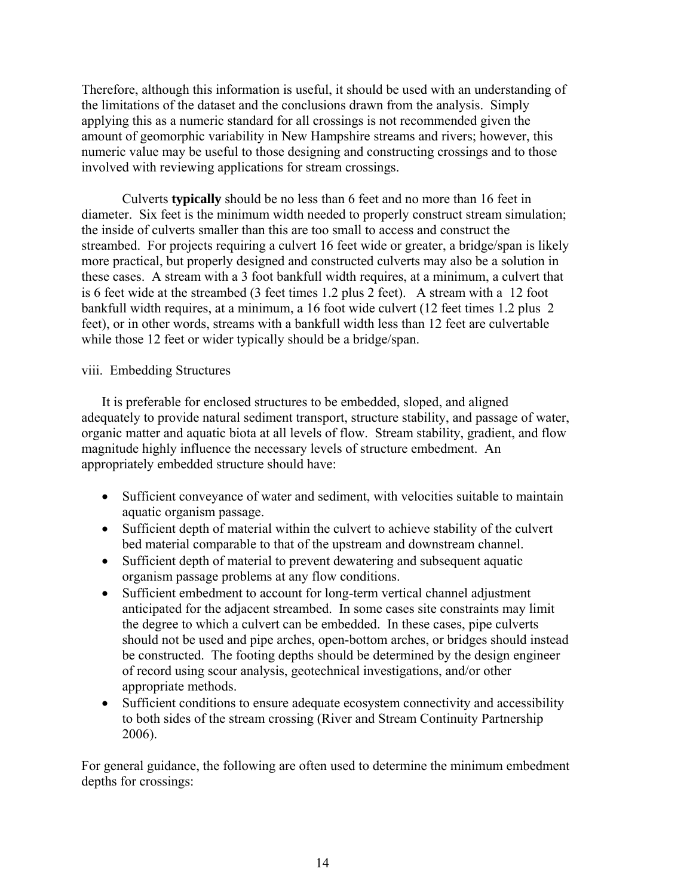Therefore, although this information is useful, it should be used with an understanding of the limitations of the dataset and the conclusions drawn from the analysis. Simply applying this as a numeric standard for all crossings is not recommended given the amount of geomorphic variability in New Hampshire streams and rivers; however, this numeric value may be useful to those designing and constructing crossings and to those involved with reviewing applications for stream crossings.

Culverts **typically** should be no less than 6 feet and no more than 16 feet in diameter. Six feet is the minimum width needed to properly construct stream simulation; the inside of culverts smaller than this are too small to access and construct the streambed. For projects requiring a culvert 16 feet wide or greater, a bridge/span is likely more practical, but properly designed and constructed culverts may also be a solution in these cases. A stream with a 3 foot bankfull width requires, at a minimum, a culvert that is 6 feet wide at the streambed (3 feet times 1.2 plus 2 feet). A stream with a 12 foot bankfull width requires, at a minimum, a 16 foot wide culvert (12 feet times 1.2 plus 2 feet), or in other words, streams with a bankfull width less than 12 feet are culvertable while those 12 feet or wider typically should be a bridge/span.

viii. Embedding Structures

It is preferable for enclosed structures to be embedded, sloped, and aligned adequately to provide natural sediment transport, structure stability, and passage of water, organic matter and aquatic biota at all levels of flow. Stream stability, gradient, and flow magnitude highly influence the necessary levels of structure embedment. An appropriately embedded structure should have:

- Sufficient conveyance of water and sediment, with velocities suitable to maintain aquatic organism passage.
- Sufficient depth of material within the culvert to achieve stability of the culvert bed material comparable to that of the upstream and downstream channel.
- Sufficient depth of material to prevent dewatering and subsequent aquatic organism passage problems at any flow conditions.
- Sufficient embedment to account for long-term vertical channel adjustment anticipated for the adjacent streambed. In some cases site constraints may limit the degree to which a culvert can be embedded. In these cases, pipe culverts should not be used and pipe arches, open-bottom arches, or bridges should instead be constructed. The footing depths should be determined by the design engineer of record using scour analysis, geotechnical investigations, and/or other appropriate methods.
- Sufficient conditions to ensure adequate ecosystem connectivity and accessibility to both sides of the stream crossing (River and Stream Continuity Partnership 2006).

For general guidance, the following are often used to determine the minimum embedment depths for crossings: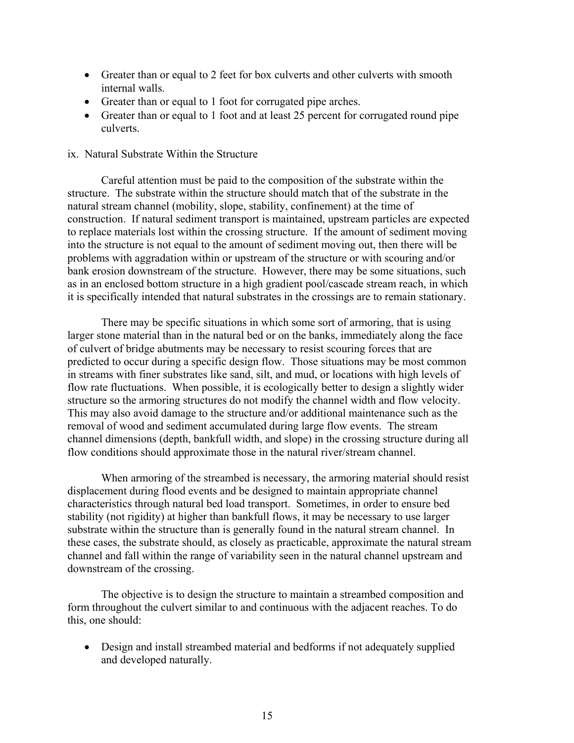- Greater than or equal to 2 feet for box culverts and other culverts with smooth internal walls.
- Greater than or equal to 1 foot for corrugated pipe arches.
- Greater than or equal to 1 foot and at least 25 percent for corrugated round pipe culverts.

ix. Natural Substrate Within the Structure

Careful attention must be paid to the composition of the substrate within the structure. The substrate within the structure should match that of the substrate in the natural stream channel (mobility, slope, stability, confinement) at the time of construction. If natural sediment transport is maintained, upstream particles are expected to replace materials lost within the crossing structure. If the amount of sediment moving into the structure is not equal to the amount of sediment moving out, then there will be problems with aggradation within or upstream of the structure or with scouring and/or bank erosion downstream of the structure. However, there may be some situations, such as in an enclosed bottom structure in a high gradient pool/cascade stream reach, in which it is specifically intended that natural substrates in the crossings are to remain stationary.

There may be specific situations in which some sort of armoring, that is using larger stone material than in the natural bed or on the banks, immediately along the face of culvert of bridge abutments may be necessary to resist scouring forces that are predicted to occur during a specific design flow. Those situations may be most common in streams with finer substrates like sand, silt, and mud, or locations with high levels of flow rate fluctuations. When possible, it is ecologically better to design a slightly wider structure so the armoring structures do not modify the channel width and flow velocity. This may also avoid damage to the structure and/or additional maintenance such as the removal of wood and sediment accumulated during large flow events. The stream channel dimensions (depth, bankfull width, and slope) in the crossing structure during all flow conditions should approximate those in the natural river/stream channel.

When armoring of the streambed is necessary, the armoring material should resist displacement during flood events and be designed to maintain appropriate channel characteristics through natural bed load transport. Sometimes, in order to ensure bed stability (not rigidity) at higher than bankfull flows, it may be necessary to use larger substrate within the structure than is generally found in the natural stream channel. In these cases, the substrate should, as closely as practicable, approximate the natural stream channel and fall within the range of variability seen in the natural channel upstream and downstream of the crossing.

The objective is to design the structure to maintain a streambed composition and form throughout the culvert similar to and continuous with the adjacent reaches. To do this, one should:

- Design and install streambed material and bedforms if not adequately supplied and developed naturally.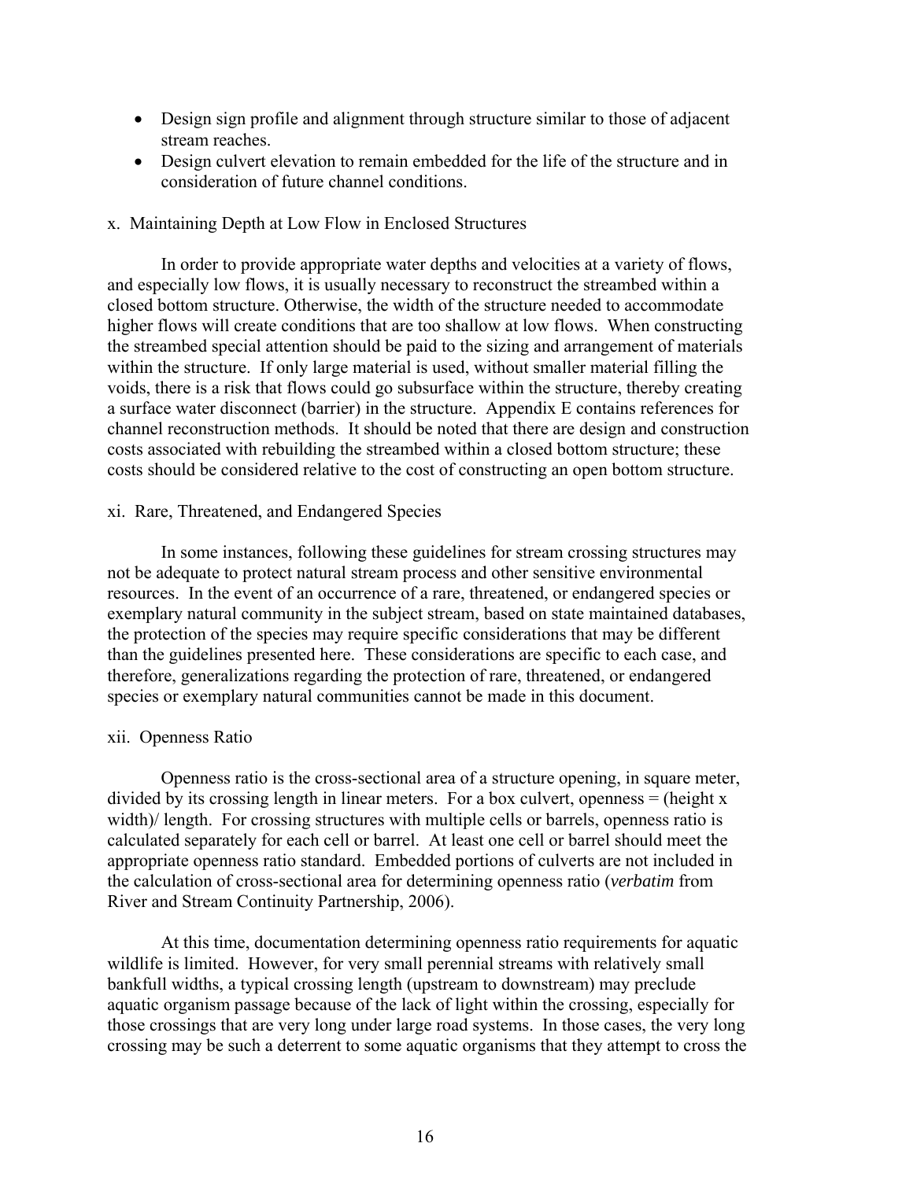- Design sign profile and alignment through structure similar to those of adjacent stream reaches.
- Design culvert elevation to remain embedded for the life of the structure and in consideration of future channel conditions.

x. Maintaining Depth at Low Flow in Enclosed Structures

In order to provide appropriate water depths and velocities at a variety of flows, and especially low flows, it is usually necessary to reconstruct the streambed within a closed bottom structure. Otherwise, the width of the structure needed to accommodate higher flows will create conditions that are too shallow at low flows. When constructing the streambed special attention should be paid to the sizing and arrangement of materials within the structure. If only large material is used, without smaller material filling the voids, there is a risk that flows could go subsurface within the structure, thereby creating a surface water disconnect (barrier) in the structure. Appendix E contains references for channel reconstruction methods. It should be noted that there are design and construction costs associated with rebuilding the streambed within a closed bottom structure; these costs should be considered relative to the cost of constructing an open bottom structure.

xi. Rare, Threatened, and Endangered Species

In some instances, following these guidelines for stream crossing structures may not be adequate to protect natural stream process and other sensitive environmental resources. In the event of an occurrence of a rare, threatened, or endangered species or exemplary natural community in the subject stream, based on state maintained databases, the protection of the species may require specific considerations that may be different than the guidelines presented here. These considerations are specific to each case, and therefore, generalizations regarding the protection of rare, threatened, or endangered species or exemplary natural communities cannot be made in this document.

xii. Openness Ratio

Openness ratio is the cross-sectional area of a structure opening, in square meter, divided by its crossing length in linear meters. For a box culvert, openness = (height x width)/ length. For crossing structures with multiple cells or barrels, openness ratio is calculated separately for each cell or barrel. At least one cell or barrel should meet the appropriate openness ratio standard. Embedded portions of culverts are not included in the calculation of cross-sectional area for determining openness ratio (*verbatim* from River and Stream Continuity Partnership, 2006).

At this time, documentation determining openness ratio requirements for aquatic wildlife is limited. However, for very small perennial streams with relatively small bankfull widths, a typical crossing length (upstream to downstream) may preclude aquatic organism passage because of the lack of light within the crossing, especially for those crossings that are very long under large road systems. In those cases, the very long crossing may be such a deterrent to some aquatic organisms that they attempt to cross the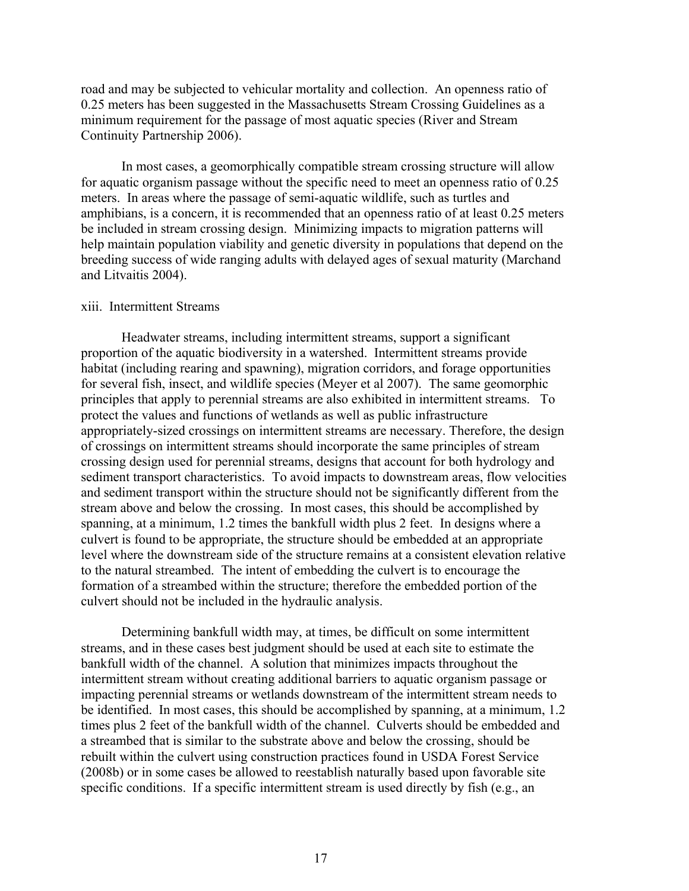road and may be subjected to vehicular mortality and collection. An openness ratio of 0.25 meters has been suggested in the Massachusetts Stream Crossing Guidelines as a minimum requirement for the passage of most aquatic species (River and Stream Continuity Partnership 2006).

In most cases, a geomorphically compatible stream crossing structure will allow for aquatic organism passage without the specific need to meet an openness ratio of 0.25 meters. In areas where the passage of semi-aquatic wildlife, such as turtles and amphibians, is a concern, it is recommended that an openness ratio of at least 0.25 meters be included in stream crossing design. Minimizing impacts to migration patterns will help maintain population viability and genetic diversity in populations that depend on the breeding success of wide ranging adults with delayed ages of sexual maturity (Marchand and Litvaitis 2004).

xiii. Intermittent Streams

Headwater streams, including intermittent streams, support a significant proportion of the aquatic biodiversity in a watershed. Intermittent streams provide habitat (including rearing and spawning), migration corridors, and forage opportunities for several fish, insect, and wildlife species (Meyer et al 2007). The same geomorphic principles that apply to perennial streams are also exhibited in intermittent streams. To protect the values and functions of wetlands as well as public infrastructure appropriately-sized crossings on intermittent streams are necessary. Therefore, the design of crossings on intermittent streams should incorporate the same principles of stream crossing design used for perennial streams, designs that account for both hydrology and sediment transport characteristics. To avoid impacts to downstream areas, flow velocities and sediment transport within the structure should not be significantly different from the stream above and below the crossing. In most cases, this should be accomplished by spanning, at a minimum, 1.2 times the bankfull width plus 2 feet. In designs where a culvert is found to be appropriate, the structure should be embedded at an appropriate level where the downstream side of the structure remains at a consistent elevation relative to the natural streambed. The intent of embedding the culvert is to encourage the formation of a streambed within the structure; therefore the embedded portion of the culvert should not be included in the hydraulic analysis.

Determining bankfull width may, at times, be difficult on some intermittent streams, and in these cases best judgment should be used at each site to estimate the bankfull width of the channel. A solution that minimizes impacts throughout the intermittent stream without creating additional barriers to aquatic organism passage or impacting perennial streams or wetlands downstream of the intermittent stream needs to be identified. In most cases, this should be accomplished by spanning, at a minimum, 1.2 times plus 2 feet of the bankfull width of the channel. Culverts should be embedded and a streambed that is similar to the substrate above and below the crossing, should be rebuilt within the culvert using construction practices found in USDA Forest Service (2008b) or in some cases be allowed to reestablish naturally based upon favorable site specific conditions. If a specific intermittent stream is used directly by fish (e.g., an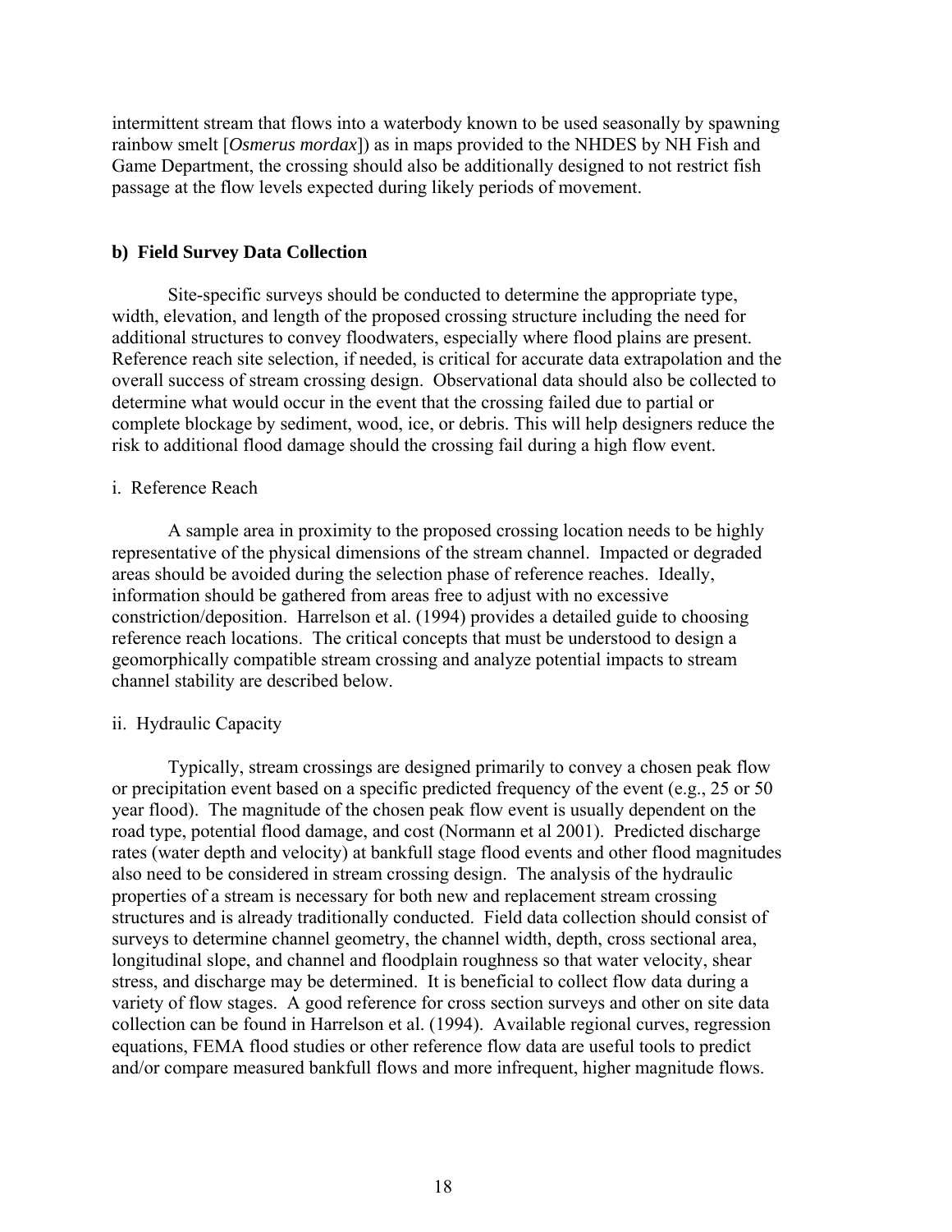intermittent stream that flows into a waterbody known to be used seasonally by spawning rainbow smelt [*Osmerus mordax*]) as in maps provided to the NHDES by NH Fish and Game Department, the crossing should also be additionally designed to not restrict fish passage at the flow levels expected during likely periods of movement.

### b) Field Survey Data Collection

Site-specific surveys should be conducted to determine the appropriate type, width, elevation, and length of the proposed crossing structure including the need for additional structures to convey floodwaters, especially where flood plains are present. Reference reach site selection, if needed, is critical for accurate data extrapolation and the overall success of stream crossing design. Observational data should also be collected to determine what would occur in the event that the crossing failed due to partial or complete blockage by sediment, wood, ice, or debris. This will help designers reduce the risk to additional flood damage should the crossing fail during a high flow event.

i. Reference Reach

A sample area in proximity to the proposed crossing location needs to be highly representative of the physical dimensions of the stream channel. Impacted or degraded areas should be avoided during the selection phase of reference reaches. Ideally, information should be gathered from areas free to adjust with no excessive constriction/deposition. Harrelson et al. (1994) provides a detailed guide to choosing reference reach locations. The critical concepts that must be understood to design a geomorphically compatible stream crossing and analyze potential impacts to stream channel stability are described below.

ii. Hydraulic Capacity

Typically, stream crossings are designed primarily to convey a chosen peak flow or precipitation event based on a specific predicted frequency of the event (e.g., 25 or 50 year flood). The magnitude of the chosen peak flow event is usually dependent on the road type, potential flood damage, and cost (Normann et al 2001). Predicted discharge rates (water depth and velocity) at bankfull stage flood events and other flood magnitudes also need to be considered in stream crossing design. The analysis of the hydraulic properties of a stream is necessary for both new and replacement stream crossing structures and is already traditionally conducted. Field data collection should consist of surveys to determine channel geometry, the channel width, depth, cross sectional area, longitudinal slope, and channel and floodplain roughness so that water velocity, shear stress, and discharge may be determined. It is beneficial to collect flow data during a variety of flow stages. A good reference for cross section surveys and other on site data collection can be found in Harrelson et al. (1994). Available regional curves, regression equations, FEMA flood studies or other reference flow data are useful tools to predict and/or compare measured bankfull flows and more infrequent, higher magnitude flows.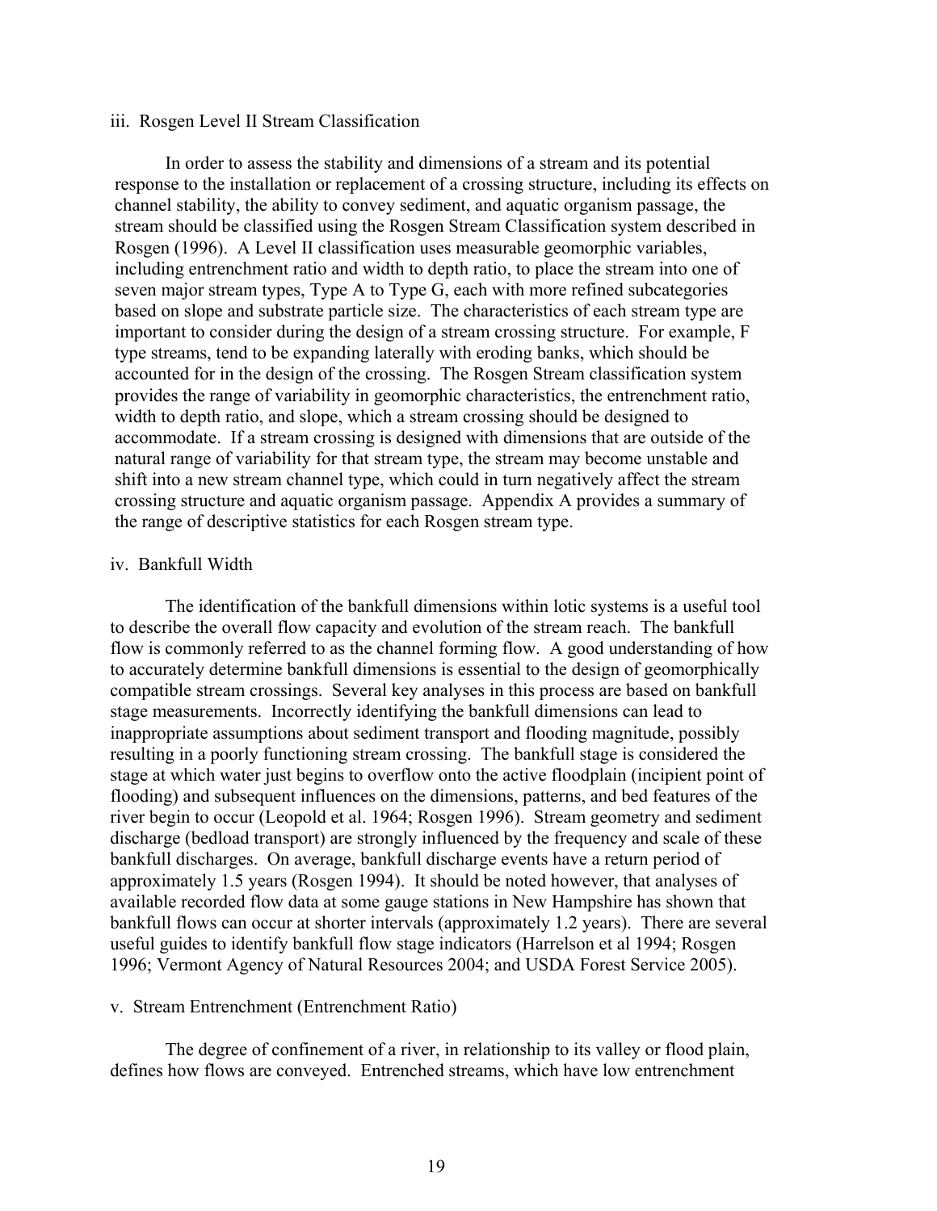iii. Rosgen Level II Stream Classification

In order to assess the stability and dimensions of a stream and its potential response to the installation or replacement of a crossing structure, including its effects on channel stability, the ability to convey sediment, and aquatic organism passage, the stream should be classified using the Rosgen Stream Classification system described in Rosgen (1996). A Level II classification uses measurable geomorphic variables, including entrenchment ratio and width to depth ratio, to place the stream into one of seven major stream types, Type A to Type G, each with more refined subcategories based on slope and substrate particle size. The characteristics of each stream type are important to consider during the design of a stream crossing structure. For example, F type streams, tend to be expanding laterally with eroding banks, which should be accounted for in the design of the crossing. The Rosgen Stream classification system provides the range of variability in geomorphic characteristics, the entrenchment ratio, width to depth ratio, and slope, which a stream crossing should be designed to accommodate. If a stream crossing is designed with dimensions that are outside of the natural range of variability for that stream type, the stream may become unstable and shift into a new stream channel type, which could in turn negatively affect the stream crossing structure and aquatic organism passage. Appendix A provides a summary of the range of descriptive statistics for each Rosgen stream type.

iv. Bankfull Width

The identification of the bankfull dimensions within lotic systems is a useful tool to describe the overall flow capacity and evolution of the stream reach. The bankfull flow is commonly referred to as the channel forming flow. A good understanding of how to accurately determine bankfull dimensions is essential to the design of geomorphically compatible stream crossings. Several key analyses in this process are based on bankfull stage measurements. Incorrectly identifying the bankfull dimensions can lead to inappropriate assumptions about sediment transport and flooding magnitude, possibly resulting in a poorly functioning stream crossing. The bankfull stage is considered the stage at which water just begins to overflow onto the active floodplain (incipient point of flooding) and subsequent influences on the dimensions, patterns, and bed features of the river begin to occur (Leopold et al. 1964; Rosgen 1996). Stream geometry and sediment discharge (bedload transport) are strongly influenced by the frequency and scale of these bankfull discharges. On average, bankfull discharge events have a return period of approximately 1.5 years (Rosgen 1994). It should be noted however, that analyses of available recorded flow data at some gauge stations in New Hampshire has shown that bankfull flows can occur at shorter intervals (approximately 1.2 years). There are several useful guides to identify bankfull flow stage indicators (Harrelson et al 1994; Rosgen 1996; Vermont Agency of Natural Resources 2004; and USDA Forest Service 2005).

v. Stream Entrenchment (Entrenchment Ratio)

The degree of confinement of a river, in relationship to its valley or flood plain, defines how flows are conveyed. Entrenched streams, which have low entrenchment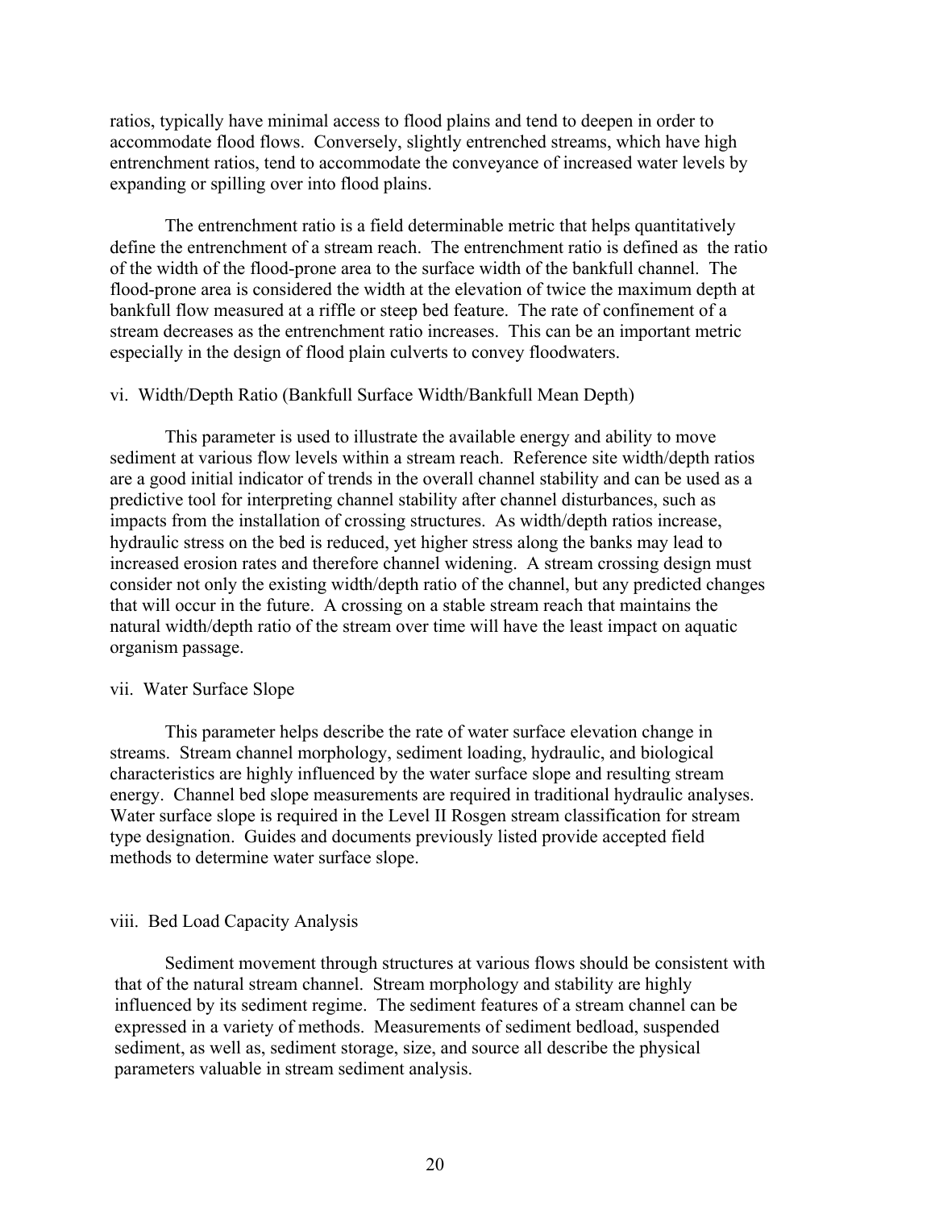ratios, typically have minimal access to flood plains and tend to deepen in order to accommodate flood flows. Conversely, slightly entrenched streams, which have high entrenchment ratios, tend to accommodate the conveyance of increased water levels by expanding or spilling over into flood plains.

The entrenchment ratio is a field determinable metric that helps quantitatively define the entrenchment of a stream reach. The entrenchment ratio is defined as the ratio of the width of the flood-prone area to the surface width of the bankfull channel. The flood-prone area is considered the width at the elevation of twice the maximum depth at bankfull flow measured at a riffle or steep bed feature. The rate of confinement of a stream decreases as the entrenchment ratio increases. This can be an important metric especially in the design of flood plain culverts to convey floodwaters.

vi. Width/Depth Ratio (Bankfull Surface Width/Bankfull Mean Depth)

This parameter is used to illustrate the available energy and ability to move sediment at various flow levels within a stream reach. Reference site width/depth ratios are a good initial indicator of trends in the overall channel stability and can be used as a predictive tool for interpreting channel stability after channel disturbances, such as impacts from the installation of crossing structures. As width/depth ratios increase, hydraulic stress on the bed is reduced, yet higher stress along the banks may lead to increased erosion rates and therefore channel widening. A stream crossing design must consider not only the existing width/depth ratio of the channel, but any predicted changes that will occur in the future. A crossing on a stable stream reach that maintains the natural width/depth ratio of the stream over time will have the least impact on aquatic organism passage.

vii. Water Surface Slope

This parameter helps describe the rate of water surface elevation change in streams. Stream channel morphology, sediment loading, hydraulic, and biological characteristics are highly influenced by the water surface slope and resulting stream energy. Channel bed slope measurements are required in traditional hydraulic analyses. Water surface slope is required in the Level II Rosgen stream classification for stream type designation. Guides and documents previously listed provide accepted field methods to determine water surface slope.

viii. Bed Load Capacity Analysis

Sediment movement through structures at various flows should be consistent with that of the natural stream channel. Stream morphology and stability are highly influenced by its sediment regime. The sediment features of a stream channel can be expressed in a variety of methods. Measurements of sediment bedload, suspended sediment, as well as, sediment storage, size, and source all describe the physical parameters valuable in stream sediment analysis.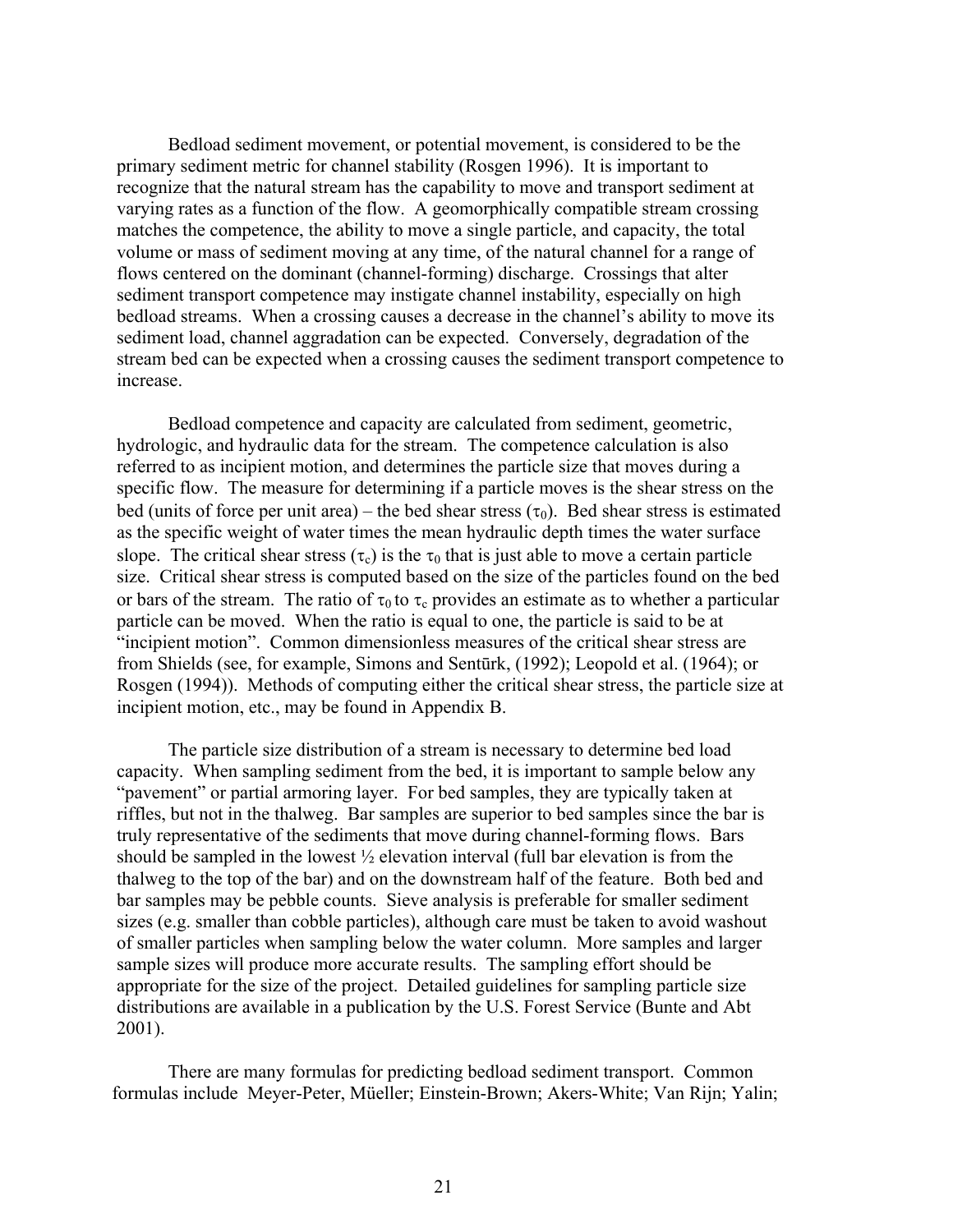Bedload sediment movement, or potential movement, is considered to be the primary sediment metric for channel stability (Rosgen 1996). It is important to recognize that the natural stream has the capability to move and transport sediment at varying rates as a function of the flow. A geomorphically compatible stream crossing matches the competence, the ability to move a single particle, and capacity, the total volume or mass of sediment moving at any time, of the natural channel for a range of flows centered on the dominant (channel-forming) discharge. Crossings that alter sediment transport competence may instigate channel instability, especially on high bedload streams. When a crossing causes a decrease in the channel's ability to move its sediment load, channel aggradation can be expected. Conversely, degradation of the stream bed can be expected when a crossing causes the sediment transport competence to increase.

Bedload competence and capacity are calculated from sediment, geometric, hydrologic, and hydraulic data for the stream. The competence calculation is also referred to as incipient motion, and determines the particle size that moves during a specific flow. The measure for determining if a particle moves is the shear stress on the bed (units of force per unit area) – the bed shear stress ($\tau_0$). Bed shear stress is estimated as the specific weight of water times the mean hydraulic depth times the water surface slope. The critical shear stress ($\tau_c$) is the $\tau_0$ that is just able to move a certain particle size. Critical shear stress is computed based on the size of the particles found on the bed or bars of the stream. The ratio of $\tau_0$ to $\tau_c$ provides an estimate as to whether a particular particle can be moved. When the ratio is equal to one, the particle is said to be at "incipient motion". Common dimensionless measures of the critical shear stress are from Shields (see, for example, Simons and Sentūrk, (1992); Leopold et al. (1964); or Rosgen (1994)). Methods of computing either the critical shear stress, the particle size at incipient motion, etc., may be found in Appendix B.

The particle size distribution of a stream is necessary to determine bed load capacity. When sampling sediment from the bed, it is important to sample below any "pavement" or partial armoring layer. For bed samples, they are typically taken at riffles, but not in the thalweg. Bar samples are superior to bed samples since the bar is truly representative of the sediments that move during channel-forming flows. Bars should be sampled in the lowest ½ elevation interval (full bar elevation is from the thalweg to the top of the bar) and on the downstream half of the feature. Both bed and bar samples may be pebble counts. Sieve analysis is preferable for smaller sediment sizes (e.g. smaller than cobble particles), although care must be taken to avoid washout of smaller particles when sampling below the water column. More samples and larger sample sizes will produce more accurate results. The sampling effort should be appropriate for the size of the project. Detailed guidelines for sampling particle size distributions are available in a publication by the U.S. Forest Service (Bunte and Abt 2001).

There are many formulas for predicting bedload sediment transport. Common formulas include Meyer-Peter, Müeller; Einstein-Brown; Akers-White; Van Rijn; Yalin;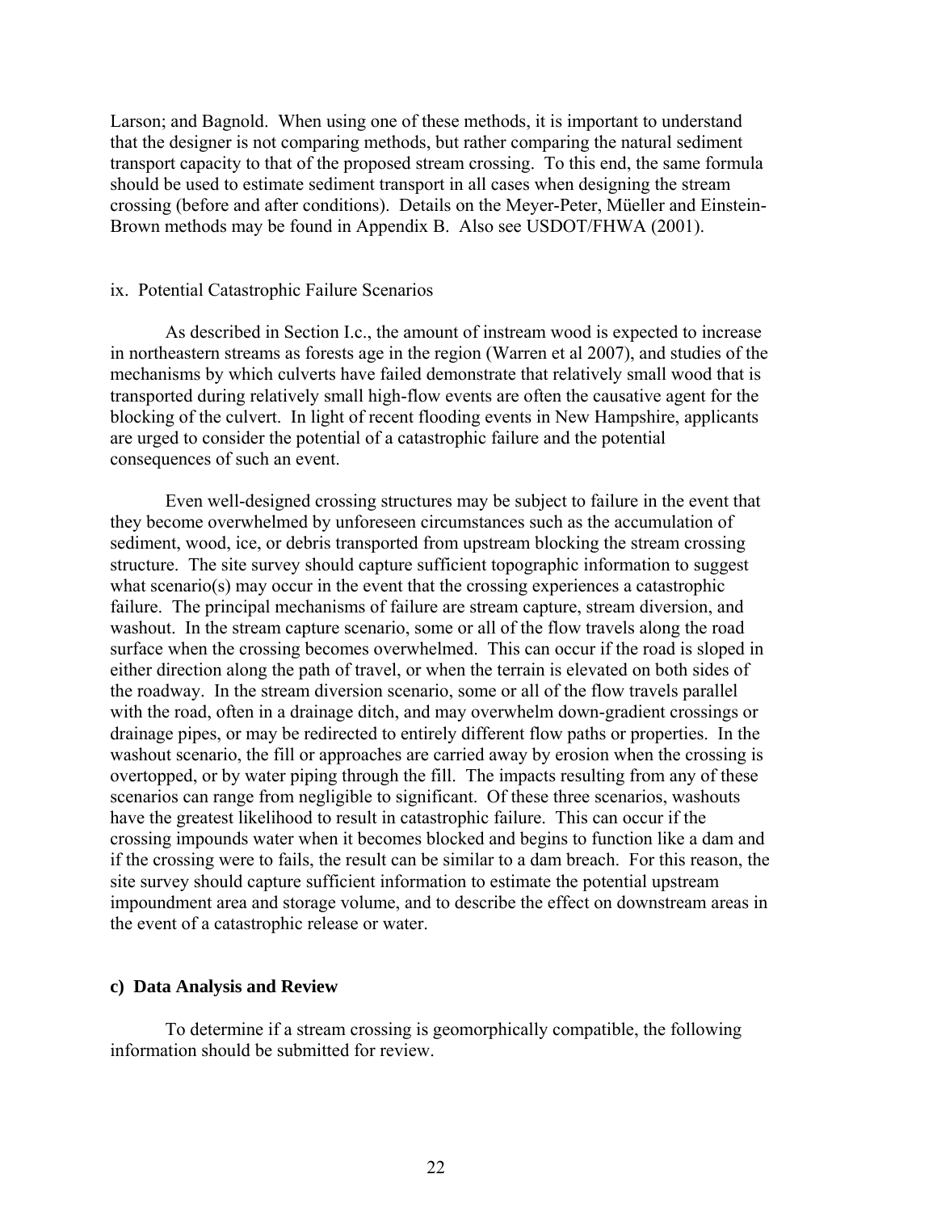Larson; and Bagnold. When using one of these methods, it is important to understand that the designer is not comparing methods, but rather comparing the natural sediment transport capacity to that of the proposed stream crossing. To this end, the same formula should be used to estimate sediment transport in all cases when designing the stream crossing (before and after conditions). Details on the Meyer-Peter, Müeller and Einstein-Brown methods may be found in Appendix B. Also see USDOT/FHWA (2001).

ix. Potential Catastrophic Failure Scenarios

As described in Section I.c., the amount of instream wood is expected to increase in northeastern streams as forests age in the region (Warren et al 2007), and studies of the mechanisms by which culverts have failed demonstrate that relatively small wood that is transported during relatively small high-flow events are often the causative agent for the blocking of the culvert. In light of recent flooding events in New Hampshire, applicants are urged to consider the potential of a catastrophic failure and the potential consequences of such an event.

Even well-designed crossing structures may be subject to failure in the event that they become overwhelmed by unforeseen circumstances such as the accumulation of sediment, wood, ice, or debris transported from upstream blocking the stream crossing structure. The site survey should capture sufficient topographic information to suggest what scenario(s) may occur in the event that the crossing experiences a catastrophic failure. The principal mechanisms of failure are stream capture, stream diversion, and washout. In the stream capture scenario, some or all of the flow travels along the road surface when the crossing becomes overwhelmed. This can occur if the road is sloped in either direction along the path of travel, or when the terrain is elevated on both sides of the roadway. In the stream diversion scenario, some or all of the flow travels parallel with the road, often in a drainage ditch, and may overwhelm down-gradient crossings or drainage pipes, or may be redirected to entirely different flow paths or properties. In the washout scenario, the fill or approaches are carried away by erosion when the crossing is overtopped, or by water piping through the fill. The impacts resulting from any of these scenarios can range from negligible to significant. Of these three scenarios, washouts have the greatest likelihood to result in catastrophic failure. This can occur if the crossing impounds water when it becomes blocked and begins to function like a dam and if the crossing were to fails, the result can be similar to a dam breach. For this reason, the site survey should capture sufficient information to estimate the potential upstream impoundment area and storage volume, and to describe the effect on downstream areas in the event of a catastrophic release or water.

**c) Data Analysis and Review**

To determine if a stream crossing is geomorphically compatible, the following information should be submitted for review.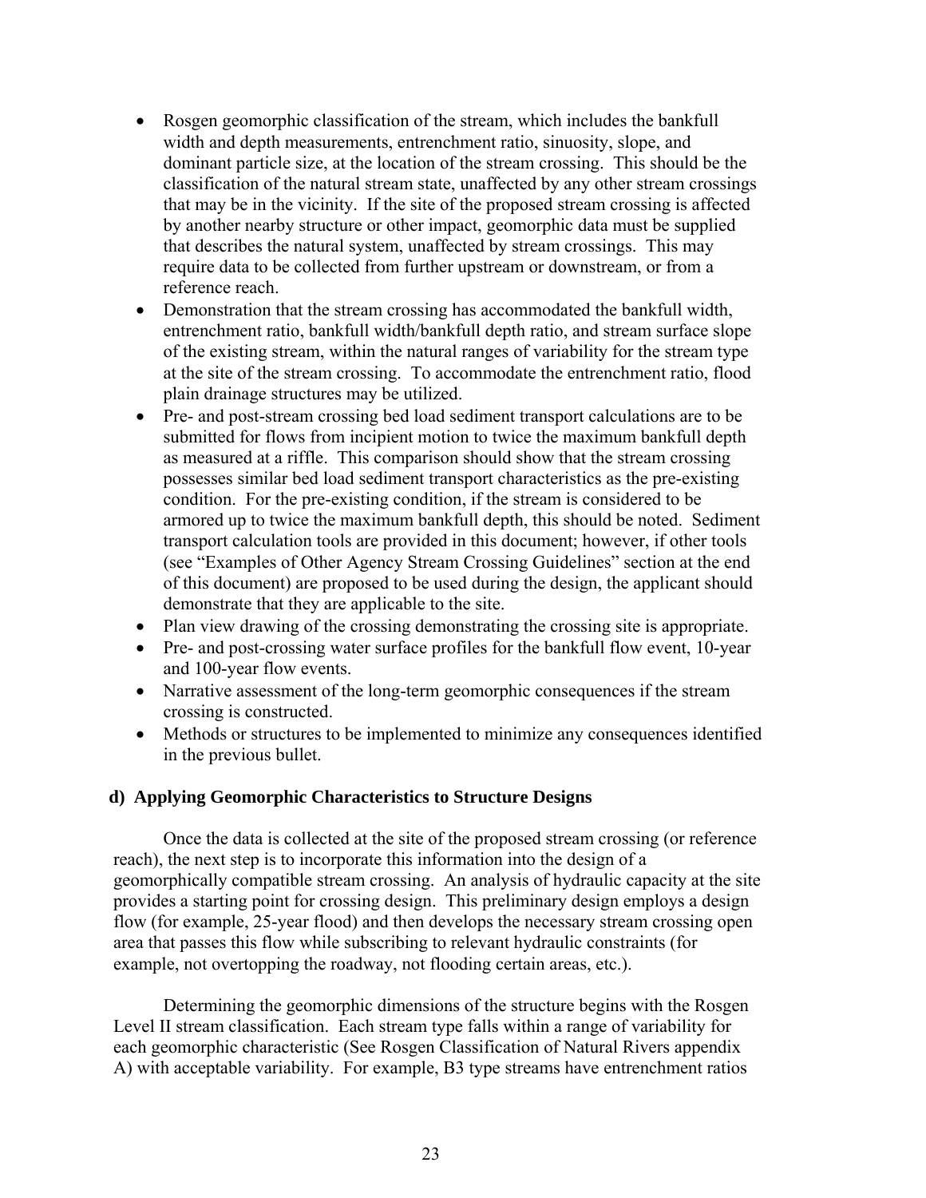- Rosgen geomorphic classification of the stream, which includes the bankfull width and depth measurements, entrenchment ratio, sinuosity, slope, and dominant particle size, at the location of the stream crossing. This should be the classification of the natural stream state, unaffected by any other stream crossings that may be in the vicinity. If the site of the proposed stream crossing is affected by another nearby structure or other impact, geomorphic data must be supplied that describes the natural system, unaffected by stream crossings. This may require data to be collected from further upstream or downstream, or from a reference reach.
- Demonstration that the stream crossing has accommodated the bankfull width, entrenchment ratio, bankfull width/bankfull depth ratio, and stream surface slope of the existing stream, within the natural ranges of variability for the stream type at the site of the stream crossing. To accommodate the entrenchment ratio, flood plain drainage structures may be utilized.
- Pre- and post-stream crossing bed load sediment transport calculations are to be submitted for flows from incipient motion to twice the maximum bankfull depth as measured at a riffle. This comparison should show that the stream crossing possesses similar bed load sediment transport characteristics as the pre-existing condition. For the pre-existing condition, if the stream is considered to be armored up to twice the maximum bankfull depth, this should be noted. Sediment transport calculation tools are provided in this document; however, if other tools (see "Examples of Other Agency Stream Crossing Guidelines" section at the end of this document) are proposed to be used during the design, the applicant should demonstrate that they are applicable to the site.
- Plan view drawing of the crossing demonstrating the crossing site is appropriate.
- Pre- and post-crossing water surface profiles for the bankfull flow event, 10-year and 100-year flow events.
- Narrative assessment of the long-term geomorphic consequences if the stream crossing is constructed.
- Methods or structures to be implemented to minimize any consequences identified in the previous bullet.

### d) Applying Geomorphic Characteristics to Structure Designs

Once the data is collected at the site of the proposed stream crossing (or reference reach), the next step is to incorporate this information into the design of a geomorphically compatible stream crossing. An analysis of hydraulic capacity at the site provides a starting point for crossing design. This preliminary design employs a design flow (for example, 25-year flood) and then develops the necessary stream crossing open area that passes this flow while subscribing to relevant hydraulic constraints (for example, not overtopping the roadway, not flooding certain areas, etc.).

Determining the geomorphic dimensions of the structure begins with the Rosgen Level II stream classification. Each stream type falls within a range of variability for each geomorphic characteristic (See Rosgen Classification of Natural Rivers appendix A) with acceptable variability. For example, B3 type streams have entrenchment ratios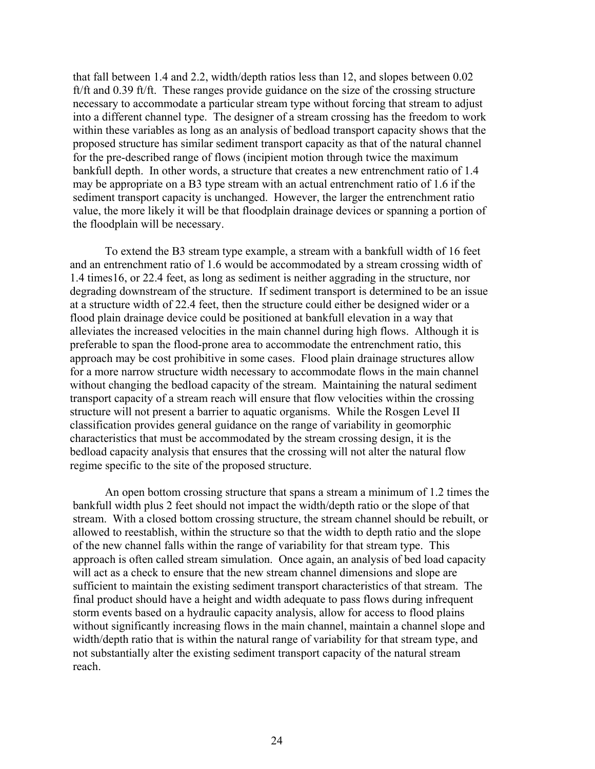that fall between 1.4 and 2.2, width/depth ratios less than 12, and slopes between 0.02 ft/ft and 0.39 ft/ft. These ranges provide guidance on the size of the crossing structure necessary to accommodate a particular stream type without forcing that stream to adjust into a different channel type. The designer of a stream crossing has the freedom to work within these variables as long as an analysis of bedload transport capacity shows that the proposed structure has similar sediment transport capacity as that of the natural channel for the pre-described range of flows (incipient motion through twice the maximum bankfull depth. In other words, a structure that creates a new entrenchment ratio of 1.4 may be appropriate on a B3 type stream with an actual entrenchment ratio of 1.6 if the sediment transport capacity is unchanged. However, the larger the entrenchment ratio value, the more likely it will be that floodplain drainage devices or spanning a portion of the floodplain will be necessary.

To extend the B3 stream type example, a stream with a bankfull width of 16 feet and an entrenchment ratio of 1.6 would be accommodated by a stream crossing width of 1.4 times16, or 22.4 feet, as long as sediment is neither aggrading in the structure, nor degrading downstream of the structure. If sediment transport is determined to be an issue at a structure width of 22.4 feet, then the structure could either be designed wider or a flood plain drainage device could be positioned at bankfull elevation in a way that alleviates the increased velocities in the main channel during high flows. Although it is preferable to span the flood-prone area to accommodate the entrenchment ratio, this approach may be cost prohibitive in some cases. Flood plain drainage structures allow for a more narrow structure width necessary to accommodate flows in the main channel without changing the bedload capacity of the stream. Maintaining the natural sediment transport capacity of a stream reach will ensure that flow velocities within the crossing structure will not present a barrier to aquatic organisms. While the Rosgen Level II classification provides general guidance on the range of variability in geomorphic characteristics that must be accommodated by the stream crossing design, it is the bedload capacity analysis that ensures that the crossing will not alter the natural flow regime specific to the site of the proposed structure.

An open bottom crossing structure that spans a stream a minimum of 1.2 times the bankfull width plus 2 feet should not impact the width/depth ratio or the slope of that stream. With a closed bottom crossing structure, the stream channel should be rebuilt, or allowed to reestablish, within the structure so that the width to depth ratio and the slope of the new channel falls within the range of variability for that stream type. This approach is often called stream simulation. Once again, an analysis of bed load capacity will act as a check to ensure that the new stream channel dimensions and slope are sufficient to maintain the existing sediment transport characteristics of that stream. The final product should have a height and width adequate to pass flows during infrequent storm events based on a hydraulic capacity analysis, allow for access to flood plains without significantly increasing flows in the main channel, maintain a channel slope and width/depth ratio that is within the natural range of variability for that stream type, and not substantially alter the existing sediment transport capacity of the natural stream reach.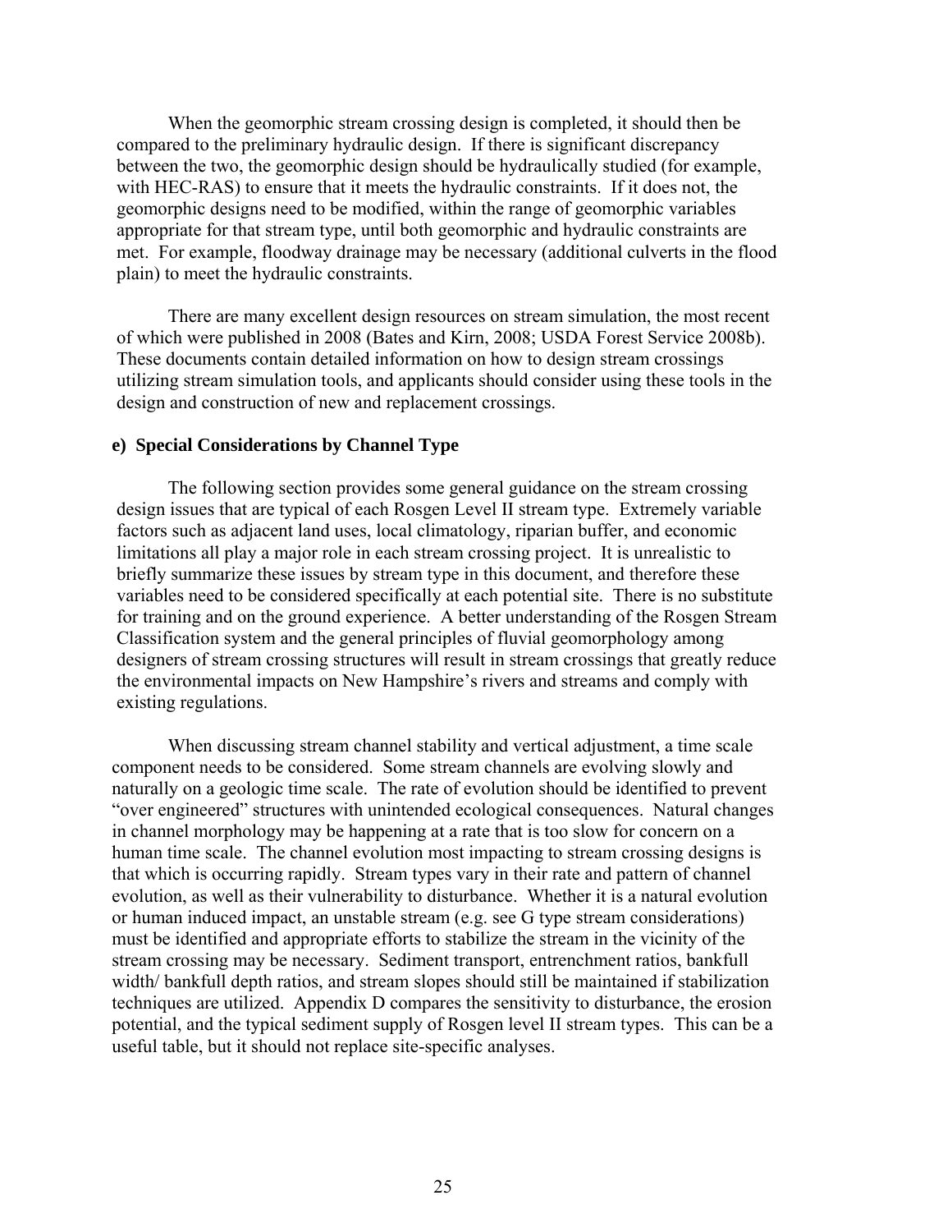When the geomorphic stream crossing design is completed, it should then be compared to the preliminary hydraulic design. If there is significant discrepancy between the two, the geomorphic design should be hydraulically studied (for example, with HEC-RAS) to ensure that it meets the hydraulic constraints. If it does not, the geomorphic designs need to be modified, within the range of geomorphic variables appropriate for that stream type, until both geomorphic and hydraulic constraints are met. For example, floodway drainage may be necessary (additional culverts in the flood plain) to meet the hydraulic constraints.

There are many excellent design resources on stream simulation, the most recent of which were published in 2008 (Bates and Kirn, 2008; USDA Forest Service 2008b). These documents contain detailed information on how to design stream crossings utilizing stream simulation tools, and applicants should consider using these tools in the design and construction of new and replacement crossings.

#### e) Special Considerations by Channel Type

The following section provides some general guidance on the stream crossing design issues that are typical of each Rosgen Level II stream type. Extremely variable factors such as adjacent land uses, local climatology, riparian buffer, and economic limitations all play a major role in each stream crossing project. It is unrealistic to briefly summarize these issues by stream type in this document, and therefore these variables need to be considered specifically at each potential site. There is no substitute for training and on the ground experience. A better understanding of the Rosgen Stream Classification system and the general principles of fluvial geomorphology among designers of stream crossing structures will result in stream crossings that greatly reduce the environmental impacts on New Hampshire's rivers and streams and comply with existing regulations.

When discussing stream channel stability and vertical adjustment, a time scale component needs to be considered. Some stream channels are evolving slowly and naturally on a geologic time scale. The rate of evolution should be identified to prevent "over engineered" structures with unintended ecological consequences. Natural changes in channel morphology may be happening at a rate that is too slow for concern on a human time scale. The channel evolution most impacting to stream crossing designs is that which is occurring rapidly. Stream types vary in their rate and pattern of channel evolution, as well as their vulnerability to disturbance. Whether it is a natural evolution or human induced impact, an unstable stream (e.g. see G type stream considerations) must be identified and appropriate efforts to stabilize the stream in the vicinity of the stream crossing may be necessary. Sediment transport, entrenchment ratios, bankfull width/ bankfull depth ratios, and stream slopes should still be maintained if stabilization techniques are utilized. Appendix D compares the sensitivity to disturbance, the erosion potential, and the typical sediment supply of Rosgen level II stream types. This can be a useful table, but it should not replace site-specific analyses.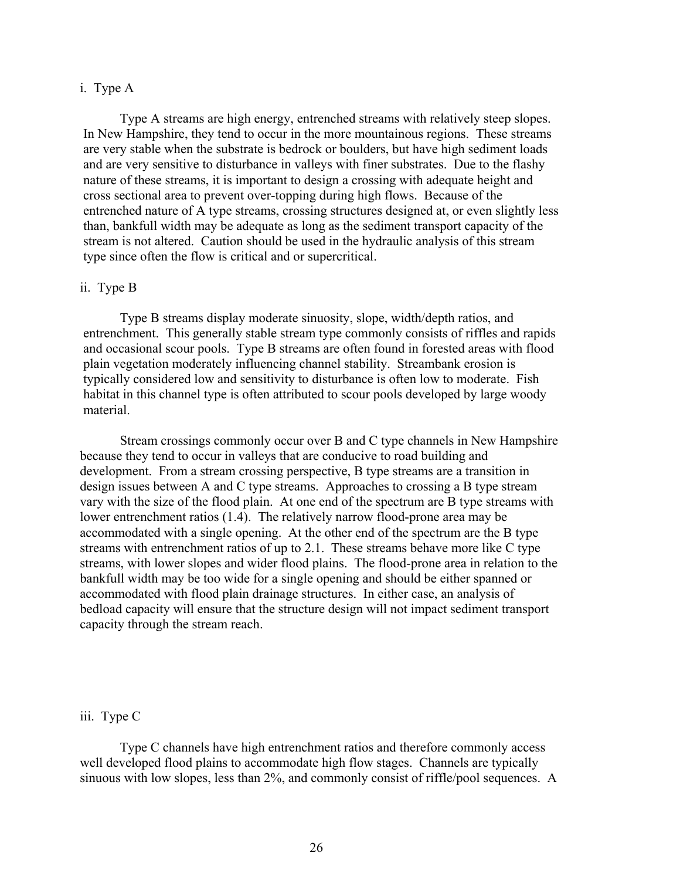#### i. Type A

Type A streams are high energy, entrenched streams with relatively steep slopes. In New Hampshire, they tend to occur in the more mountainous regions. These streams are very stable when the substrate is bedrock or boulders, but have high sediment loads and are very sensitive to disturbance in valleys with finer substrates. Due to the flashy nature of these streams, it is important to design a crossing with adequate height and cross sectional area to prevent over-topping during high flows. Because of the entrenched nature of A type streams, crossing structures designed at, or even slightly less than, bankfull width may be adequate as long as the sediment transport capacity of the stream is not altered. Caution should be used in the hydraulic analysis of this stream type since often the flow is critical and or supercritical.

#### ii. Type B

Type B streams display moderate sinuosity, slope, width/depth ratios, and entrenchment. This generally stable stream type commonly consists of riffles and rapids and occasional scour pools. Type B streams are often found in forested areas with flood plain vegetation moderately influencing channel stability. Streambank erosion is typically considered low and sensitivity to disturbance is often low to moderate. Fish habitat in this channel type is often attributed to scour pools developed by large woody material.

Stream crossings commonly occur over B and C type channels in New Hampshire because they tend to occur in valleys that are conducive to road building and development. From a stream crossing perspective, B type streams are a transition in design issues between A and C type streams. Approaches to crossing a B type stream vary with the size of the flood plain. At one end of the spectrum are B type streams with lower entrenchment ratios (1.4). The relatively narrow flood-prone area may be accommodated with a single opening. At the other end of the spectrum are the B type streams with entrenchment ratios of up to 2.1. These streams behave more like C type streams, with lower slopes and wider flood plains. The flood-prone area in relation to the bankfull width may be too wide for a single opening and should be either spanned or accommodated with flood plain drainage structures. In either case, an analysis of bedload capacity will ensure that the structure design will not impact sediment transport capacity through the stream reach.

#### iii. Type C

Type C channels have high entrenchment ratios and therefore commonly access well developed flood plains to accommodate high flow stages. Channels are typically sinuous with low slopes, less than 2%, and commonly consist of riffle/pool sequences. A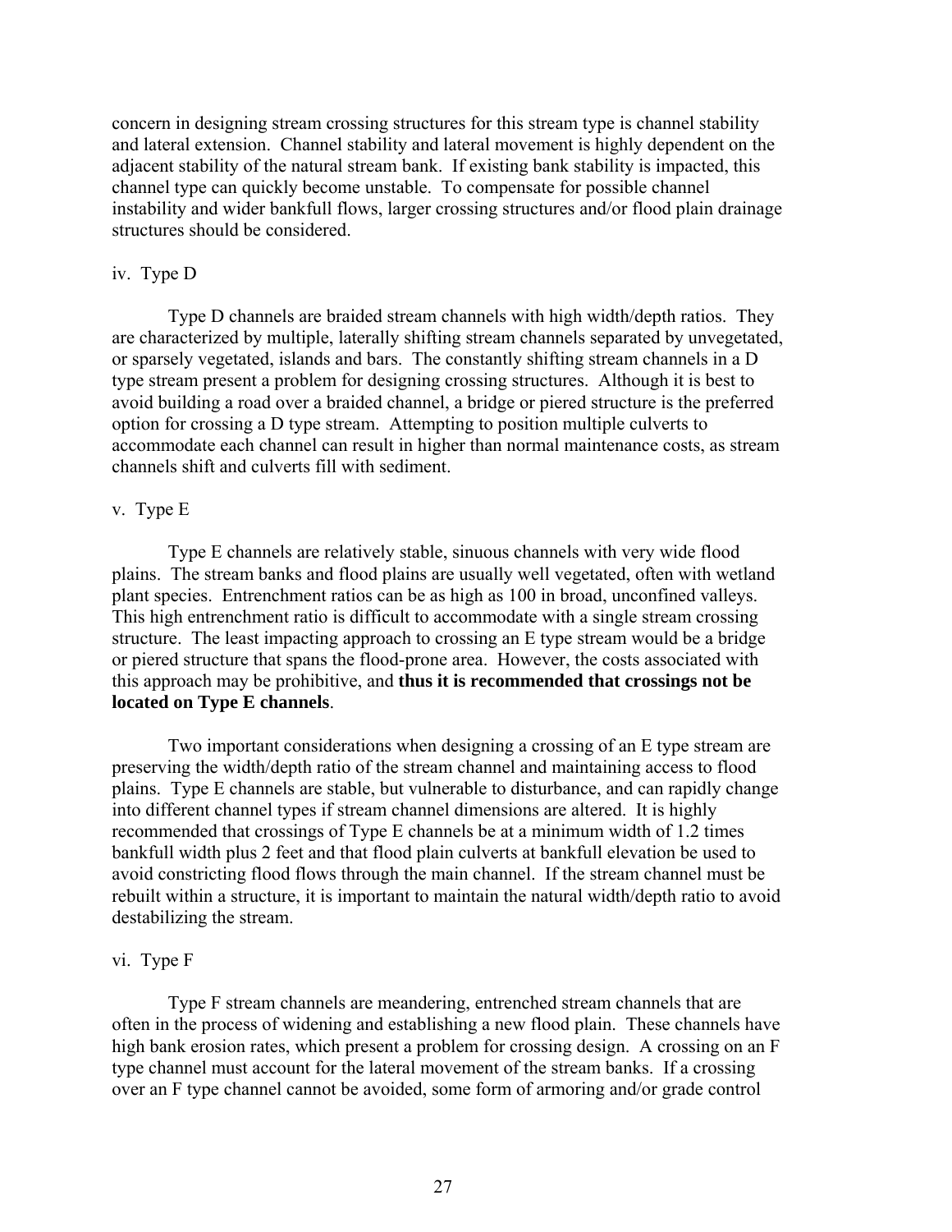concern in designing stream crossing structures for this stream type is channel stability and lateral extension. Channel stability and lateral movement is highly dependent on the adjacent stability of the natural stream bank. If existing bank stability is impacted, this channel type can quickly become unstable. To compensate for possible channel instability and wider bankfull flows, larger crossing structures and/or flood plain drainage structures should be considered.

iv. Type D

Type D channels are braided stream channels with high width/depth ratios. They are characterized by multiple, laterally shifting stream channels separated by unvegetated, or sparsely vegetated, islands and bars. The constantly shifting stream channels in a D type stream present a problem for designing crossing structures. Although it is best to avoid building a road over a braided channel, a bridge or piered structure is the preferred option for crossing a D type stream. Attempting to position multiple culverts to accommodate each channel can result in higher than normal maintenance costs, as stream channels shift and culverts fill with sediment.

v. Type E

Type E channels are relatively stable, sinuous channels with very wide flood plains. The stream banks and flood plains are usually well vegetated, often with wetland plant species. Entrenchment ratios can be as high as 100 in broad, unconfined valleys. This high entrenchment ratio is difficult to accommodate with a single stream crossing structure. The least impacting approach to crossing an E type stream would be a bridge or piered structure that spans the flood-prone area. However, the costs associated with this approach may be prohibitive, and **thus it is recommended that crossings not be located on Type E channels**.

Two important considerations when designing a crossing of an E type stream are preserving the width/depth ratio of the stream channel and maintaining access to flood plains. Type E channels are stable, but vulnerable to disturbance, and can rapidly change into different channel types if stream channel dimensions are altered. It is highly recommended that crossings of Type E channels be at a minimum width of 1.2 times bankfull width plus 2 feet and that flood plain culverts at bankfull elevation be used to avoid constricting flood flows through the main channel. If the stream channel must be rebuilt within a structure, it is important to maintain the natural width/depth ratio to avoid destabilizing the stream.

vi. Type F

Type F stream channels are meandering, entrenched stream channels that are often in the process of widening and establishing a new flood plain. These channels have high bank erosion rates, which present a problem for crossing design. A crossing on an F type channel must account for the lateral movement of the stream banks. If a crossing over an F type channel cannot be avoided, some form of armoring and/or grade control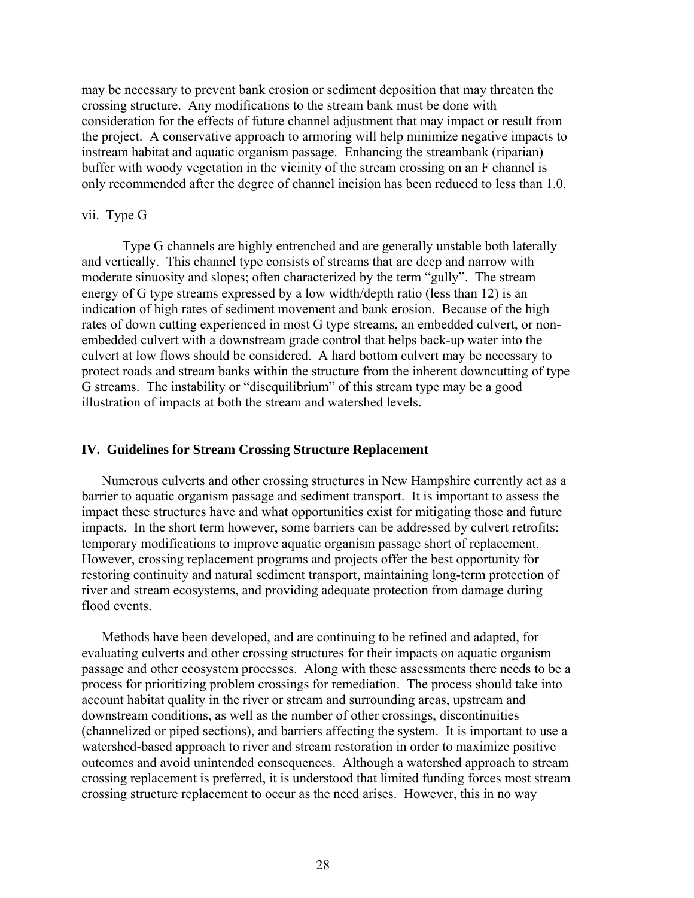may be necessary to prevent bank erosion or sediment deposition that may threaten the crossing structure. Any modifications to the stream bank must be done with consideration for the effects of future channel adjustment that may impact or result from the project. A conservative approach to armoring will help minimize negative impacts to instream habitat and aquatic organism passage. Enhancing the streambank (riparian) buffer with woody vegetation in the vicinity of the stream crossing on an F channel is only recommended after the degree of channel incision has been reduced to less than 1.0.

vii. Type G

Type G channels are highly entrenched and are generally unstable both laterally and vertically. This channel type consists of streams that are deep and narrow with moderate sinuosity and slopes; often characterized by the term "gully". The stream energy of G type streams expressed by a low width/depth ratio (less than 12) is an indication of high rates of sediment movement and bank erosion. Because of the high rates of down cutting experienced in most G type streams, an embedded culvert, or non-embedded culvert with a downstream grade control that helps back-up water into the culvert at low flows should be considered. A hard bottom culvert may be necessary to protect roads and stream banks within the structure from the inherent downcutting of type G streams. The instability or "disequilibrium" of this stream type may be a good illustration of impacts at both the stream and watershed levels.

## IV. Guidelines for Stream Crossing Structure Replacement

Numerous culverts and other crossing structures in New Hampshire currently act as a barrier to aquatic organism passage and sediment transport. It is important to assess the impact these structures have and what opportunities exist for mitigating those and future impacts. In the short term however, some barriers can be addressed by culvert retrofits: temporary modifications to improve aquatic organism passage short of replacement. However, crossing replacement programs and projects offer the best opportunity for restoring continuity and natural sediment transport, maintaining long-term protection of river and stream ecosystems, and providing adequate protection from damage during flood events.

Methods have been developed, and are continuing to be refined and adapted, for evaluating culverts and other crossing structures for their impacts on aquatic organism passage and other ecosystem processes. Along with these assessments there needs to be a process for prioritizing problem crossings for remediation. The process should take into account habitat quality in the river or stream and surrounding areas, upstream and downstream conditions, as well as the number of other crossings, discontinuities (channelized or piped sections), and barriers affecting the system. It is important to use a watershed-based approach to river and stream restoration in order to maximize positive outcomes and avoid unintended consequences. Although a watershed approach to stream crossing replacement is preferred, it is understood that limited funding forces most stream crossing structure replacement to occur as the need arises. However, this in no way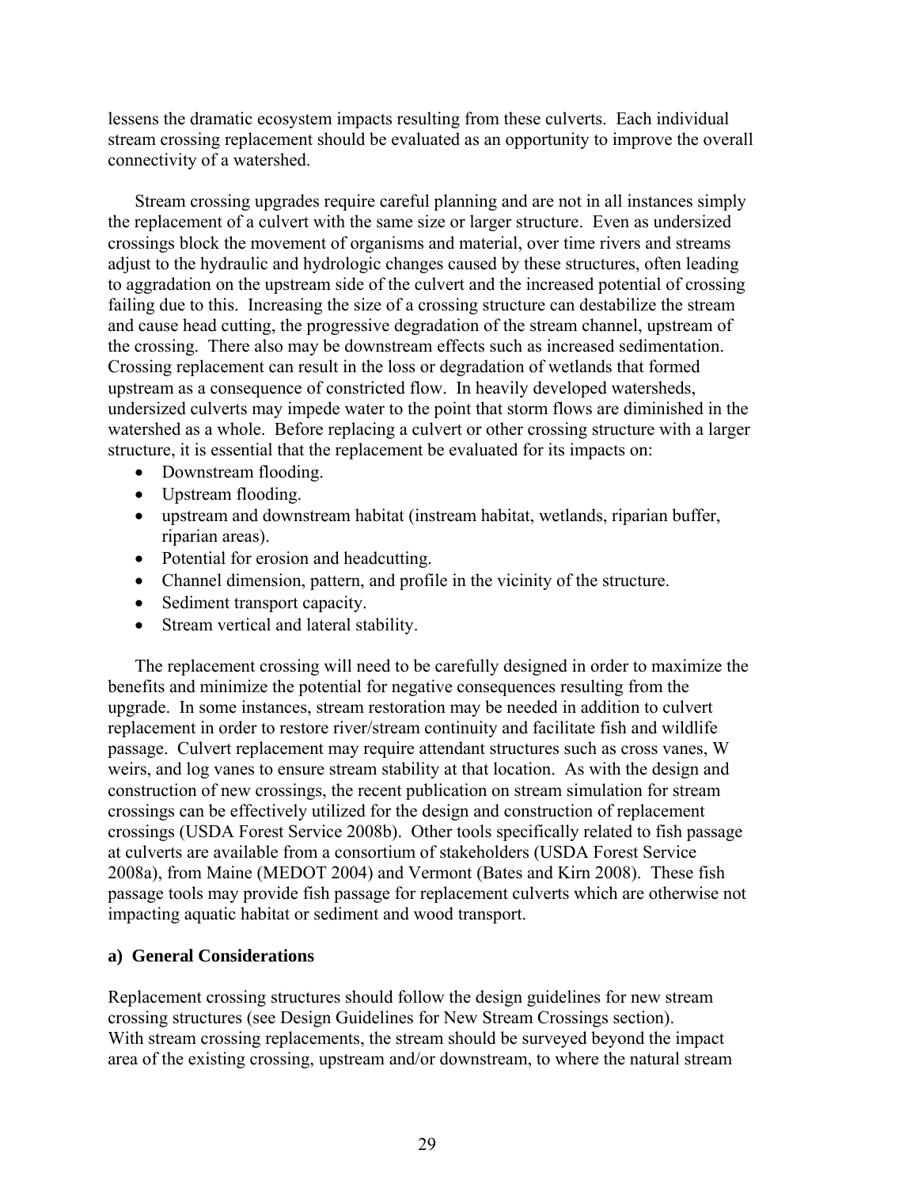lessens the dramatic ecosystem impacts resulting from these culverts. Each individual stream crossing replacement should be evaluated as an opportunity to improve the overall connectivity of a watershed.

Stream crossing upgrades require careful planning and are not in all instances simply the replacement of a culvert with the same size or larger structure. Even as undersized crossings block the movement of organisms and material, over time rivers and streams adjust to the hydraulic and hydrologic changes caused by these structures, often leading to aggradation on the upstream side of the culvert and the increased potential of crossing failing due to this. Increasing the size of a crossing structure can destabilize the stream and cause head cutting, the progressive degradation of the stream channel, upstream of the crossing. There also may be downstream effects such as increased sedimentation. Crossing replacement can result in the loss or degradation of wetlands that formed upstream as a consequence of constricted flow. In heavily developed watersheds, undersized culverts may impede water to the point that storm flows are diminished in the watershed as a whole. Before replacing a culvert or other crossing structure with a larger structure, it is essential that the replacement be evaluated for its impacts on:

- Downstream flooding.
- Upstream flooding.
- upstream and downstream habitat (instream habitat, wetlands, riparian buffer, riparian areas).
- Potential for erosion and headcutting.
- Channel dimension, pattern, and profile in the vicinity of the structure.
- Sediment transport capacity.
- Stream vertical and lateral stability.

The replacement crossing will need to be carefully designed in order to maximize the benefits and minimize the potential for negative consequences resulting from the upgrade. In some instances, stream restoration may be needed in addition to culvert replacement in order to restore river/stream continuity and facilitate fish and wildlife passage. Culvert replacement may require attendant structures such as cross vanes, W weirs, and log vanes to ensure stream stability at that location. As with the design and construction of new crossings, the recent publication on stream simulation for stream crossings can be effectively utilized for the design and construction of replacement crossings (USDA Forest Service 2008b). Other tools specifically related to fish passage at culverts are available from a consortium of stakeholders (USDA Forest Service 2008a), from Maine (MEDOT 2004) and Vermont (Bates and Kirn 2008). These fish passage tools may provide fish passage for replacement culverts which are otherwise not impacting aquatic habitat or sediment and wood transport.

### a) General Considerations

Replacement crossing structures should follow the design guidelines for new stream crossing structures (see Design Guidelines for New Stream Crossings section). With stream crossing replacements, the stream should be surveyed beyond the impact area of the existing crossing, upstream and/or downstream, to where the natural stream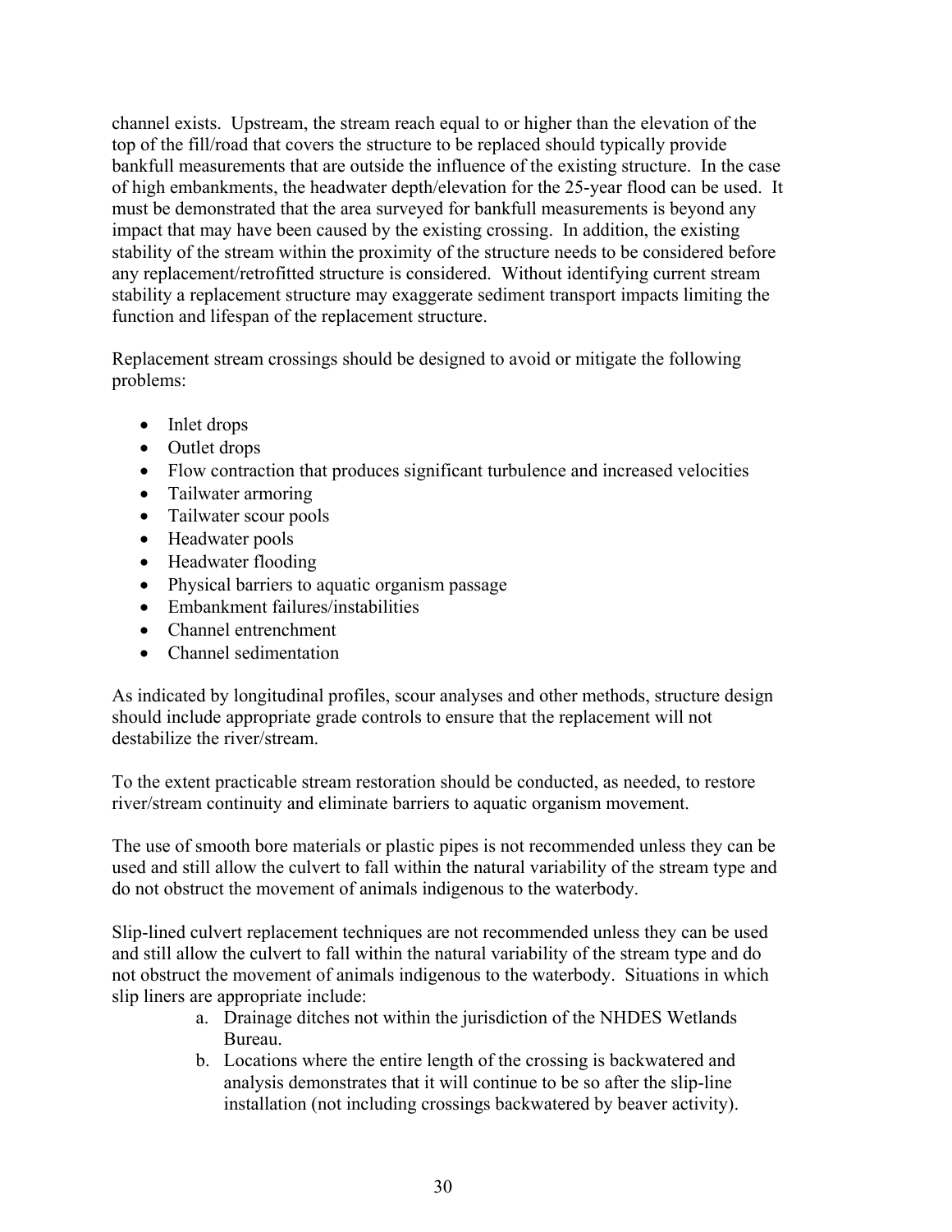channel exists. Upstream, the stream reach equal to or higher than the elevation of the top of the fill/road that covers the structure to be replaced should typically provide bankfull measurements that are outside the influence of the existing structure. In the case of high embankments, the headwater depth/elevation for the 25-year flood can be used. It must be demonstrated that the area surveyed for bankfull measurements is beyond any impact that may have been caused by the existing crossing. In addition, the existing stability of the stream within the proximity of the structure needs to be considered before any replacement/retrofitted structure is considered. Without identifying current stream stability a replacement structure may exaggerate sediment transport impacts limiting the function and lifespan of the replacement structure.

Replacement stream crossings should be designed to avoid or mitigate the following problems:

- Inlet drops
- Outlet drops
- Flow contraction that produces significant turbulence and increased velocities
- Tailwater armoring
- Tailwater scour pools
- Headwater pools
- Headwater flooding
- Physical barriers to aquatic organism passage
- Embankment failures/instabilities
- Channel entrenchment
- Channel sedimentation

As indicated by longitudinal profiles, scour analyses and other methods, structure design should include appropriate grade controls to ensure that the replacement will not destabilize the river/stream.

To the extent practicable stream restoration should be conducted, as needed, to restore river/stream continuity and eliminate barriers to aquatic organism movement.

The use of smooth bore materials or plastic pipes is not recommended unless they can be used and still allow the culvert to fall within the natural variability of the stream type and do not obstruct the movement of animals indigenous to the waterbody.

Slip-lined culvert replacement techniques are not recommended unless they can be used and still allow the culvert to fall within the natural variability of the stream type and do not obstruct the movement of animals indigenous to the waterbody. Situations in which slip liners are appropriate include:

a. Drainage ditches not within the jurisdiction of the NHDES Wetlands Bureau.
b. Locations where the entire length of the crossing is backwatered and analysis demonstrates that it will continue to be so after the slip-line installation (not including crossings backwatered by beaver activity).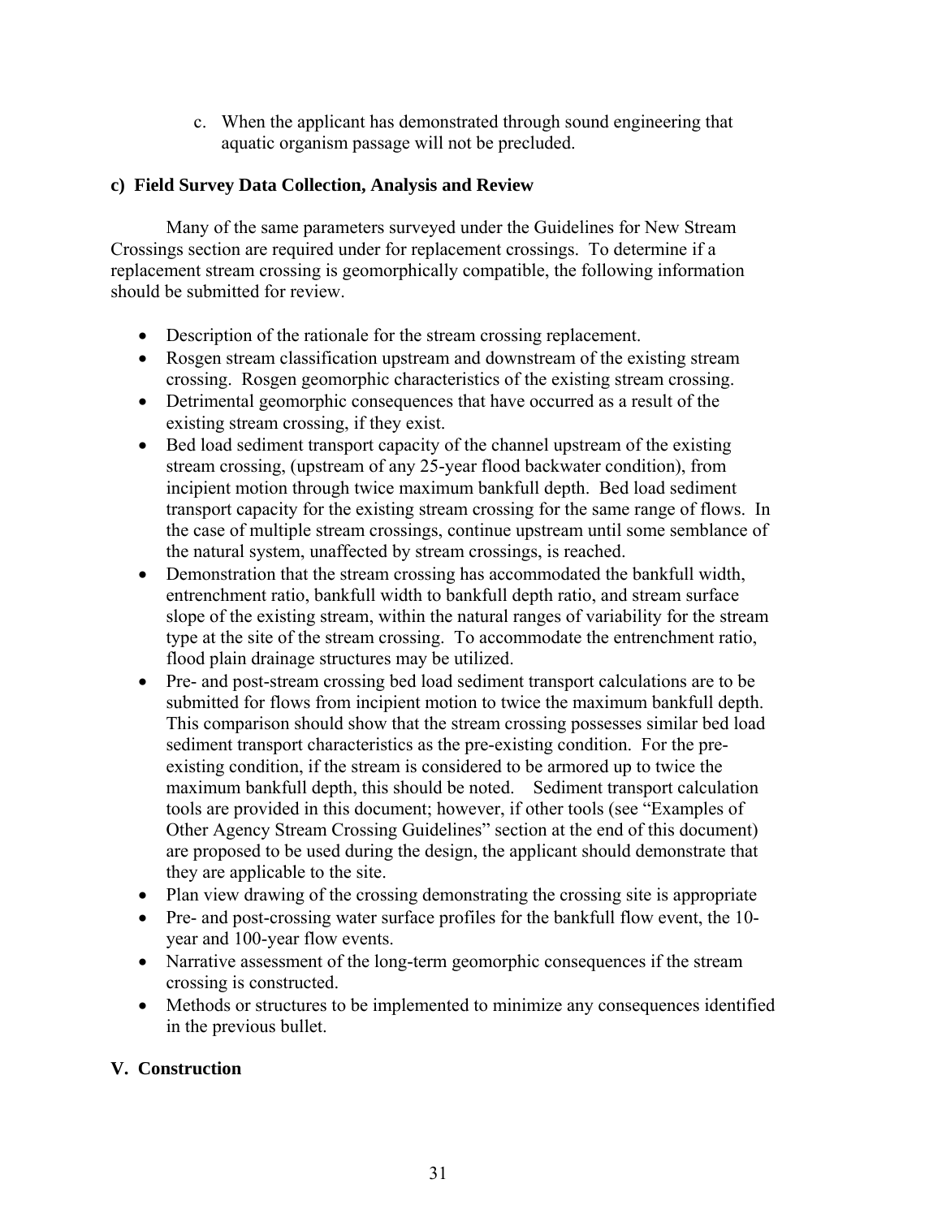c. When the applicant has demonstrated through sound engineering that aquatic organism passage will not be precluded.

**c) Field Survey Data Collection, Analysis and Review**

Many of the same parameters surveyed under the Guidelines for New Stream Crossings section are required under for replacement crossings. To determine if a replacement stream crossing is geomorphically compatible, the following information should be submitted for review.

- Description of the rationale for the stream crossing replacement.
- Rosgen stream classification upstream and downstream of the existing stream crossing. Rosgen geomorphic characteristics of the existing stream crossing.
- Detrimental geomorphic consequences that have occurred as a result of the existing stream crossing, if they exist.
- Bed load sediment transport capacity of the channel upstream of the existing stream crossing, (upstream of any 25-year flood backwater condition), from incipient motion through twice maximum bankfull depth. Bed load sediment transport capacity for the existing stream crossing for the same range of flows. In the case of multiple stream crossings, continue upstream until some semblance of the natural system, unaffected by stream crossings, is reached.
- Demonstration that the stream crossing has accommodated the bankfull width, entrenchment ratio, bankfull width to bankfull depth ratio, and stream surface slope of the existing stream, within the natural ranges of variability for the stream type at the site of the stream crossing. To accommodate the entrenchment ratio, flood plain drainage structures may be utilized.
- Pre- and post-stream crossing bed load sediment transport calculations are to be submitted for flows from incipient motion to twice the maximum bankfull depth. This comparison should show that the stream crossing possesses similar bed load sediment transport characteristics as the pre-existing condition. For the pre-existing condition, if the stream is considered to be armored up to twice the maximum bankfull depth, this should be noted. Sediment transport calculation tools are provided in this document; however, if other tools (see "Examples of Other Agency Stream Crossing Guidelines" section at the end of this document) are proposed to be used during the design, the applicant should demonstrate that they are applicable to the site.
- Plan view drawing of the crossing demonstrating the crossing site is appropriate
- Pre- and post-crossing water surface profiles for the bankfull flow event, the 10-year and 100-year flow events.
- Narrative assessment of the long-term geomorphic consequences if the stream crossing is constructed.
- Methods or structures to be implemented to minimize any consequences identified in the previous bullet.

## V. Construction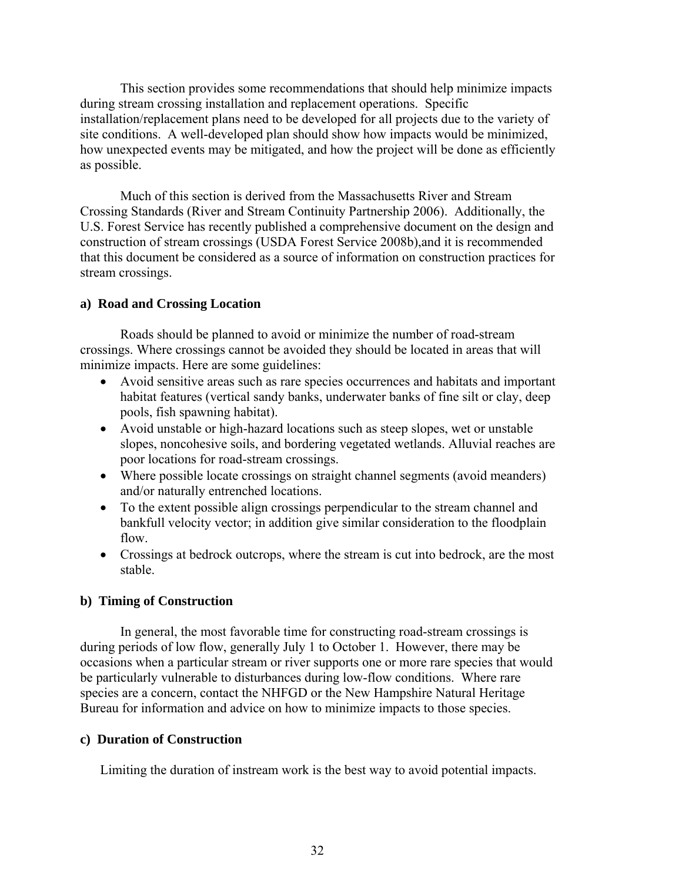This section provides some recommendations that should help minimize impacts during stream crossing installation and replacement operations. Specific installation/replacement plans need to be developed for all projects due to the variety of site conditions. A well-developed plan should show how impacts would be minimized, how unexpected events may be mitigated, and how the project will be done as efficiently as possible.

Much of this section is derived from the Massachusetts River and Stream Crossing Standards (River and Stream Continuity Partnership 2006). Additionally, the U.S. Forest Service has recently published a comprehensive document on the design and construction of stream crossings (USDA Forest Service 2008b),and it is recommended that this document be considered as a source of information on construction practices for stream crossings.

**a) Road and Crossing Location**

Roads should be planned to avoid or minimize the number of road-stream crossings. Where crossings cannot be avoided they should be located in areas that will minimize impacts. Here are some guidelines:

- Avoid sensitive areas such as rare species occurrences and habitats and important habitat features (vertical sandy banks, underwater banks of fine silt or clay, deep pools, fish spawning habitat).
- Avoid unstable or high-hazard locations such as steep slopes, wet or unstable slopes, noncohesive soils, and bordering vegetated wetlands. Alluvial reaches are poor locations for road-stream crossings.
- Where possible locate crossings on straight channel segments (avoid meanders) and/or naturally entrenched locations.
- To the extent possible align crossings perpendicular to the stream channel and bankfull velocity vector; in addition give similar consideration to the floodplain flow.
- Crossings at bedrock outcrops, where the stream is cut into bedrock, are the most stable.

**b) Timing of Construction**

In general, the most favorable time for constructing road-stream crossings is during periods of low flow, generally July 1 to October 1. However, there may be occasions when a particular stream or river supports one or more rare species that would be particularly vulnerable to disturbances during low-flow conditions. Where rare species are a concern, contact the NHFGD or the New Hampshire Natural Heritage Bureau for information and advice on how to minimize impacts to those species.

**c) Duration of Construction**

Limiting the duration of instream work is the best way to avoid potential impacts.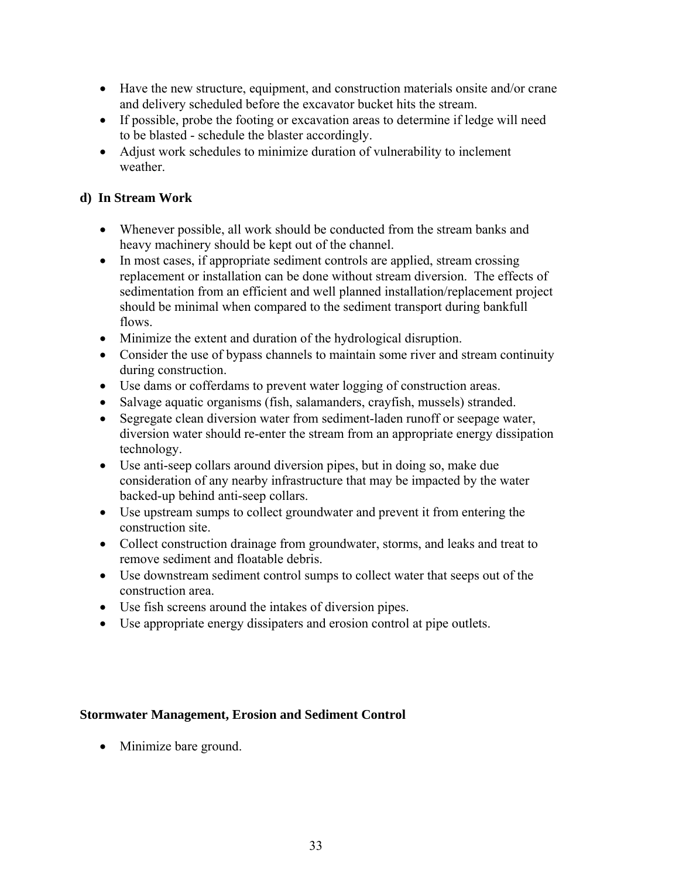- Have the new structure, equipment, and construction materials onsite and/or crane and delivery scheduled before the excavator bucket hits the stream.
- If possible, probe the footing or excavation areas to determine if ledge will need to be blasted - schedule the blaster accordingly.
- Adjust work schedules to minimize duration of vulnerability to inclement weather.

### d) In Stream Work

- Whenever possible, all work should be conducted from the stream banks and heavy machinery should be kept out of the channel.
- In most cases, if appropriate sediment controls are applied, stream crossing replacement or installation can be done without stream diversion. The effects of sedimentation from an efficient and well planned installation/replacement project should be minimal when compared to the sediment transport during bankfull flows.
- Minimize the extent and duration of the hydrological disruption.
- Consider the use of bypass channels to maintain some river and stream continuity during construction.
- Use dams or cofferdams to prevent water logging of construction areas.
- Salvage aquatic organisms (fish, salamanders, crayfish, mussels) stranded.
- Segregate clean diversion water from sediment-laden runoff or seepage water, diversion water should re-enter the stream from an appropriate energy dissipation technology.
- Use anti-seep collars around diversion pipes, but in doing so, make due consideration of any nearby infrastructure that may be impacted by the water backed-up behind anti-seep collars.
- Use upstream sumps to collect groundwater and prevent it from entering the construction site.
- Collect construction drainage from groundwater, storms, and leaks and treat to remove sediment and floatable debris.
- Use downstream sediment control sumps to collect water that seeps out of the construction area.
- Use fish screens around the intakes of diversion pipes.
- Use appropriate energy dissipaters and erosion control at pipe outlets.

### Stormwater Management, Erosion and Sediment Control

- Minimize bare ground.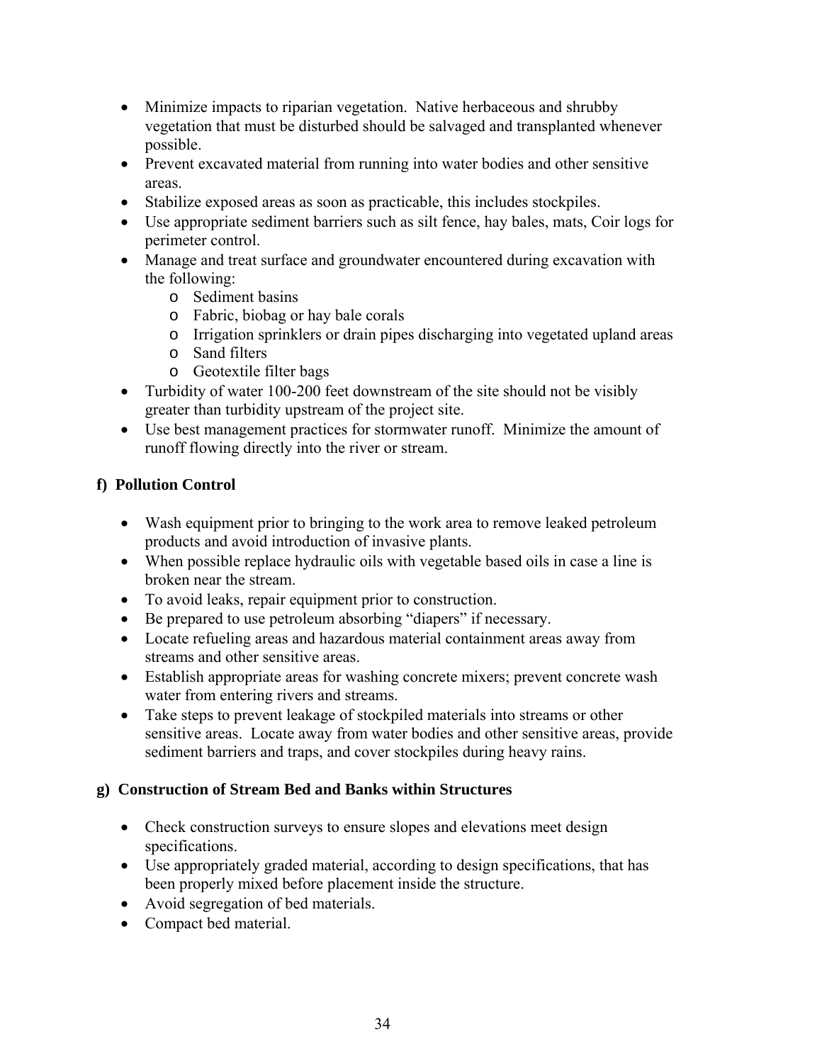- Minimize impacts to riparian vegetation. Native herbaceous and shrubby vegetation that must be disturbed should be salvaged and transplanted whenever possible.
- Prevent excavated material from running into water bodies and other sensitive areas.
- Stabilize exposed areas as soon as practicable, this includes stockpiles.
- Use appropriate sediment barriers such as silt fence, hay bales, mats, Coir logs for perimeter control.
- Manage and treat surface and groundwater encountered during excavation with the following:
  - Sediment basins
  - Fabric, biobag or hay bale corals
  - Irrigation sprinklers or drain pipes discharging into vegetated upland areas
  - Sand filters
  - Geotextile filter bags
- Turbidity of water 100-200 feet downstream of the site should not be visibly greater than turbidity upstream of the project site.
- Use best management practices for stormwater runoff. Minimize the amount of runoff flowing directly into the river or stream.

### f) Pollution Control

- Wash equipment prior to bringing to the work area to remove leaked petroleum products and avoid introduction of invasive plants.
- When possible replace hydraulic oils with vegetable based oils in case a line is broken near the stream.
- To avoid leaks, repair equipment prior to construction.
- Be prepared to use petroleum absorbing "diapers" if necessary.
- Locate refueling areas and hazardous material containment areas away from streams and other sensitive areas.
- Establish appropriate areas for washing concrete mixers; prevent concrete wash water from entering rivers and streams.
- Take steps to prevent leakage of stockpiled materials into streams or other sensitive areas. Locate away from water bodies and other sensitive areas, provide sediment barriers and traps, and cover stockpiles during heavy rains.

### g) Construction of Stream Bed and Banks within Structures

- Check construction surveys to ensure slopes and elevations meet design specifications.
- Use appropriately graded material, according to design specifications, that has been properly mixed before placement inside the structure.
- Avoid segregation of bed materials.
- Compact bed material.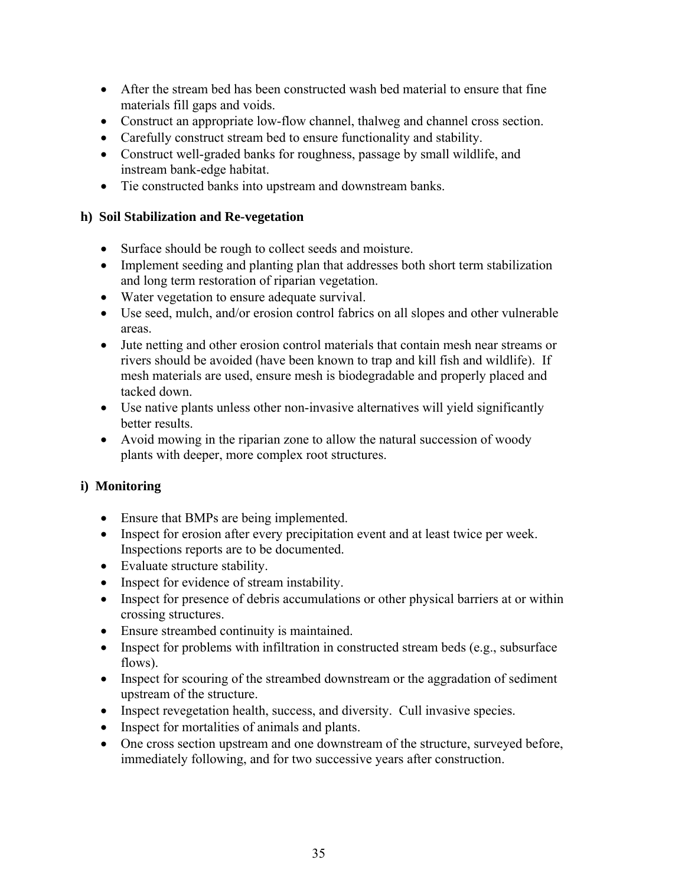- After the stream bed has been constructed wash bed material to ensure that fine materials fill gaps and voids.
- Construct an appropriate low-flow channel, thalweg and channel cross section.
- Carefully construct stream bed to ensure functionality and stability.
- Construct well-graded banks for roughness, passage by small wildlife, and instream bank-edge habitat.
- Tie constructed banks into upstream and downstream banks.

**h) Soil Stabilization and Re-vegetation**

- Surface should be rough to collect seeds and moisture.
- Implement seeding and planting plan that addresses both short term stabilization and long term restoration of riparian vegetation.
- Water vegetation to ensure adequate survival.
- Use seed, mulch, and/or erosion control fabrics on all slopes and other vulnerable areas.
- Jute netting and other erosion control materials that contain mesh near streams or rivers should be avoided (have been known to trap and kill fish and wildlife). If mesh materials are used, ensure mesh is biodegradable and properly placed and tacked down.
- Use native plants unless other non-invasive alternatives will yield significantly better results.
- Avoid mowing in the riparian zone to allow the natural succession of woody plants with deeper, more complex root structures.

**i) Monitoring**

- Ensure that BMPs are being implemented.
- Inspect for erosion after every precipitation event and at least twice per week. Inspections reports are to be documented.
- Evaluate structure stability.
- Inspect for evidence of stream instability.
- Inspect for presence of debris accumulations or other physical barriers at or within crossing structures.
- Ensure streambed continuity is maintained.
- Inspect for problems with infiltration in constructed stream beds (e.g., subsurface flows).
- Inspect for scouring of the streambed downstream or the aggradation of sediment upstream of the structure.
- Inspect revegetation health, success, and diversity. Cull invasive species.
- Inspect for mortalities of animals and plants.
- One cross section upstream and one downstream of the structure, surveyed before, immediately following, and for two successive years after construction.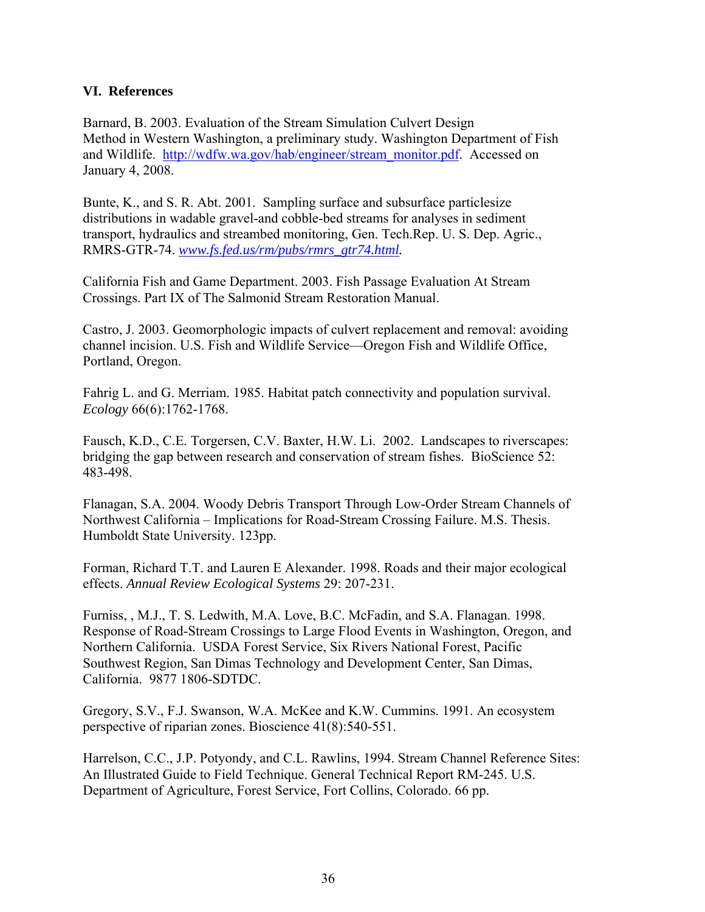## VI. References

Barnard, B. 2003. Evaluation of the Stream Simulation Culvert Design Method in Western Washington, a preliminary study. Washington Department of Fish and Wildlife. http://wdfw.wa.gov/hab/engineer/stream_monitor.pdf. Accessed on January 4, 2008.

Bunte, K., and S. R. Abt. 2001. Sampling surface and subsurface particlesize distributions in wadable gravel-and cobble-bed streams for analyses in sediment transport, hydraulics and streambed monitoring, Gen. Tech.Rep. U. S. Dep. Agric., RMRS-GTR-74. *www.fs.fed.us/rm/pubs/rmrs_gtr74.html*.

California Fish and Game Department. 2003. Fish Passage Evaluation At Stream Crossings. Part IX of The Salmonid Stream Restoration Manual.

Castro, J. 2003. Geomorphologic impacts of culvert replacement and removal: avoiding channel incision. U.S. Fish and Wildlife Service—Oregon Fish and Wildlife Office, Portland, Oregon.

Fahrig L. and G. Merriam. 1985. Habitat patch connectivity and population survival. *Ecology* 66(6):1762-1768.

Fausch, K.D., C.E. Torgersen, C.V. Baxter, H.W. Li. 2002. Landscapes to riverscapes: bridging the gap between research and conservation of stream fishes. BioScience 52: 483-498.

Flanagan, S.A. 2004. Woody Debris Transport Through Low-Order Stream Channels of Northwest California – Implications for Road-Stream Crossing Failure. M.S. Thesis. Humboldt State University. 123pp.

Forman, Richard T.T. and Lauren E Alexander. 1998. Roads and their major ecological effects. *Annual Review Ecological Systems* 29: 207-231.

Furniss, , M.J., T. S. Ledwith, M.A. Love, B.C. McFadin, and S.A. Flanagan. 1998. Response of Road-Stream Crossings to Large Flood Events in Washington, Oregon, and Northern California. USDA Forest Service, Six Rivers National Forest, Pacific Southwest Region, San Dimas Technology and Development Center, San Dimas, California. 9877 1806-SDTDC.

Gregory, S.V., F.J. Swanson, W.A. McKee and K.W. Cummins. 1991. An ecosystem perspective of riparian zones. Bioscience 41(8):540-551.

Harrelson, C.C., J.P. Potyondy, and C.L. Rawlins, 1994. Stream Channel Reference Sites: An Illustrated Guide to Field Technique. General Technical Report RM-245. U.S. Department of Agriculture, Forest Service, Fort Collins, Colorado. 66 pp.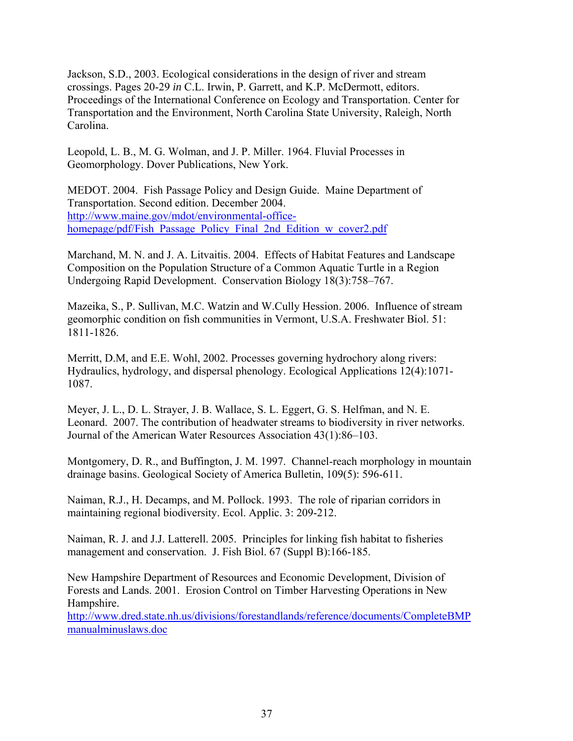Jackson, S.D., 2003. Ecological considerations in the design of river and stream crossings. Pages 20-29 *in* C.L. Irwin, P. Garrett, and K.P. McDermott, editors. Proceedings of the International Conference on Ecology and Transportation. Center for Transportation and the Environment, North Carolina State University, Raleigh, North Carolina.

Leopold, L. B., M. G. Wolman, and J. P. Miller. 1964. Fluvial Processes in Geomorphology. Dover Publications, New York.

MEDOT. 2004. Fish Passage Policy and Design Guide. Maine Department of Transportation. Second edition. December 2004. http://www.maine.gov/mdot/environmental-office-homepage/pdf/Fish_Passage_Policy_Final_2nd_Edition_w_cover2.pdf

Marchand, M. N. and J. A. Litvaitis. 2004. Effects of Habitat Features and Landscape Composition on the Population Structure of a Common Aquatic Turtle in a Region Undergoing Rapid Development. Conservation Biology 18(3):758–767.

Mazeika, S., P. Sullivan, M.C. Watzin and W.Cully Hession. 2006. Influence of stream geomorphic condition on fish communities in Vermont, U.S.A. Freshwater Biol. 51: 1811-1826.

Merritt, D.M, and E.E. Wohl, 2002. Processes governing hydrochory along rivers: Hydraulics, hydrology, and dispersal phenology. Ecological Applications 12(4):1071-1087.

Meyer, J. L., D. L. Strayer, J. B. Wallace, S. L. Eggert, G. S. Helfman, and N. E. Leonard. 2007. The contribution of headwater streams to biodiversity in river networks. Journal of the American Water Resources Association 43(1):86–103.

Montgomery, D. R., and Buffington, J. M. 1997. Channel-reach morphology in mountain drainage basins. Geological Society of America Bulletin, 109(5): 596-611.

Naiman, R.J., H. Decamps, and M. Pollock. 1993. The role of riparian corridors in maintaining regional biodiversity. Ecol. Applic. 3: 209-212.

Naiman, R. J. and J.J. Latterell. 2005. Principles for linking fish habitat to fisheries management and conservation. J. Fish Biol. 67 (Suppl B):166-185.

New Hampshire Department of Resources and Economic Development, Division of Forests and Lands. 2001. Erosion Control on Timber Harvesting Operations in New Hampshire. http://www.dred.state.nh.us/divisions/forestandlands/reference/documents/CompleteBMPmanualminuslaws.doc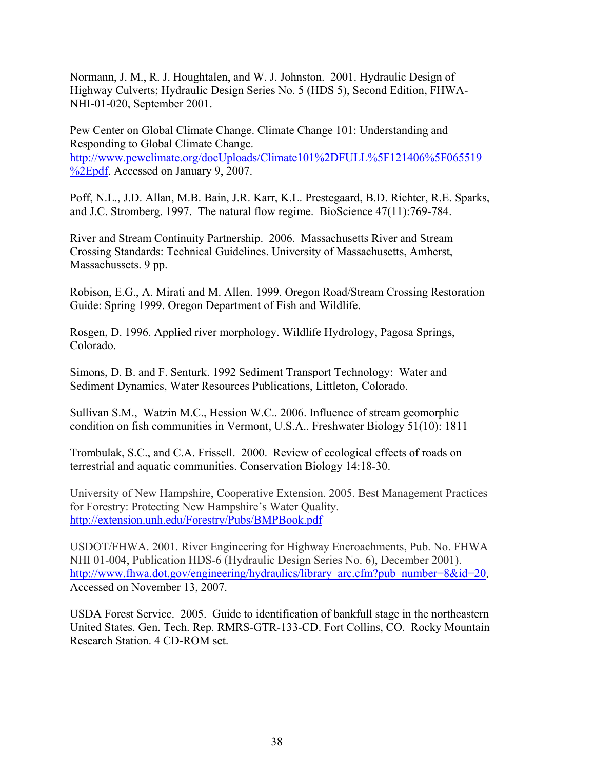Normann, J. M., R. J. Houghtalen, and W. J. Johnston. 2001. Hydraulic Design of Highway Culverts; Hydraulic Design Series No. 5 (HDS 5), Second Edition, FHWA-NHI-01-020, September 2001.

Pew Center on Global Climate Change. Climate Change 101: Understanding and Responding to Global Climate Change. http://www.pewclimate.org/docUploads/Climate101%2DFULL%5F121406%5F065519%2Epdf. Accessed on January 9, 2007.

Poff, N.L., J.D. Allan, M.B. Bain, J.R. Karr, K.L. Prestegaard, B.D. Richter, R.E. Sparks, and J.C. Stromberg. 1997. The natural flow regime. BioScience 47(11):769-784.

River and Stream Continuity Partnership. 2006. Massachusetts River and Stream Crossing Standards: Technical Guidelines. University of Massachusetts, Amherst, Massachussets. 9 pp.

Robison, E.G., A. Mirati and M. Allen. 1999. Oregon Road/Stream Crossing Restoration Guide: Spring 1999. Oregon Department of Fish and Wildlife.

Rosgen, D. 1996. Applied river morphology. Wildlife Hydrology, Pagosa Springs, Colorado.

Simons, D. B. and F. Senturk. 1992 Sediment Transport Technology: Water and Sediment Dynamics, Water Resources Publications, Littleton, Colorado.

Sullivan S.M., Watzin M.C., Hession W.C.. 2006. Influence of stream geomorphic condition on fish communities in Vermont, U.S.A.. Freshwater Biology 51(10): 1811

Trombulak, S.C., and C.A. Frissell. 2000. Review of ecological effects of roads on terrestrial and aquatic communities. Conservation Biology 14:18-30.

University of New Hampshire, Cooperative Extension. 2005. Best Management Practices for Forestry: Protecting New Hampshire's Water Quality. http://extension.unh.edu/Forestry/Pubs/BMPBook.pdf

USDOT/FHWA. 2001. River Engineering for Highway Encroachments, Pub. No. FHWA NHI 01-004, Publication HDS-6 (Hydraulic Design Series No. 6), December 2001). http://www.fhwa.dot.gov/engineering/hydraulics/library_arc.cfm?pub_number=8&id=20. Accessed on November 13, 2007.

USDA Forest Service. 2005. Guide to identification of bankfull stage in the northeastern United States. Gen. Tech. Rep. RMRS-GTR-133-CD. Fort Collins, CO. Rocky Mountain Research Station. 4 CD-ROM set.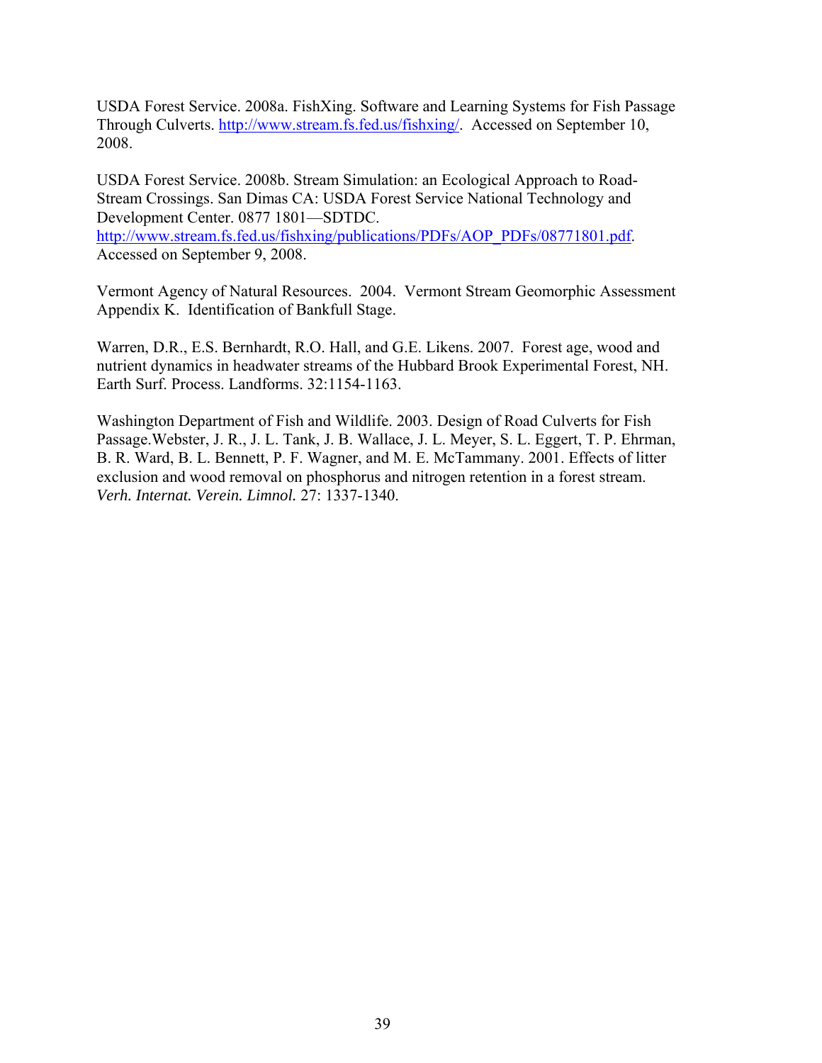USDA Forest Service. 2008a. FishXing. Software and Learning Systems for Fish Passage Through Culverts. http://www.stream.fs.fed.us/fishxing/. Accessed on September 10, 2008.

USDA Forest Service. 2008b. Stream Simulation: an Ecological Approach to Road-Stream Crossings. San Dimas CA: USDA Forest Service National Technology and Development Center. 0877 1801—SDTDC. http://www.stream.fs.fed.us/fishxing/publications/PDFs/AOP_PDFs/08771801.pdf. Accessed on September 9, 2008.

Vermont Agency of Natural Resources. 2004. Vermont Stream Geomorphic Assessment Appendix K. Identification of Bankfull Stage.

Warren, D.R., E.S. Bernhardt, R.O. Hall, and G.E. Likens. 2007. Forest age, wood and nutrient dynamics in headwater streams of the Hubbard Brook Experimental Forest, NH. Earth Surf. Process. Landforms. 32:1154-1163.

Washington Department of Fish and Wildlife. 2003. Design of Road Culverts for Fish Passage.Webster, J. R., J. L. Tank, J. B. Wallace, J. L. Meyer, S. L. Eggert, T. P. Ehrman, B. R. Ward, B. L. Bennett, P. F. Wagner, and M. E. McTammany. 2001. Effects of litter exclusion and wood removal on phosphorus and nitrogen retention in a forest stream. *Verh. Internat. Verein. Limnol.* 27: 1337-1340.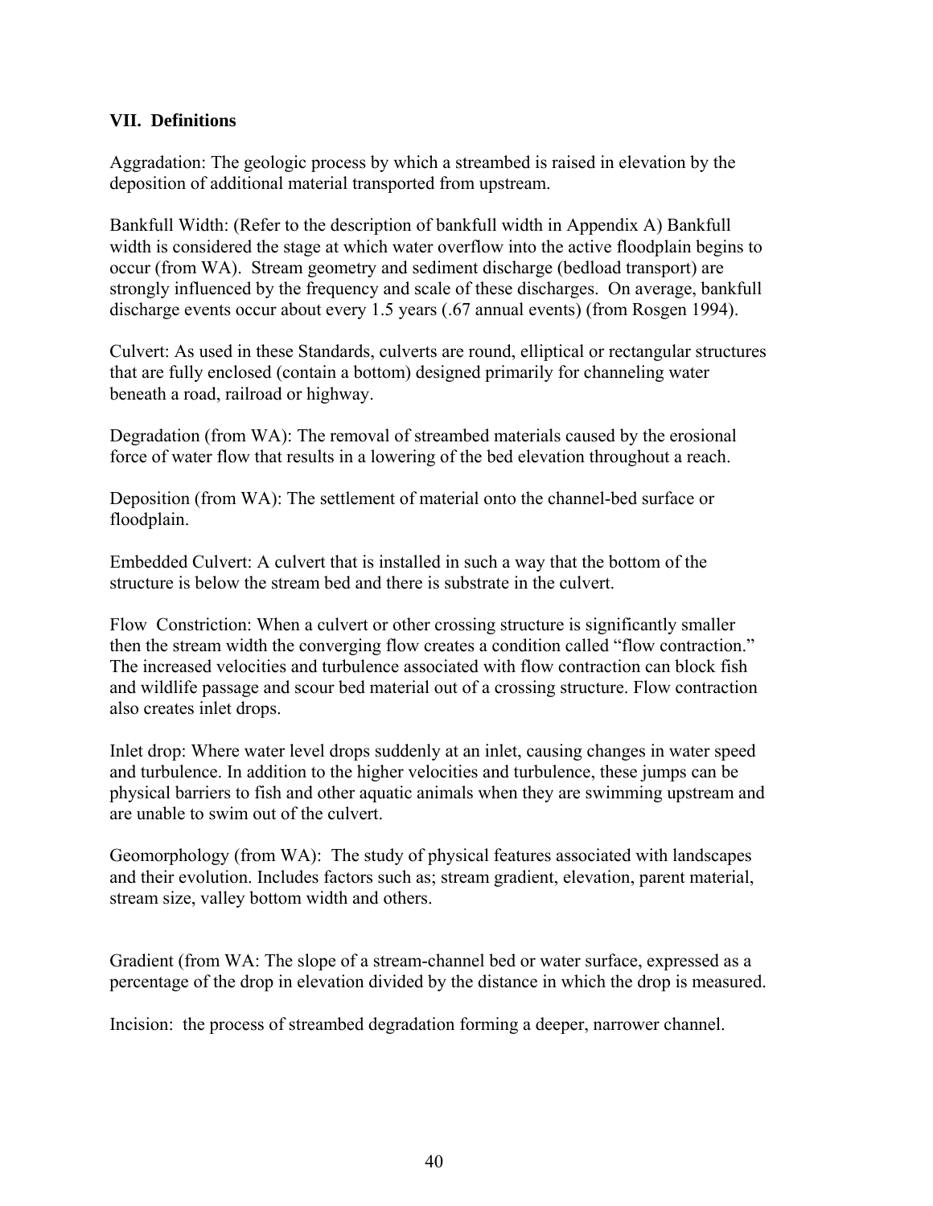### VII. Definitions

Aggradation: The geologic process by which a streambed is raised in elevation by the deposition of additional material transported from upstream.

Bankfull Width: (Refer to the description of bankfull width in Appendix A) Bankfull width is considered the stage at which water overflow into the active floodplain begins to occur (from WA). Stream geometry and sediment discharge (bedload transport) are strongly influenced by the frequency and scale of these discharges. On average, bankfull discharge events occur about every 1.5 years (.67 annual events) (from Rosgen 1994).

Culvert: As used in these Standards, culverts are round, elliptical or rectangular structures that are fully enclosed (contain a bottom) designed primarily for channeling water beneath a road, railroad or highway.

Degradation (from WA): The removal of streambed materials caused by the erosional force of water flow that results in a lowering of the bed elevation throughout a reach.

Deposition (from WA): The settlement of material onto the channel-bed surface or floodplain.

Embedded Culvert: A culvert that is installed in such a way that the bottom of the structure is below the stream bed and there is substrate in the culvert.

Flow Constriction: When a culvert or other crossing structure is significantly smaller then the stream width the converging flow creates a condition called "flow contraction." The increased velocities and turbulence associated with flow contraction can block fish and wildlife passage and scour bed material out of a crossing structure. Flow contraction also creates inlet drops.

Inlet drop: Where water level drops suddenly at an inlet, causing changes in water speed and turbulence. In addition to the higher velocities and turbulence, these jumps can be physical barriers to fish and other aquatic animals when they are swimming upstream and are unable to swim out of the culvert.

Geomorphology (from WA): The study of physical features associated with landscapes and their evolution. Includes factors such as; stream gradient, elevation, parent material, stream size, valley bottom width and others.

Gradient (from WA: The slope of a stream-channel bed or water surface, expressed as a percentage of the drop in elevation divided by the distance in which the drop is measured.

Incision: the process of streambed degradation forming a deeper, narrower channel.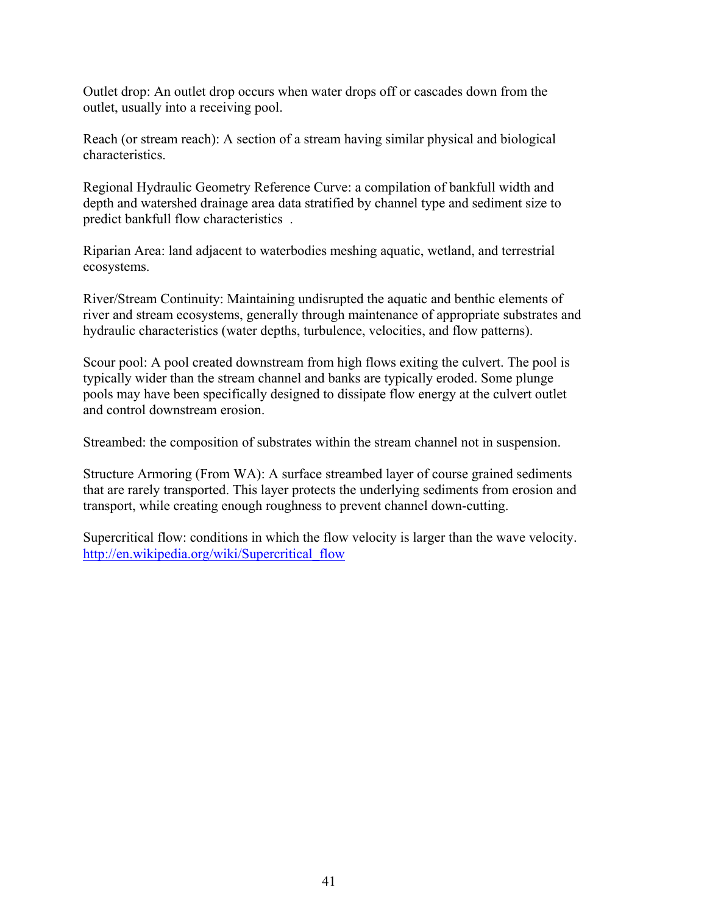Outlet drop: An outlet drop occurs when water drops off or cascades down from the outlet, usually into a receiving pool.

Reach (or stream reach): A section of a stream having similar physical and biological characteristics.

Regional Hydraulic Geometry Reference Curve: a compilation of bankfull width and depth and watershed drainage area data stratified by channel type and sediment size to predict bankfull flow characteristics .

Riparian Area: land adjacent to waterbodies meshing aquatic, wetland, and terrestrial ecosystems.

River/Stream Continuity: Maintaining undisrupted the aquatic and benthic elements of river and stream ecosystems, generally through maintenance of appropriate substrates and hydraulic characteristics (water depths, turbulence, velocities, and flow patterns).

Scour pool: A pool created downstream from high flows exiting the culvert. The pool is typically wider than the stream channel and banks are typically eroded. Some plunge pools may have been specifically designed to dissipate flow energy at the culvert outlet and control downstream erosion.

Streambed: the composition of substrates within the stream channel not in suspension.

Structure Armoring (From WA): A surface streambed layer of course grained sediments that are rarely transported. This layer protects the underlying sediments from erosion and transport, while creating enough roughness to prevent channel down-cutting.

Supercritical flow: conditions in which the flow velocity is larger than the wave velocity. http://en.wikipedia.org/wiki/Supercritical_flow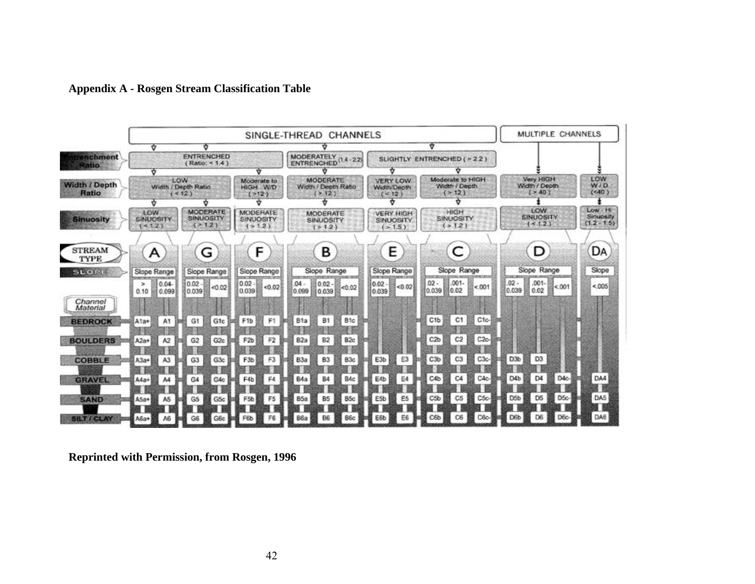**Appendix A - Rosgen Stream Classification Table**

| | SINGLE-THREAD CHANNELS | | | | | | | | | | | | | | | | | MULTIPLE CHANNELS | | | |
|---|---|---|---|---|---|---|---|---|---|---|---|---|---|---|---|---|---|---|---|---|---|
| **Entrenchment Ratio** | ENTRENCHED (Ratio: < 1.4) | | | | | | MODERATELY ENTRENCHED (1.4 - 2.2) | | | SLIGHTLY ENTRENCHED (> 2.2) | | | | | | | | | | | |
| **Width / Depth Ratio** | LOW Width / Depth Ratio (< 12) | | | | Moderate to HIGH W/D (> 12) | | MODERATE Width / Depth Ratio (> 12) | | | VERY LOW Width/Depth (< 12) | | Moderate to HIGH Width / Depth (> 12) | | | Very HIGH Width / Depth (> 40) | | | LOW W / D (<40) | | | |
| **Sinuosity** | LOW SINUOSITY (< 1.2) | | MODERATE SINUOSITY (> 1.2) | | MODERATE SINUOSITY (> 1.2) | | MODERATE SINUOSITY (> 1.2) | | | VERY HIGH SINUOSITY (> 1.5) | | HIGH SINUOSITY (> 1.2) | | | LOW SINUOSITY (< 1.2) | | | Low - Hi Sinuosity (1.2 - 1.5) | | | |
| **STREAM TYPE** | A | | G | | F | | B | | | E | | C | | | D | | | DA | | | |
| **SLOPE** | Slope Range | | Slope Range | | Slope Range | | Slope Range | | | Slope Range | | Slope Range | | | Slope Range | | | Slope | | | |
| | > 0.10 | 0.04-0.099 | 0.02 - 0.039 | <0.02 | 0.02 - 0.039 | <0.02 | .04 - 0.099 | 0.02 - 0.039 | <0.02 | 0.02 - 0.039 | <0.02 | .02 - 0.039 | .001-0.02 | <.001 | .02 - 0.039 | .001-0.02 | <.001 | <.005 | | | |
| ***Channel Material*** | | | | | | | | | | | | | | | | | | | | | |
| **BEDROCK** | A1a+ | A1 | G1 | G1c | F1b | F1 | B1a | B1 | B1c | | | C1b | C1 | C1c- | | | | | | | |
| **BOULDERS** | A2a+ | A2 | G2 | G2c | F2b | F2 | B2a | B2 | B2c | | | C2b | C2 | C2c- | | | | | | | |
| **COBBLE** | A3a+ | A3 | G3 | G3c | F3b | F3 | B3a | B3 | B3c | E3b | E3 | C3b | C3 | C3c- | D3b | D3 | | | | | |
| **GRAVEL** | A4a+ | A4 | G4 | G4c | F4b | F4 | B4a | B4 | B4c | E4b | E4 | C4b | C4 | C4c- | D4b | D4 | D4c- | DA4 | | | |
| **SAND** | A5a+ | A5 | G5 | G5c | F5b | F5 | B5a | B5 | B5c | E5b | E5 | C5b | C5 | C5c- | D5b | D5 | D5c- | DA5 | | | |
| **SILT / CLAY** | A6a+ | A6 | G6 | G6c | F6b | F6 | B6a | B6 | B6c | E6b | E6 | C6b | C6 | C6c- | D6b | D6 | D6c- | DA6 | | | |

**Reprinted with Permission, from Rosgen, 1996**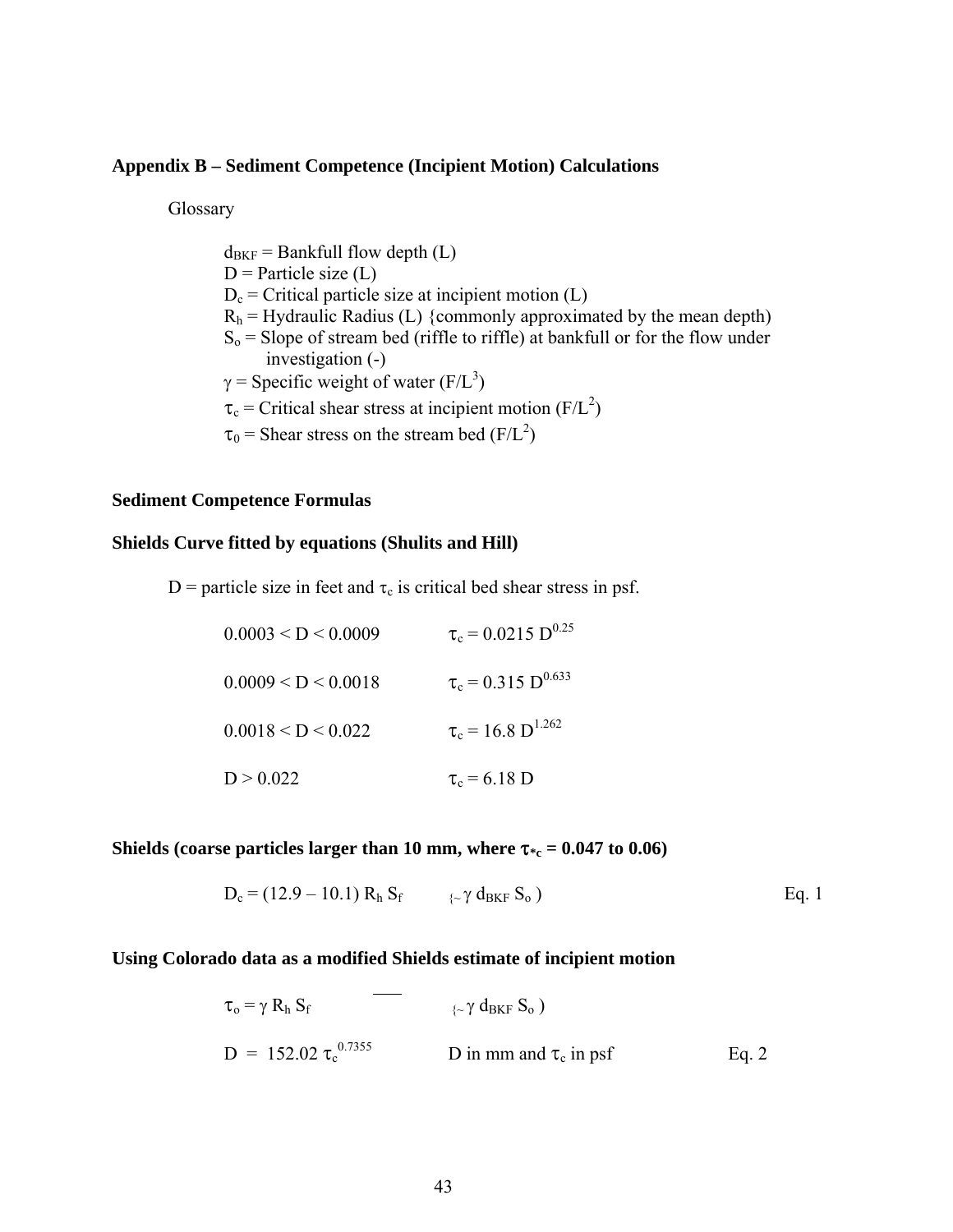### Appendix B – Sediment Competence (Incipient Motion) Calculations

Glossary

$d_{BKF}$ = Bankfull flow depth (L)
$D$ = Particle size (L)
$D_c$ = Critical particle size at incipient motion (L)
$R_h$ = Hydraulic Radius (L) {commonly approximated by the mean depth)
$S_o$ = Slope of stream bed (riffle to riffle) at bankfull or for the flow under investigation (-)
$\gamma$ = Specific weight of water (F/L$^3$)
$\tau_c$ = Critical shear stress at incipient motion (F/L$^2$)
$\tau_0$ = Shear stress on the stream bed (F/L$^2$)

### Sediment Competence Formulas

### Shields Curve fitted by equations (Shulits and Hill)

D = particle size in feet and $\tau_c$ is critical bed shear stress in psf.

| | |
|---|---|
| $0.0003 < D < 0.0009$ | $\tau_c = 0.0215\ D^{0.25}$ |
| $0.0009 < D < 0.0018$ | $\tau_c = 0.315\ D^{0.633}$ |
| $0.0018 < D < 0.022$ | $\tau_c = 16.8\ D^{1.262}$ |
| $D > 0.022$ | $\tau_c = 6.18\ D$ |

### Shields (coarse particles larger than 10 mm, where $\tau_{*c}$ = 0.047 to 0.06)

$$D_c = (12.9 - 10.1)\ R_h\ S_f \quad \{\sim \gamma\ d_{BKF}\ S_o\ ) \qquad \text{Eq. 1}$$

### Using Colorado data as a modified Shields estimate of incipient motion

$$\tau_o = \gamma\ R_h\ S_f \quad \{\sim \gamma\ d_{BKF}\ S_o\ )$$

$$D = 152.02\ \tau_c^{0.7355} \qquad \text{D in mm and } \tau_c \text{ in psf} \qquad \text{Eq. 2}$$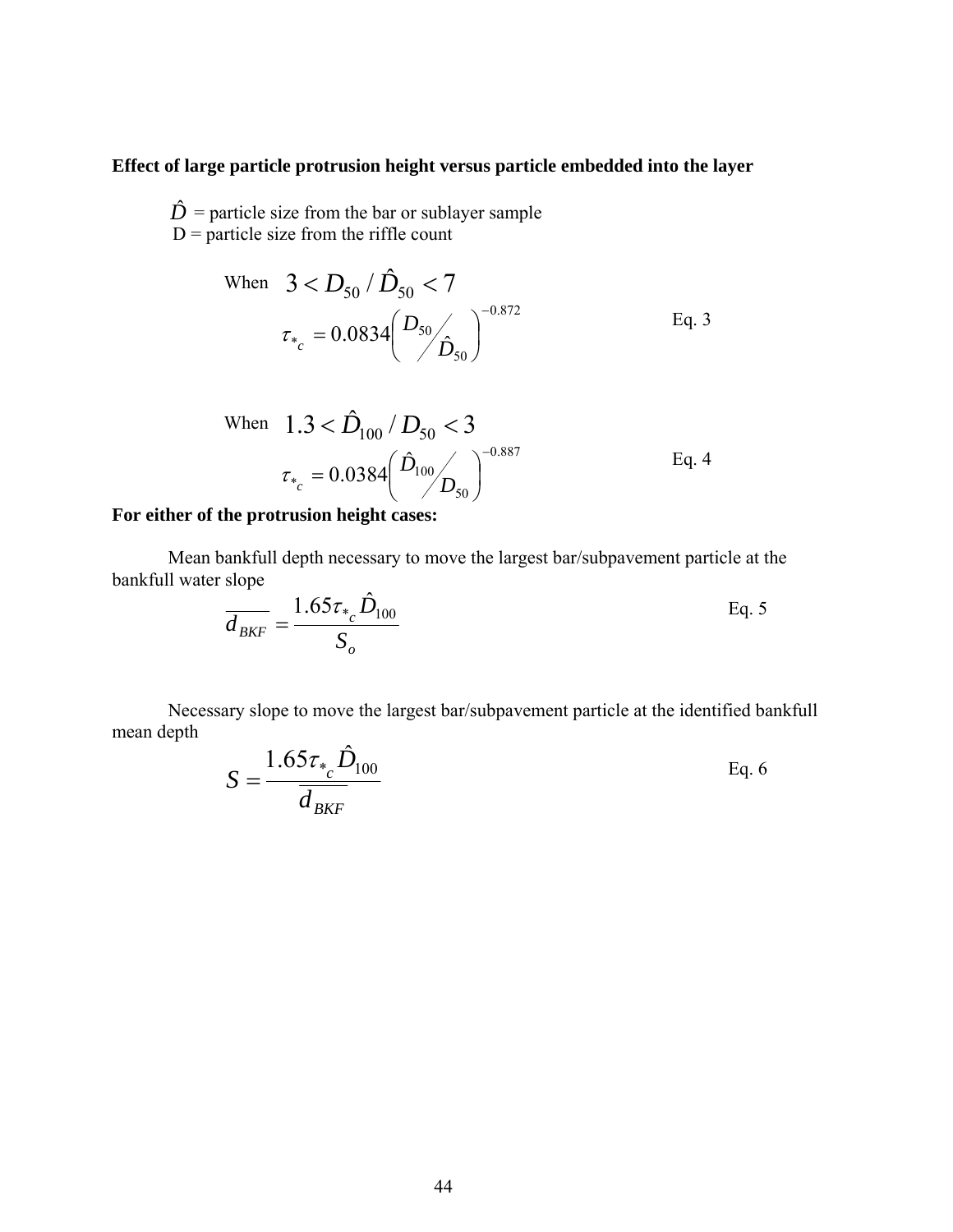**Effect of large particle protrusion height versus particle embedded into the layer**

$\hat{D}$ = particle size from the bar or sublayer sample
D = particle size from the riffle count

When $3 < D_{50} / \hat{D}_{50} < 7$

$$\tau_{*_c} = 0.0834 \left( D_{50} / \hat{D}_{50} \right)^{-0.872} \qquad \text{Eq. 3}$$

When $1.3 < \hat{D}_{100} / D_{50} < 3$

$$\tau_{*_c} = 0.0384 \left( \hat{D}_{100} / D_{50} \right)^{-0.887} \qquad \text{Eq. 4}$$

**For either of the protrusion height cases:**

Mean bankfull depth necessary to move the largest bar/subpavement particle at the bankfull water slope

$$\overline{d_{BKF}} = \frac{1.65 \tau_{*_c} \hat{D}_{100}}{S_o} \qquad \text{Eq. 5}$$

Necessary slope to move the largest bar/subpavement particle at the identified bankfull mean depth

$$S = \frac{1.65 \tau_{*_c} \hat{D}_{100}}{\overline{d_{BKF}}} \qquad \text{Eq. 6}$$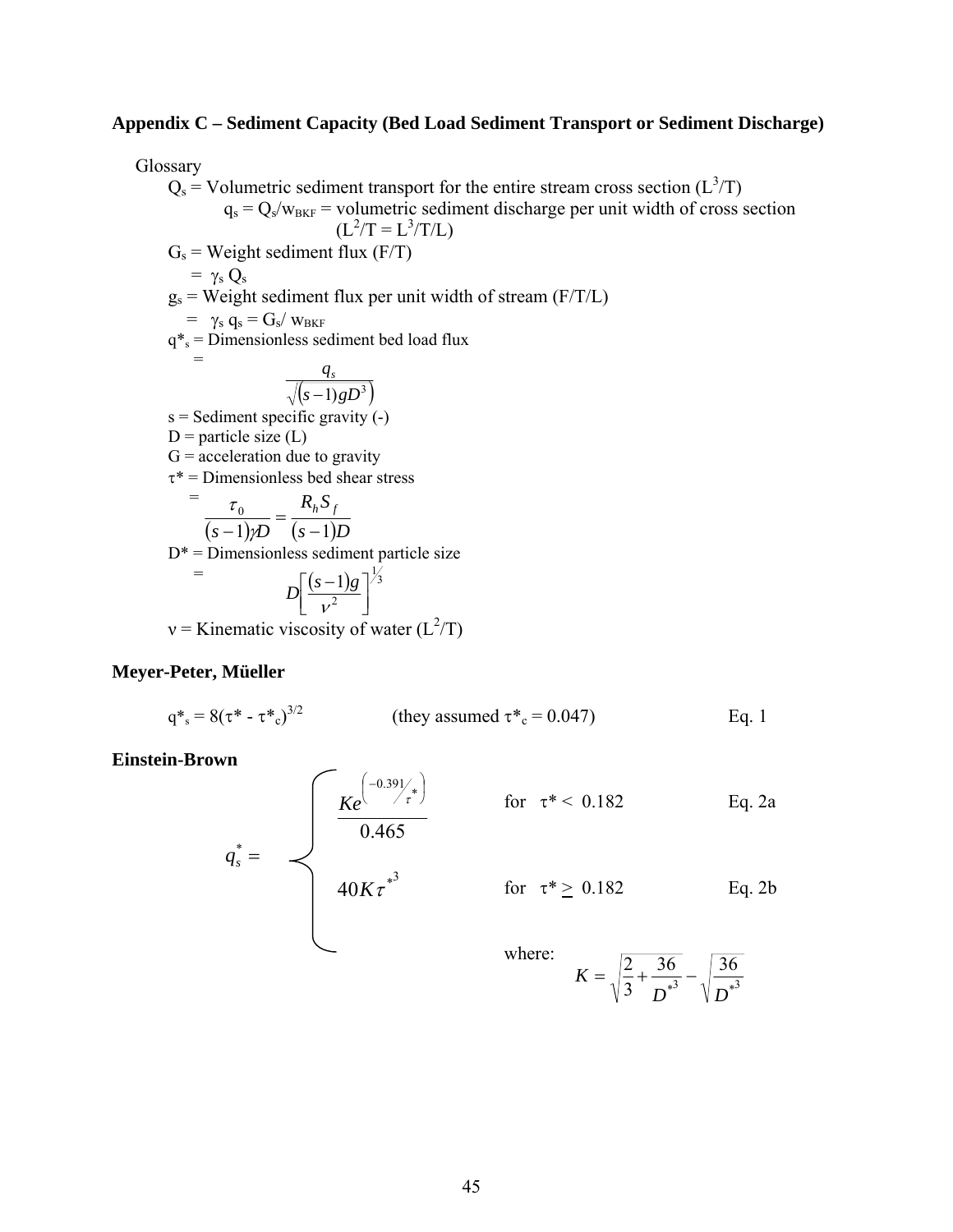**Appendix C – Sediment Capacity (Bed Load Sediment Transport or Sediment Discharge)**

Glossary

$Q_s$ = Volumetric sediment transport for the entire stream cross section ($L^3/T$)

$q_s = Q_s/w_{BKF}$ = volumetric sediment discharge per unit width of cross section ($L^2/T = L^3/T/L$)

$G_s$ = Weight sediment flux (F/T)

= $\gamma_s Q_s$

$g_s$ = Weight sediment flux per unit width of stream (F/T/L)

= $\gamma_s q_s = G_s/w_{BKF}$

$q^*_s$ = Dimensionless sediment bed load flux

=
$$\frac{q_s}{\sqrt{\left((s-1)gD^3\right)}}$$

s = Sediment specific gravity (-)

D = particle size (L)

G = acceleration due to gravity

$\tau^*$ = Dimensionless bed shear stress

=
$$\frac{\tau_0}{(s-1)\gamma D} = \frac{R_h S_f}{(s-1)D}$$

D* = Dimensionless sediment particle size

=
$$D\left[\frac{(s-1)g}{\nu^2}\right]^{1/3}$$

$\nu$ = Kinematic viscosity of water ($L^2/T$)

**Meyer-Peter, Müeller**

$q^*_s = 8(\tau^* - \tau^*_c)^{3/2}$ (they assumed $\tau^*_c = 0.047$) Eq. 1

**Einstein-Brown**

$$q_s^* = \begin{cases} \dfrac{Ke^{\left(-0.391/\tau^*\right)}}{0.465} & \text{for } \tau^* < 0.182 \quad \text{Eq. 2a} \\ 40K\tau^{*3} & \text{for } \tau^* \geq 0.182 \quad \text{Eq. 2b} \end{cases}$$

where:
$$K = \sqrt{\frac{2}{3} + \frac{36}{D^{*3}}} - \sqrt{\frac{36}{D^{*3}}}$$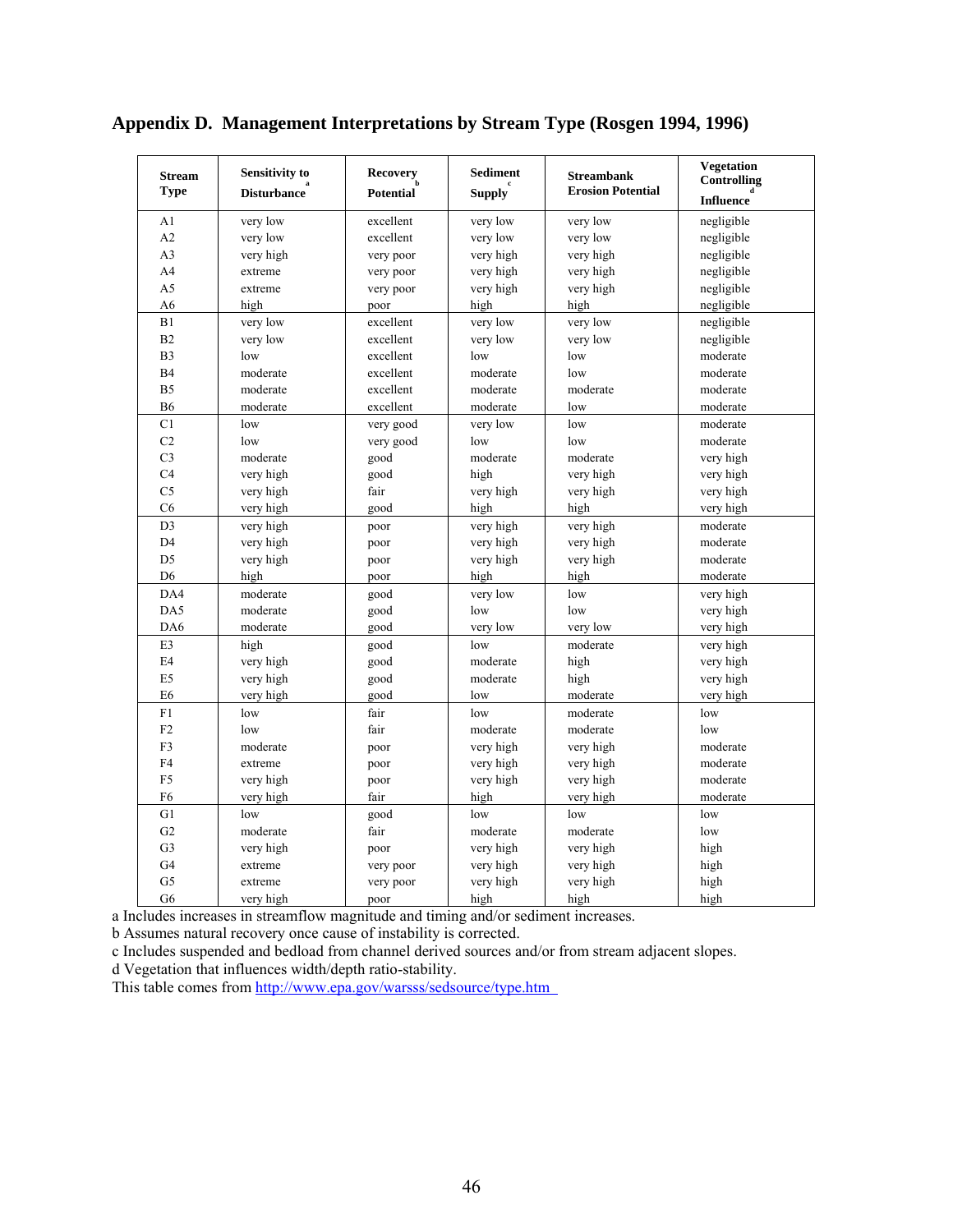## Appendix D. Management Interpretations by Stream Type (Rosgen 1994, 1996)

| Stream Type | Sensitivity to Disturbance[a] | Recovery Potential[b] | Sediment Supply[c] | Streambank Erosion Potential | Vegetation Controlling Influence[d] |
|---|---|---|---|---|---|
| A1 | very low | excellent | very low | very low | negligible |
| A2 | very low | excellent | very low | very low | negligible |
| A3 | very high | very poor | very high | very high | negligible |
| A4 | extreme | very poor | very high | very high | negligible |
| A5 | extreme | very poor | very high | very high | negligible |
| A6 | high | poor | high | high | negligible |
| B1 | very low | excellent | very low | very low | negligible |
| B2 | very low | excellent | very low | very low | negligible |
| B3 | low | excellent | low | low | moderate |
| B4 | moderate | excellent | moderate | low | moderate |
| B5 | moderate | excellent | moderate | moderate | moderate |
| B6 | moderate | excellent | moderate | low | moderate |
| C1 | low | very good | very low | low | moderate |
| C2 | low | very good | low | low | moderate |
| C3 | moderate | good | moderate | moderate | very high |
| C4 | very high | good | high | very high | very high |
| C5 | very high | fair | very high | very high | very high |
| C6 | very high | good | high | high | very high |
| D3 | very high | poor | very high | very high | moderate |
| D4 | very high | poor | very high | very high | moderate |
| D5 | very high | poor | very high | very high | moderate |
| D6 | high | poor | high | high | moderate |
| DA4 | moderate | good | very low | low | very high |
| DA5 | moderate | good | low | low | very high |
| DA6 | moderate | good | very low | very low | very high |
| E3 | high | good | low | moderate | very high |
| E4 | very high | good | moderate | high | very high |
| E5 | very high | good | moderate | high | very high |
| E6 | very high | good | low | moderate | very high |
| F1 | low | fair | low | moderate | low |
| F2 | low | fair | moderate | moderate | low |
| F3 | moderate | poor | very high | very high | moderate |
| F4 | extreme | poor | very high | very high | moderate |
| F5 | very high | poor | very high | very high | moderate |
| F6 | very high | fair | high | very high | moderate |
| G1 | low | good | low | low | low |
| G2 | moderate | fair | moderate | moderate | low |
| G3 | very high | poor | very high | very high | high |
| G4 | extreme | very poor | very high | very high | high |
| G5 | extreme | very poor | very high | very high | high |
| G6 | very high | poor | high | high | high |

a Includes increases in streamflow magnitude and timing and/or sediment increases.
b Assumes natural recovery once cause of instability is corrected.
c Includes suspended and bedload from channel derived sources and/or from stream adjacent slopes.
d Vegetation that influences width/depth ratio-stability.
This table comes from http://www.epa.gov/warsss/sedsource/type.htm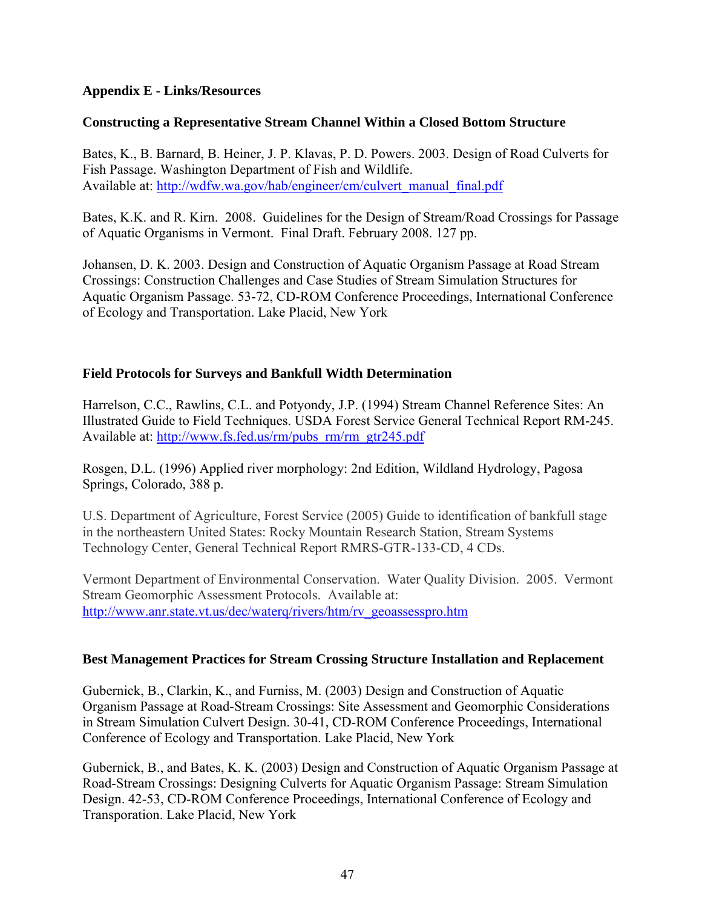## Appendix E - Links/Resources

### Constructing a Representative Stream Channel Within a Closed Bottom Structure

Bates, K., B. Barnard, B. Heiner, J. P. Klavas, P. D. Powers. 2003. Design of Road Culverts for Fish Passage. Washington Department of Fish and Wildlife.
Available at: http://wdfw.wa.gov/hab/engineer/cm/culvert_manual_final.pdf

Bates, K.K. and R. Kirn. 2008. Guidelines for the Design of Stream/Road Crossings for Passage of Aquatic Organisms in Vermont. Final Draft. February 2008. 127 pp.

Johansen, D. K. 2003. Design and Construction of Aquatic Organism Passage at Road Stream Crossings: Construction Challenges and Case Studies of Stream Simulation Structures for Aquatic Organism Passage. 53-72, CD-ROM Conference Proceedings, International Conference of Ecology and Transportation. Lake Placid, New York

### Field Protocols for Surveys and Bankfull Width Determination

Harrelson, C.C., Rawlins, C.L. and Potyondy, J.P. (1994) Stream Channel Reference Sites: An Illustrated Guide to Field Techniques. USDA Forest Service General Technical Report RM-245. Available at: http://www.fs.fed.us/rm/pubs_rm/rm_gtr245.pdf

Rosgen, D.L. (1996) Applied river morphology: 2nd Edition, Wildland Hydrology, Pagosa Springs, Colorado, 388 p.

U.S. Department of Agriculture, Forest Service (2005) Guide to identification of bankfull stage in the northeastern United States: Rocky Mountain Research Station, Stream Systems Technology Center, General Technical Report RMRS-GTR-133-CD, 4 CDs.

Vermont Department of Environmental Conservation. Water Quality Division. 2005. Vermont Stream Geomorphic Assessment Protocols. Available at: http://www.anr.state.vt.us/dec/waterq/rivers/htm/rv_geoassesspro.htm

### Best Management Practices for Stream Crossing Structure Installation and Replacement

Gubernick, B., Clarkin, K., and Furniss, M. (2003) Design and Construction of Aquatic Organism Passage at Road-Stream Crossings: Site Assessment and Geomorphic Considerations in Stream Simulation Culvert Design. 30-41, CD-ROM Conference Proceedings, International Conference of Ecology and Transportation. Lake Placid, New York

Gubernick, B., and Bates, K. K. (2003) Design and Construction of Aquatic Organism Passage at Road-Stream Crossings: Designing Culverts for Aquatic Organism Passage: Stream Simulation Design. 42-53, CD-ROM Conference Proceedings, International Conference of Ecology and Transporation. Lake Placid, New York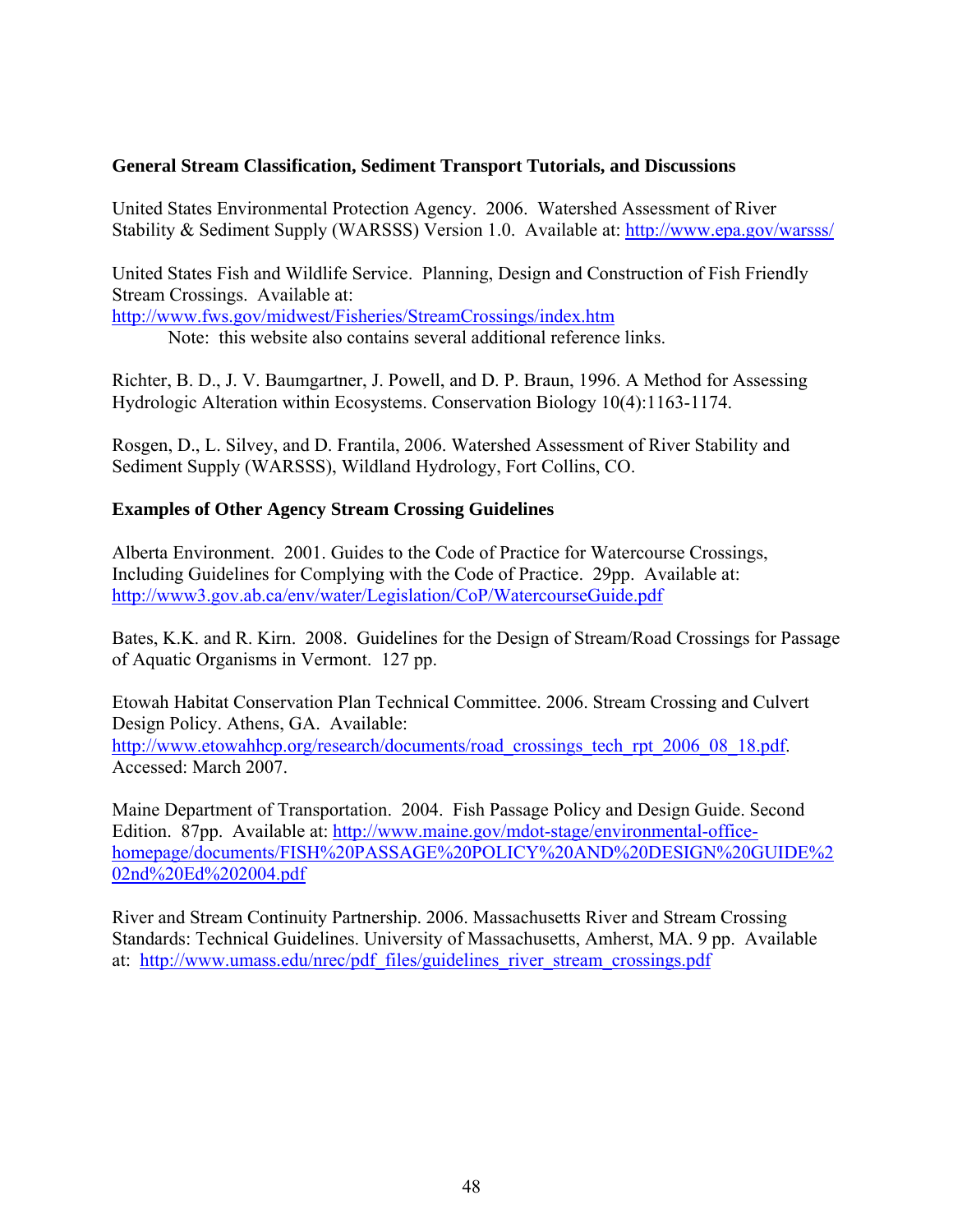**General Stream Classification, Sediment Transport Tutorials, and Discussions**

United States Environmental Protection Agency. 2006. Watershed Assessment of River Stability & Sediment Supply (WARSSS) Version 1.0. Available at: http://www.epa.gov/warsss/

United States Fish and Wildlife Service. Planning, Design and Construction of Fish Friendly Stream Crossings. Available at: http://www.fws.gov/midwest/Fisheries/StreamCrossings/index.htm

Note: this website also contains several additional reference links.

Richter, B. D., J. V. Baumgartner, J. Powell, and D. P. Braun, 1996. A Method for Assessing Hydrologic Alteration within Ecosystems. Conservation Biology 10(4):1163-1174.

Rosgen, D., L. Silvey, and D. Frantila, 2006. Watershed Assessment of River Stability and Sediment Supply (WARSSS), Wildland Hydrology, Fort Collins, CO.

**Examples of Other Agency Stream Crossing Guidelines**

Alberta Environment. 2001. Guides to the Code of Practice for Watercourse Crossings, Including Guidelines for Complying with the Code of Practice. 29pp. Available at: http://www3.gov.ab.ca/env/water/Legislation/CoP/WatercourseGuide.pdf

Bates, K.K. and R. Kirn. 2008. Guidelines for the Design of Stream/Road Crossings for Passage of Aquatic Organisms in Vermont. 127 pp.

Etowah Habitat Conservation Plan Technical Committee. 2006. Stream Crossing and Culvert Design Policy. Athens, GA. Available: http://www.etowahhcp.org/research/documents/road_crossings_tech_rpt_2006_08_18.pdf. Accessed: March 2007.

Maine Department of Transportation. 2004. Fish Passage Policy and Design Guide. Second Edition. 87pp. Available at: http://www.maine.gov/mdot-stage/environmental-office-homepage/documents/FISH%20PASSAGE%20POLICY%20AND%20DESIGN%20GUIDE%202nd%20Ed%202004.pdf

River and Stream Continuity Partnership. 2006. Massachusetts River and Stream Crossing Standards: Technical Guidelines. University of Massachusetts, Amherst, MA. 9 pp. Available at: http://www.umass.edu/nrec/pdf_files/guidelines_river_stream_crossings.pdf